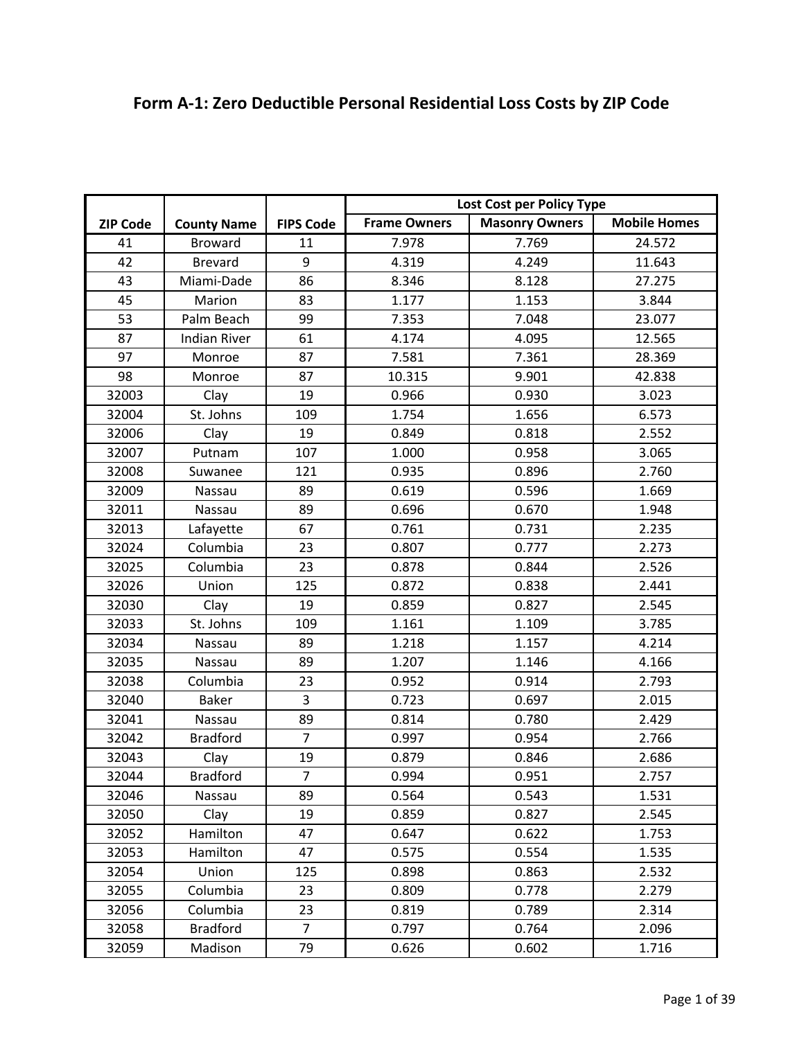# Form A-1: Zero Deductible Personal Residential Loss Costs by ZIP Code

| ZIP Code | County Name | FIPS Code | Lost Cost per Policy Type | | |
|---|---|---|---|---|---|
| | | | Frame Owners | Masonry Owners | Mobile Homes |
| 41 | Broward | 11 | 7.978 | 7.769 | 24.572 |
| 42 | Brevard | 9 | 4.319 | 4.249 | 11.643 |
| 43 | Miami-Dade | 86 | 8.346 | 8.128 | 27.275 |
| 45 | Marion | 83 | 1.177 | 1.153 | 3.844 |
| 53 | Palm Beach | 99 | 7.353 | 7.048 | 23.077 |
| 87 | Indian River | 61 | 4.174 | 4.095 | 12.565 |
| 97 | Monroe | 87 | 7.581 | 7.361 | 28.369 |
| 98 | Monroe | 87 | 10.315 | 9.901 | 42.838 |
| 32003 | Clay | 19 | 0.966 | 0.930 | 3.023 |
| 32004 | St. Johns | 109 | 1.754 | 1.656 | 6.573 |
| 32006 | Clay | 19 | 0.849 | 0.818 | 2.552 |
| 32007 | Putnam | 107 | 1.000 | 0.958 | 3.065 |
| 32008 | Suwanee | 121 | 0.935 | 0.896 | 2.760 |
| 32009 | Nassau | 89 | 0.619 | 0.596 | 1.669 |
| 32011 | Nassau | 89 | 0.696 | 0.670 | 1.948 |
| 32013 | Lafayette | 67 | 0.761 | 0.731 | 2.235 |
| 32024 | Columbia | 23 | 0.807 | 0.777 | 2.273 |
| 32025 | Columbia | 23 | 0.878 | 0.844 | 2.526 |
| 32026 | Union | 125 | 0.872 | 0.838 | 2.441 |
| 32030 | Clay | 19 | 0.859 | 0.827 | 2.545 |
| 32033 | St. Johns | 109 | 1.161 | 1.109 | 3.785 |
| 32034 | Nassau | 89 | 1.218 | 1.157 | 4.214 |
| 32035 | Nassau | 89 | 1.207 | 1.146 | 4.166 |
| 32038 | Columbia | 23 | 0.952 | 0.914 | 2.793 |
| 32040 | Baker | 3 | 0.723 | 0.697 | 2.015 |
| 32041 | Nassau | 89 | 0.814 | 0.780 | 2.429 |
| 32042 | Bradford | 7 | 0.997 | 0.954 | 2.766 |
| 32043 | Clay | 19 | 0.879 | 0.846 | 2.686 |
| 32044 | Bradford | 7 | 0.994 | 0.951 | 2.757 |
| 32046 | Nassau | 89 | 0.564 | 0.543 | 1.531 |
| 32050 | Clay | 19 | 0.859 | 0.827 | 2.545 |
| 32052 | Hamilton | 47 | 0.647 | 0.622 | 1.753 |
| 32053 | Hamilton | 47 | 0.575 | 0.554 | 1.535 |
| 32054 | Union | 125 | 0.898 | 0.863 | 2.532 |
| 32055 | Columbia | 23 | 0.809 | 0.778 | 2.279 |
| 32056 | Columbia | 23 | 0.819 | 0.789 | 2.314 |
| 32058 | Bradford | 7 | 0.797 | 0.764 | 2.096 |
| 32059 | Madison | 79 | 0.626 | 0.602 | 1.716 |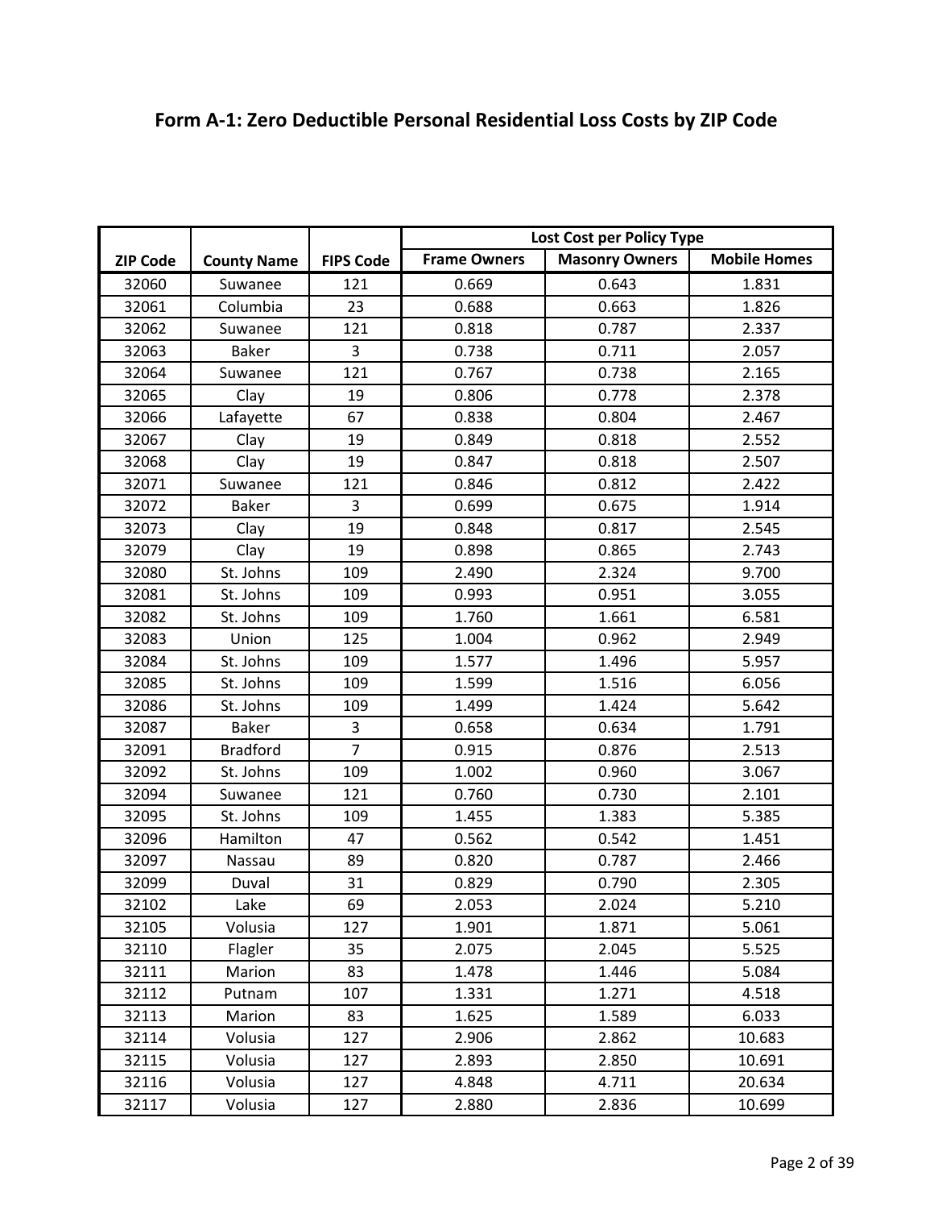## Form A-1: Zero Deductible Personal Residential Loss Costs by ZIP Code

| ZIP Code | County Name | FIPS Code | Lost Cost per Policy Type | | |
|---|---|---|---|---|---|
| | | | Frame Owners | Masonry Owners | Mobile Homes |
| 32060 | Suwanee | 121 | 0.669 | 0.643 | 1.831 |
| 32061 | Columbia | 23 | 0.688 | 0.663 | 1.826 |
| 32062 | Suwanee | 121 | 0.818 | 0.787 | 2.337 |
| 32063 | Baker | 3 | 0.738 | 0.711 | 2.057 |
| 32064 | Suwanee | 121 | 0.767 | 0.738 | 2.165 |
| 32065 | Clay | 19 | 0.806 | 0.778 | 2.378 |
| 32066 | Lafayette | 67 | 0.838 | 0.804 | 2.467 |
| 32067 | Clay | 19 | 0.849 | 0.818 | 2.552 |
| 32068 | Clay | 19 | 0.847 | 0.818 | 2.507 |
| 32071 | Suwanee | 121 | 0.846 | 0.812 | 2.422 |
| 32072 | Baker | 3 | 0.699 | 0.675 | 1.914 |
| 32073 | Clay | 19 | 0.848 | 0.817 | 2.545 |
| 32079 | Clay | 19 | 0.898 | 0.865 | 2.743 |
| 32080 | St. Johns | 109 | 2.490 | 2.324 | 9.700 |
| 32081 | St. Johns | 109 | 0.993 | 0.951 | 3.055 |
| 32082 | St. Johns | 109 | 1.760 | 1.661 | 6.581 |
| 32083 | Union | 125 | 1.004 | 0.962 | 2.949 |
| 32084 | St. Johns | 109 | 1.577 | 1.496 | 5.957 |
| 32085 | St. Johns | 109 | 1.599 | 1.516 | 6.056 |
| 32086 | St. Johns | 109 | 1.499 | 1.424 | 5.642 |
| 32087 | Baker | 3 | 0.658 | 0.634 | 1.791 |
| 32091 | Bradford | 7 | 0.915 | 0.876 | 2.513 |
| 32092 | St. Johns | 109 | 1.002 | 0.960 | 3.067 |
| 32094 | Suwanee | 121 | 0.760 | 0.730 | 2.101 |
| 32095 | St. Johns | 109 | 1.455 | 1.383 | 5.385 |
| 32096 | Hamilton | 47 | 0.562 | 0.542 | 1.451 |
| 32097 | Nassau | 89 | 0.820 | 0.787 | 2.466 |
| 32099 | Duval | 31 | 0.829 | 0.790 | 2.305 |
| 32102 | Lake | 69 | 2.053 | 2.024 | 5.210 |
| 32105 | Volusia | 127 | 1.901 | 1.871 | 5.061 |
| 32110 | Flagler | 35 | 2.075 | 2.045 | 5.525 |
| 32111 | Marion | 83 | 1.478 | 1.446 | 5.084 |
| 32112 | Putnam | 107 | 1.331 | 1.271 | 4.518 |
| 32113 | Marion | 83 | 1.625 | 1.589 | 6.033 |
| 32114 | Volusia | 127 | 2.906 | 2.862 | 10.683 |
| 32115 | Volusia | 127 | 2.893 | 2.850 | 10.691 |
| 32116 | Volusia | 127 | 4.848 | 4.711 | 20.634 |
| 32117 | Volusia | 127 | 2.880 | 2.836 | 10.699 |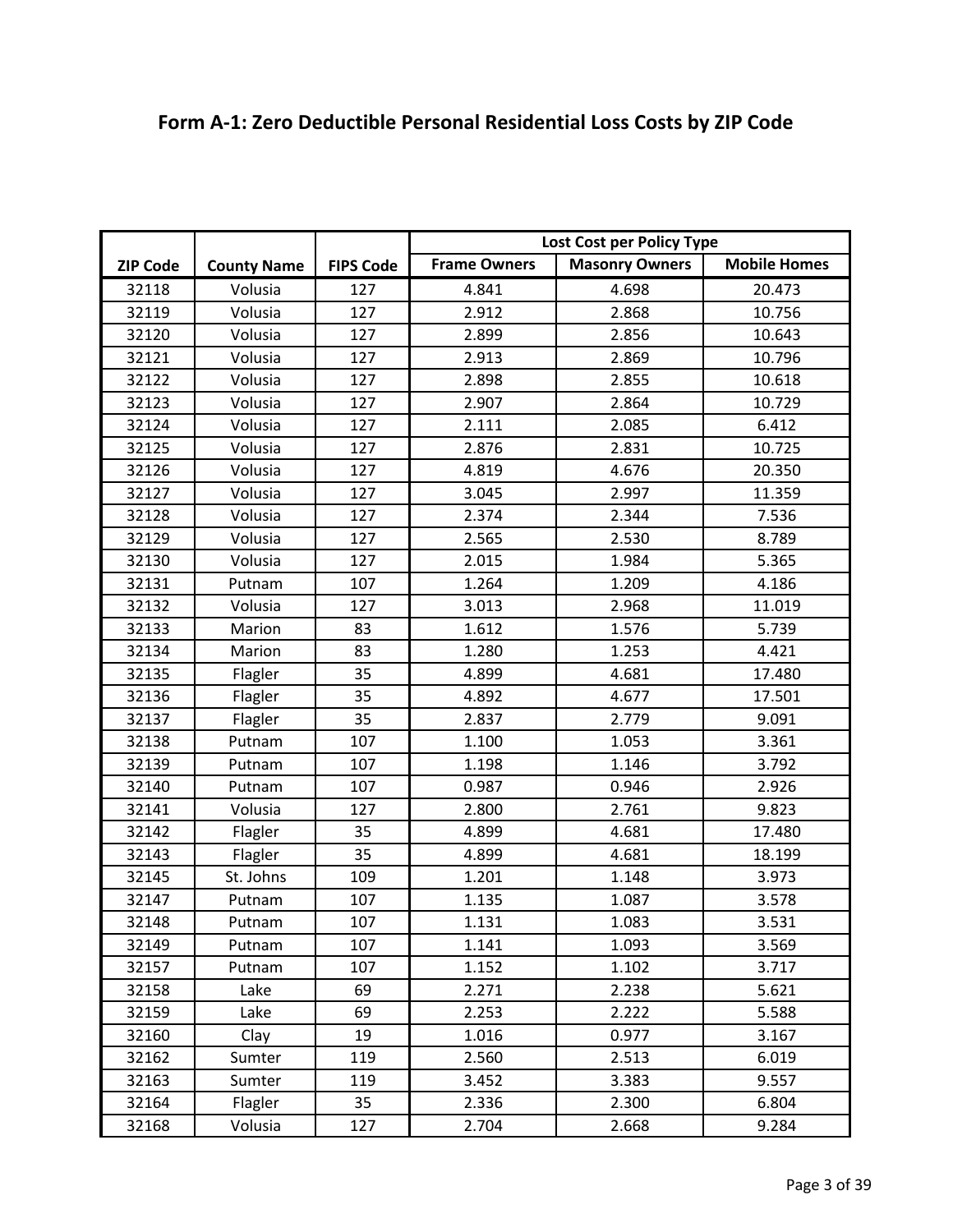## Form A-1: Zero Deductible Personal Residential Loss Costs by ZIP Code

| ZIP Code | County Name | FIPS Code | Lost Cost per Policy Type | | |
|---|---|---|---|---|---|
| | | | Frame Owners | Masonry Owners | Mobile Homes |
| 32118 | Volusia | 127 | 4.841 | 4.698 | 20.473 |
| 32119 | Volusia | 127 | 2.912 | 2.868 | 10.756 |
| 32120 | Volusia | 127 | 2.899 | 2.856 | 10.643 |
| 32121 | Volusia | 127 | 2.913 | 2.869 | 10.796 |
| 32122 | Volusia | 127 | 2.898 | 2.855 | 10.618 |
| 32123 | Volusia | 127 | 2.907 | 2.864 | 10.729 |
| 32124 | Volusia | 127 | 2.111 | 2.085 | 6.412 |
| 32125 | Volusia | 127 | 2.876 | 2.831 | 10.725 |
| 32126 | Volusia | 127 | 4.819 | 4.676 | 20.350 |
| 32127 | Volusia | 127 | 3.045 | 2.997 | 11.359 |
| 32128 | Volusia | 127 | 2.374 | 2.344 | 7.536 |
| 32129 | Volusia | 127 | 2.565 | 2.530 | 8.789 |
| 32130 | Volusia | 127 | 2.015 | 1.984 | 5.365 |
| 32131 | Putnam | 107 | 1.264 | 1.209 | 4.186 |
| 32132 | Volusia | 127 | 3.013 | 2.968 | 11.019 |
| 32133 | Marion | 83 | 1.612 | 1.576 | 5.739 |
| 32134 | Marion | 83 | 1.280 | 1.253 | 4.421 |
| 32135 | Flagler | 35 | 4.899 | 4.681 | 17.480 |
| 32136 | Flagler | 35 | 4.892 | 4.677 | 17.501 |
| 32137 | Flagler | 35 | 2.837 | 2.779 | 9.091 |
| 32138 | Putnam | 107 | 1.100 | 1.053 | 3.361 |
| 32139 | Putnam | 107 | 1.198 | 1.146 | 3.792 |
| 32140 | Putnam | 107 | 0.987 | 0.946 | 2.926 |
| 32141 | Volusia | 127 | 2.800 | 2.761 | 9.823 |
| 32142 | Flagler | 35 | 4.899 | 4.681 | 17.480 |
| 32143 | Flagler | 35 | 4.899 | 4.681 | 18.199 |
| 32145 | St. Johns | 109 | 1.201 | 1.148 | 3.973 |
| 32147 | Putnam | 107 | 1.135 | 1.087 | 3.578 |
| 32148 | Putnam | 107 | 1.131 | 1.083 | 3.531 |
| 32149 | Putnam | 107 | 1.141 | 1.093 | 3.569 |
| 32157 | Putnam | 107 | 1.152 | 1.102 | 3.717 |
| 32158 | Lake | 69 | 2.271 | 2.238 | 5.621 |
| 32159 | Lake | 69 | 2.253 | 2.222 | 5.588 |
| 32160 | Clay | 19 | 1.016 | 0.977 | 3.167 |
| 32162 | Sumter | 119 | 2.560 | 2.513 | 6.019 |
| 32163 | Sumter | 119 | 3.452 | 3.383 | 9.557 |
| 32164 | Flagler | 35 | 2.336 | 2.300 | 6.804 |
| 32168 | Volusia | 127 | 2.704 | 2.668 | 9.284 |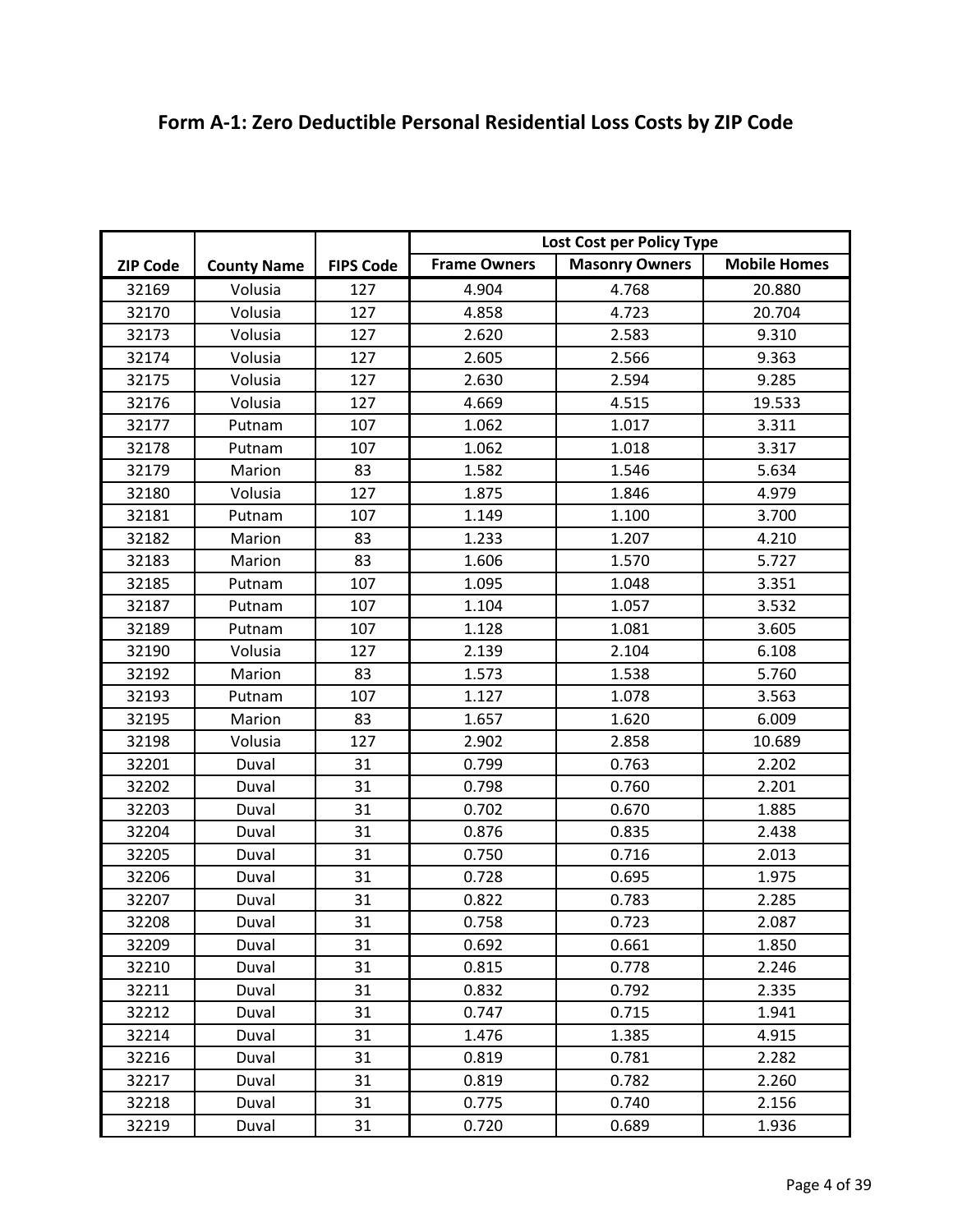## Form A-1: Zero Deductible Personal Residential Loss Costs by ZIP Code

| ZIP Code | County Name | FIPS Code | Lost Cost per Policy Type | | |
|---|---|---|---|---|---|
| | | | Frame Owners | Masonry Owners | Mobile Homes |
| 32169 | Volusia | 127 | 4.904 | 4.768 | 20.880 |
| 32170 | Volusia | 127 | 4.858 | 4.723 | 20.704 |
| 32173 | Volusia | 127 | 2.620 | 2.583 | 9.310 |
| 32174 | Volusia | 127 | 2.605 | 2.566 | 9.363 |
| 32175 | Volusia | 127 | 2.630 | 2.594 | 9.285 |
| 32176 | Volusia | 127 | 4.669 | 4.515 | 19.533 |
| 32177 | Putnam | 107 | 1.062 | 1.017 | 3.311 |
| 32178 | Putnam | 107 | 1.062 | 1.018 | 3.317 |
| 32179 | Marion | 83 | 1.582 | 1.546 | 5.634 |
| 32180 | Volusia | 127 | 1.875 | 1.846 | 4.979 |
| 32181 | Putnam | 107 | 1.149 | 1.100 | 3.700 |
| 32182 | Marion | 83 | 1.233 | 1.207 | 4.210 |
| 32183 | Marion | 83 | 1.606 | 1.570 | 5.727 |
| 32185 | Putnam | 107 | 1.095 | 1.048 | 3.351 |
| 32187 | Putnam | 107 | 1.104 | 1.057 | 3.532 |
| 32189 | Putnam | 107 | 1.128 | 1.081 | 3.605 |
| 32190 | Volusia | 127 | 2.139 | 2.104 | 6.108 |
| 32192 | Marion | 83 | 1.573 | 1.538 | 5.760 |
| 32193 | Putnam | 107 | 1.127 | 1.078 | 3.563 |
| 32195 | Marion | 83 | 1.657 | 1.620 | 6.009 |
| 32198 | Volusia | 127 | 2.902 | 2.858 | 10.689 |
| 32201 | Duval | 31 | 0.799 | 0.763 | 2.202 |
| 32202 | Duval | 31 | 0.798 | 0.760 | 2.201 |
| 32203 | Duval | 31 | 0.702 | 0.670 | 1.885 |
| 32204 | Duval | 31 | 0.876 | 0.835 | 2.438 |
| 32205 | Duval | 31 | 0.750 | 0.716 | 2.013 |
| 32206 | Duval | 31 | 0.728 | 0.695 | 1.975 |
| 32207 | Duval | 31 | 0.822 | 0.783 | 2.285 |
| 32208 | Duval | 31 | 0.758 | 0.723 | 2.087 |
| 32209 | Duval | 31 | 0.692 | 0.661 | 1.850 |
| 32210 | Duval | 31 | 0.815 | 0.778 | 2.246 |
| 32211 | Duval | 31 | 0.832 | 0.792 | 2.335 |
| 32212 | Duval | 31 | 0.747 | 0.715 | 1.941 |
| 32214 | Duval | 31 | 1.476 | 1.385 | 4.915 |
| 32216 | Duval | 31 | 0.819 | 0.781 | 2.282 |
| 32217 | Duval | 31 | 0.819 | 0.782 | 2.260 |
| 32218 | Duval | 31 | 0.775 | 0.740 | 2.156 |
| 32219 | Duval | 31 | 0.720 | 0.689 | 1.936 |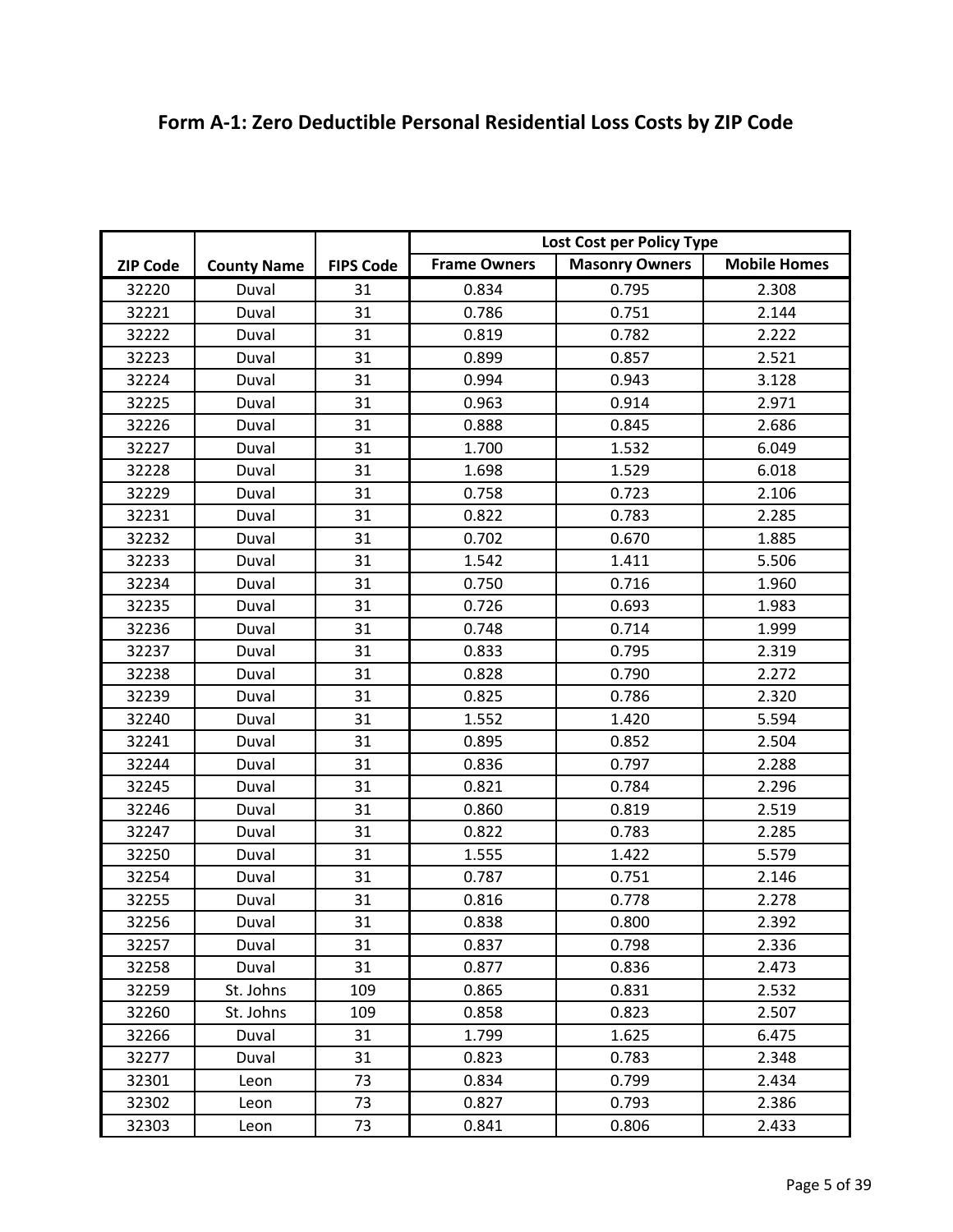# Form A-1: Zero Deductible Personal Residential Loss Costs by ZIP Code

| ZIP Code | County Name | FIPS Code | Lost Cost per Policy Type | | |
|---|---|---|---|---|---|
| | | | Frame Owners | Masonry Owners | Mobile Homes |
| 32220 | Duval | 31 | 0.834 | 0.795 | 2.308 |
| 32221 | Duval | 31 | 0.786 | 0.751 | 2.144 |
| 32222 | Duval | 31 | 0.819 | 0.782 | 2.222 |
| 32223 | Duval | 31 | 0.899 | 0.857 | 2.521 |
| 32224 | Duval | 31 | 0.994 | 0.943 | 3.128 |
| 32225 | Duval | 31 | 0.963 | 0.914 | 2.971 |
| 32226 | Duval | 31 | 0.888 | 0.845 | 2.686 |
| 32227 | Duval | 31 | 1.700 | 1.532 | 6.049 |
| 32228 | Duval | 31 | 1.698 | 1.529 | 6.018 |
| 32229 | Duval | 31 | 0.758 | 0.723 | 2.106 |
| 32231 | Duval | 31 | 0.822 | 0.783 | 2.285 |
| 32232 | Duval | 31 | 0.702 | 0.670 | 1.885 |
| 32233 | Duval | 31 | 1.542 | 1.411 | 5.506 |
| 32234 | Duval | 31 | 0.750 | 0.716 | 1.960 |
| 32235 | Duval | 31 | 0.726 | 0.693 | 1.983 |
| 32236 | Duval | 31 | 0.748 | 0.714 | 1.999 |
| 32237 | Duval | 31 | 0.833 | 0.795 | 2.319 |
| 32238 | Duval | 31 | 0.828 | 0.790 | 2.272 |
| 32239 | Duval | 31 | 0.825 | 0.786 | 2.320 |
| 32240 | Duval | 31 | 1.552 | 1.420 | 5.594 |
| 32241 | Duval | 31 | 0.895 | 0.852 | 2.504 |
| 32244 | Duval | 31 | 0.836 | 0.797 | 2.288 |
| 32245 | Duval | 31 | 0.821 | 0.784 | 2.296 |
| 32246 | Duval | 31 | 0.860 | 0.819 | 2.519 |
| 32247 | Duval | 31 | 0.822 | 0.783 | 2.285 |
| 32250 | Duval | 31 | 1.555 | 1.422 | 5.579 |
| 32254 | Duval | 31 | 0.787 | 0.751 | 2.146 |
| 32255 | Duval | 31 | 0.816 | 0.778 | 2.278 |
| 32256 | Duval | 31 | 0.838 | 0.800 | 2.392 |
| 32257 | Duval | 31 | 0.837 | 0.798 | 2.336 |
| 32258 | Duval | 31 | 0.877 | 0.836 | 2.473 |
| 32259 | St. Johns | 109 | 0.865 | 0.831 | 2.532 |
| 32260 | St. Johns | 109 | 0.858 | 0.823 | 2.507 |
| 32266 | Duval | 31 | 1.799 | 1.625 | 6.475 |
| 32277 | Duval | 31 | 0.823 | 0.783 | 2.348 |
| 32301 | Leon | 73 | 0.834 | 0.799 | 2.434 |
| 32302 | Leon | 73 | 0.827 | 0.793 | 2.386 |
| 32303 | Leon | 73 | 0.841 | 0.806 | 2.433 |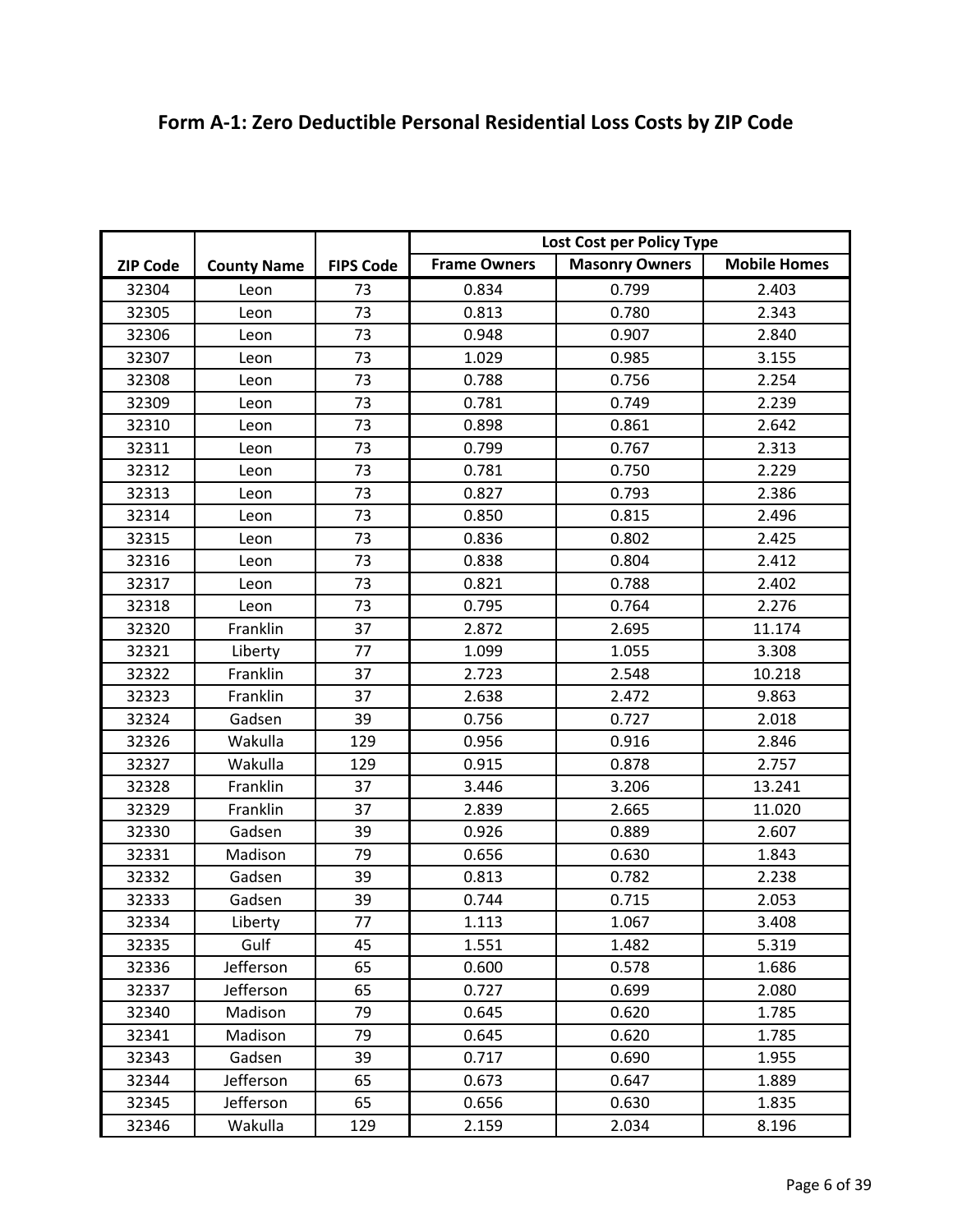## Form A-1: Zero Deductible Personal Residential Loss Costs by ZIP Code

| ZIP Code | County Name | FIPS Code | Lost Cost per Policy Type | | |
|---|---|---|---|---|---|
| | | | Frame Owners | Masonry Owners | Mobile Homes |
| 32304 | Leon | 73 | 0.834 | 0.799 | 2.403 |
| 32305 | Leon | 73 | 0.813 | 0.780 | 2.343 |
| 32306 | Leon | 73 | 0.948 | 0.907 | 2.840 |
| 32307 | Leon | 73 | 1.029 | 0.985 | 3.155 |
| 32308 | Leon | 73 | 0.788 | 0.756 | 2.254 |
| 32309 | Leon | 73 | 0.781 | 0.749 | 2.239 |
| 32310 | Leon | 73 | 0.898 | 0.861 | 2.642 |
| 32311 | Leon | 73 | 0.799 | 0.767 | 2.313 |
| 32312 | Leon | 73 | 0.781 | 0.750 | 2.229 |
| 32313 | Leon | 73 | 0.827 | 0.793 | 2.386 |
| 32314 | Leon | 73 | 0.850 | 0.815 | 2.496 |
| 32315 | Leon | 73 | 0.836 | 0.802 | 2.425 |
| 32316 | Leon | 73 | 0.838 | 0.804 | 2.412 |
| 32317 | Leon | 73 | 0.821 | 0.788 | 2.402 |
| 32318 | Leon | 73 | 0.795 | 0.764 | 2.276 |
| 32320 | Franklin | 37 | 2.872 | 2.695 | 11.174 |
| 32321 | Liberty | 77 | 1.099 | 1.055 | 3.308 |
| 32322 | Franklin | 37 | 2.723 | 2.548 | 10.218 |
| 32323 | Franklin | 37 | 2.638 | 2.472 | 9.863 |
| 32324 | Gadsen | 39 | 0.756 | 0.727 | 2.018 |
| 32326 | Wakulla | 129 | 0.956 | 0.916 | 2.846 |
| 32327 | Wakulla | 129 | 0.915 | 0.878 | 2.757 |
| 32328 | Franklin | 37 | 3.446 | 3.206 | 13.241 |
| 32329 | Franklin | 37 | 2.839 | 2.665 | 11.020 |
| 32330 | Gadsen | 39 | 0.926 | 0.889 | 2.607 |
| 32331 | Madison | 79 | 0.656 | 0.630 | 1.843 |
| 32332 | Gadsen | 39 | 0.813 | 0.782 | 2.238 |
| 32333 | Gadsen | 39 | 0.744 | 0.715 | 2.053 |
| 32334 | Liberty | 77 | 1.113 | 1.067 | 3.408 |
| 32335 | Gulf | 45 | 1.551 | 1.482 | 5.319 |
| 32336 | Jefferson | 65 | 0.600 | 0.578 | 1.686 |
| 32337 | Jefferson | 65 | 0.727 | 0.699 | 2.080 |
| 32340 | Madison | 79 | 0.645 | 0.620 | 1.785 |
| 32341 | Madison | 79 | 0.645 | 0.620 | 1.785 |
| 32343 | Gadsen | 39 | 0.717 | 0.690 | 1.955 |
| 32344 | Jefferson | 65 | 0.673 | 0.647 | 1.889 |
| 32345 | Jefferson | 65 | 0.656 | 0.630 | 1.835 |
| 32346 | Wakulla | 129 | 2.159 | 2.034 | 8.196 |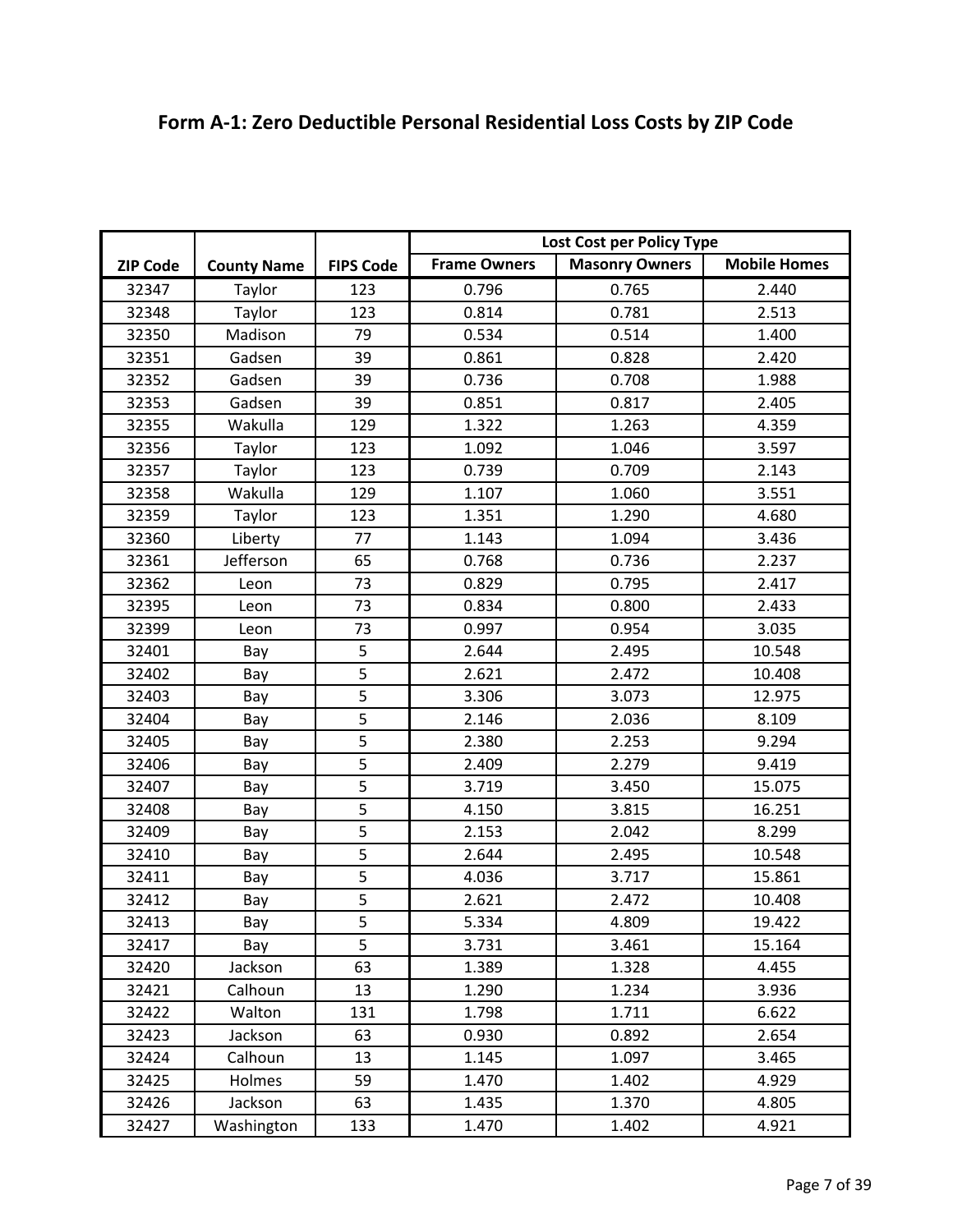## Form A-1: Zero Deductible Personal Residential Loss Costs by ZIP Code

| ZIP Code | County Name | FIPS Code | Lost Cost per Policy Type | | |
|---|---|---|---|---|---|
| | | | Frame Owners | Masonry Owners | Mobile Homes |
| 32347 | Taylor | 123 | 0.796 | 0.765 | 2.440 |
| 32348 | Taylor | 123 | 0.814 | 0.781 | 2.513 |
| 32350 | Madison | 79 | 0.534 | 0.514 | 1.400 |
| 32351 | Gadsen | 39 | 0.861 | 0.828 | 2.420 |
| 32352 | Gadsen | 39 | 0.736 | 0.708 | 1.988 |
| 32353 | Gadsen | 39 | 0.851 | 0.817 | 2.405 |
| 32355 | Wakulla | 129 | 1.322 | 1.263 | 4.359 |
| 32356 | Taylor | 123 | 1.092 | 1.046 | 3.597 |
| 32357 | Taylor | 123 | 0.739 | 0.709 | 2.143 |
| 32358 | Wakulla | 129 | 1.107 | 1.060 | 3.551 |
| 32359 | Taylor | 123 | 1.351 | 1.290 | 4.680 |
| 32360 | Liberty | 77 | 1.143 | 1.094 | 3.436 |
| 32361 | Jefferson | 65 | 0.768 | 0.736 | 2.237 |
| 32362 | Leon | 73 | 0.829 | 0.795 | 2.417 |
| 32395 | Leon | 73 | 0.834 | 0.800 | 2.433 |
| 32399 | Leon | 73 | 0.997 | 0.954 | 3.035 |
| 32401 | Bay | 5 | 2.644 | 2.495 | 10.548 |
| 32402 | Bay | 5 | 2.621 | 2.472 | 10.408 |
| 32403 | Bay | 5 | 3.306 | 3.073 | 12.975 |
| 32404 | Bay | 5 | 2.146 | 2.036 | 8.109 |
| 32405 | Bay | 5 | 2.380 | 2.253 | 9.294 |
| 32406 | Bay | 5 | 2.409 | 2.279 | 9.419 |
| 32407 | Bay | 5 | 3.719 | 3.450 | 15.075 |
| 32408 | Bay | 5 | 4.150 | 3.815 | 16.251 |
| 32409 | Bay | 5 | 2.153 | 2.042 | 8.299 |
| 32410 | Bay | 5 | 2.644 | 2.495 | 10.548 |
| 32411 | Bay | 5 | 4.036 | 3.717 | 15.861 |
| 32412 | Bay | 5 | 2.621 | 2.472 | 10.408 |
| 32413 | Bay | 5 | 5.334 | 4.809 | 19.422 |
| 32417 | Bay | 5 | 3.731 | 3.461 | 15.164 |
| 32420 | Jackson | 63 | 1.389 | 1.328 | 4.455 |
| 32421 | Calhoun | 13 | 1.290 | 1.234 | 3.936 |
| 32422 | Walton | 131 | 1.798 | 1.711 | 6.622 |
| 32423 | Jackson | 63 | 0.930 | 0.892 | 2.654 |
| 32424 | Calhoun | 13 | 1.145 | 1.097 | 3.465 |
| 32425 | Holmes | 59 | 1.470 | 1.402 | 4.929 |
| 32426 | Jackson | 63 | 1.435 | 1.370 | 4.805 |
| 32427 | Washington | 133 | 1.470 | 1.402 | 4.921 |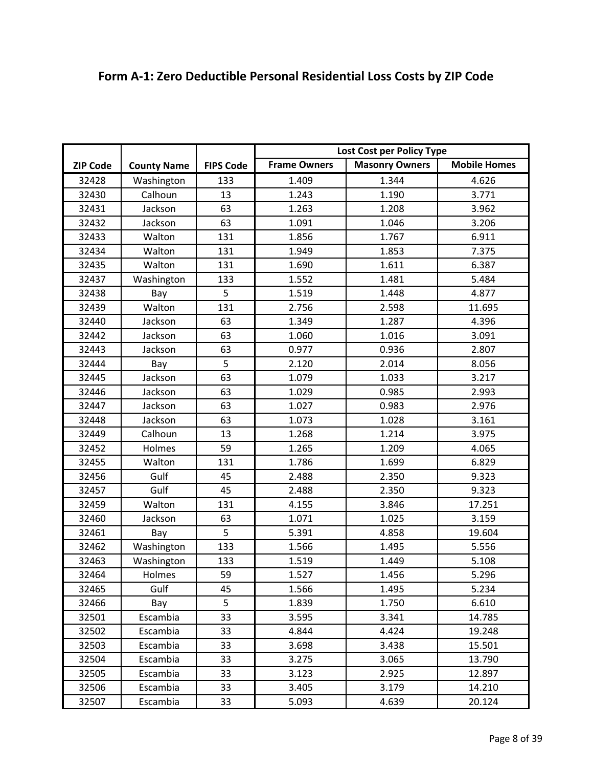## Form A-1: Zero Deductible Personal Residential Loss Costs by ZIP Code

| ZIP Code | County Name | FIPS Code | Lost Cost per Policy Type | | |
|---|---|---|---|---|---|
| | | | Frame Owners | Masonry Owners | Mobile Homes |
| 32428 | Washington | 133 | 1.409 | 1.344 | 4.626 |
| 32430 | Calhoun | 13 | 1.243 | 1.190 | 3.771 |
| 32431 | Jackson | 63 | 1.263 | 1.208 | 3.962 |
| 32432 | Jackson | 63 | 1.091 | 1.046 | 3.206 |
| 32433 | Walton | 131 | 1.856 | 1.767 | 6.911 |
| 32434 | Walton | 131 | 1.949 | 1.853 | 7.375 |
| 32435 | Walton | 131 | 1.690 | 1.611 | 6.387 |
| 32437 | Washington | 133 | 1.552 | 1.481 | 5.484 |
| 32438 | Bay | 5 | 1.519 | 1.448 | 4.877 |
| 32439 | Walton | 131 | 2.756 | 2.598 | 11.695 |
| 32440 | Jackson | 63 | 1.349 | 1.287 | 4.396 |
| 32442 | Jackson | 63 | 1.060 | 1.016 | 3.091 |
| 32443 | Jackson | 63 | 0.977 | 0.936 | 2.807 |
| 32444 | Bay | 5 | 2.120 | 2.014 | 8.056 |
| 32445 | Jackson | 63 | 1.079 | 1.033 | 3.217 |
| 32446 | Jackson | 63 | 1.029 | 0.985 | 2.993 |
| 32447 | Jackson | 63 | 1.027 | 0.983 | 2.976 |
| 32448 | Jackson | 63 | 1.073 | 1.028 | 3.161 |
| 32449 | Calhoun | 13 | 1.268 | 1.214 | 3.975 |
| 32452 | Holmes | 59 | 1.265 | 1.209 | 4.065 |
| 32455 | Walton | 131 | 1.786 | 1.699 | 6.829 |
| 32456 | Gulf | 45 | 2.488 | 2.350 | 9.323 |
| 32457 | Gulf | 45 | 2.488 | 2.350 | 9.323 |
| 32459 | Walton | 131 | 4.155 | 3.846 | 17.251 |
| 32460 | Jackson | 63 | 1.071 | 1.025 | 3.159 |
| 32461 | Bay | 5 | 5.391 | 4.858 | 19.604 |
| 32462 | Washington | 133 | 1.566 | 1.495 | 5.556 |
| 32463 | Washington | 133 | 1.519 | 1.449 | 5.108 |
| 32464 | Holmes | 59 | 1.527 | 1.456 | 5.296 |
| 32465 | Gulf | 45 | 1.566 | 1.495 | 5.234 |
| 32466 | Bay | 5 | 1.839 | 1.750 | 6.610 |
| 32501 | Escambia | 33 | 3.595 | 3.341 | 14.785 |
| 32502 | Escambia | 33 | 4.844 | 4.424 | 19.248 |
| 32503 | Escambia | 33 | 3.698 | 3.438 | 15.501 |
| 32504 | Escambia | 33 | 3.275 | 3.065 | 13.790 |
| 32505 | Escambia | 33 | 3.123 | 2.925 | 12.897 |
| 32506 | Escambia | 33 | 3.405 | 3.179 | 14.210 |
| 32507 | Escambia | 33 | 5.093 | 4.639 | 20.124 |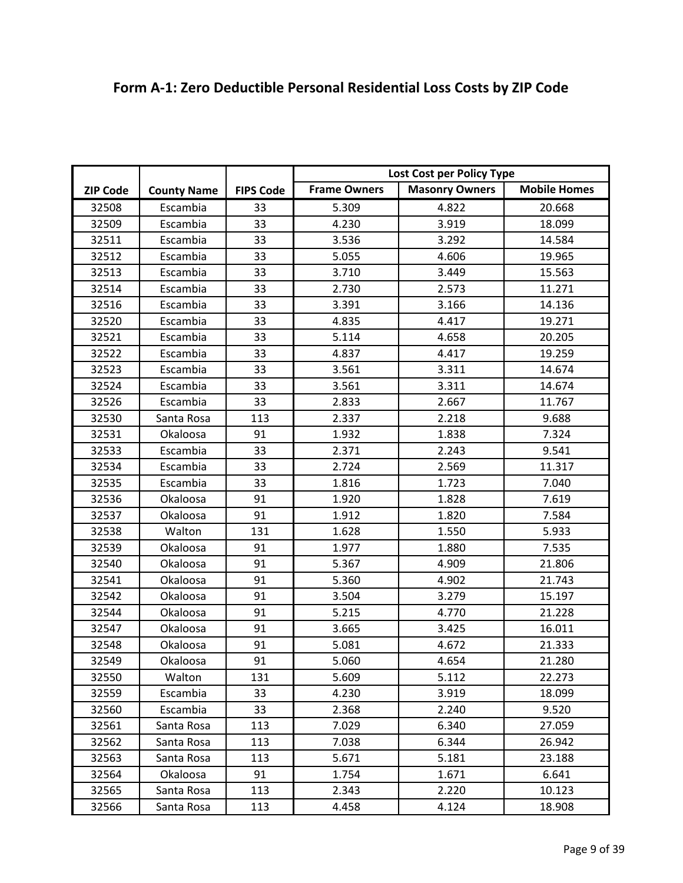## Form A-1: Zero Deductible Personal Residential Loss Costs by ZIP Code

| ZIP Code | County Name | FIPS Code | Lost Cost per Policy Type | | |
|---|---|---|---|---|---|
| | | | Frame Owners | Masonry Owners | Mobile Homes |
| 32508 | Escambia | 33 | 5.309 | 4.822 | 20.668 |
| 32509 | Escambia | 33 | 4.230 | 3.919 | 18.099 |
| 32511 | Escambia | 33 | 3.536 | 3.292 | 14.584 |
| 32512 | Escambia | 33 | 5.055 | 4.606 | 19.965 |
| 32513 | Escambia | 33 | 3.710 | 3.449 | 15.563 |
| 32514 | Escambia | 33 | 2.730 | 2.573 | 11.271 |
| 32516 | Escambia | 33 | 3.391 | 3.166 | 14.136 |
| 32520 | Escambia | 33 | 4.835 | 4.417 | 19.271 |
| 32521 | Escambia | 33 | 5.114 | 4.658 | 20.205 |
| 32522 | Escambia | 33 | 4.837 | 4.417 | 19.259 |
| 32523 | Escambia | 33 | 3.561 | 3.311 | 14.674 |
| 32524 | Escambia | 33 | 3.561 | 3.311 | 14.674 |
| 32526 | Escambia | 33 | 2.833 | 2.667 | 11.767 |
| 32530 | Santa Rosa | 113 | 2.337 | 2.218 | 9.688 |
| 32531 | Okaloosa | 91 | 1.932 | 1.838 | 7.324 |
| 32533 | Escambia | 33 | 2.371 | 2.243 | 9.541 |
| 32534 | Escambia | 33 | 2.724 | 2.569 | 11.317 |
| 32535 | Escambia | 33 | 1.816 | 1.723 | 7.040 |
| 32536 | Okaloosa | 91 | 1.920 | 1.828 | 7.619 |
| 32537 | Okaloosa | 91 | 1.912 | 1.820 | 7.584 |
| 32538 | Walton | 131 | 1.628 | 1.550 | 5.933 |
| 32539 | Okaloosa | 91 | 1.977 | 1.880 | 7.535 |
| 32540 | Okaloosa | 91 | 5.367 | 4.909 | 21.806 |
| 32541 | Okaloosa | 91 | 5.360 | 4.902 | 21.743 |
| 32542 | Okaloosa | 91 | 3.504 | 3.279 | 15.197 |
| 32544 | Okaloosa | 91 | 5.215 | 4.770 | 21.228 |
| 32547 | Okaloosa | 91 | 3.665 | 3.425 | 16.011 |
| 32548 | Okaloosa | 91 | 5.081 | 4.672 | 21.333 |
| 32549 | Okaloosa | 91 | 5.060 | 4.654 | 21.280 |
| 32550 | Walton | 131 | 5.609 | 5.112 | 22.273 |
| 32559 | Escambia | 33 | 4.230 | 3.919 | 18.099 |
| 32560 | Escambia | 33 | 2.368 | 2.240 | 9.520 |
| 32561 | Santa Rosa | 113 | 7.029 | 6.340 | 27.059 |
| 32562 | Santa Rosa | 113 | 7.038 | 6.344 | 26.942 |
| 32563 | Santa Rosa | 113 | 5.671 | 5.181 | 23.188 |
| 32564 | Okaloosa | 91 | 1.754 | 1.671 | 6.641 |
| 32565 | Santa Rosa | 113 | 2.343 | 2.220 | 10.123 |
| 32566 | Santa Rosa | 113 | 4.458 | 4.124 | 18.908 |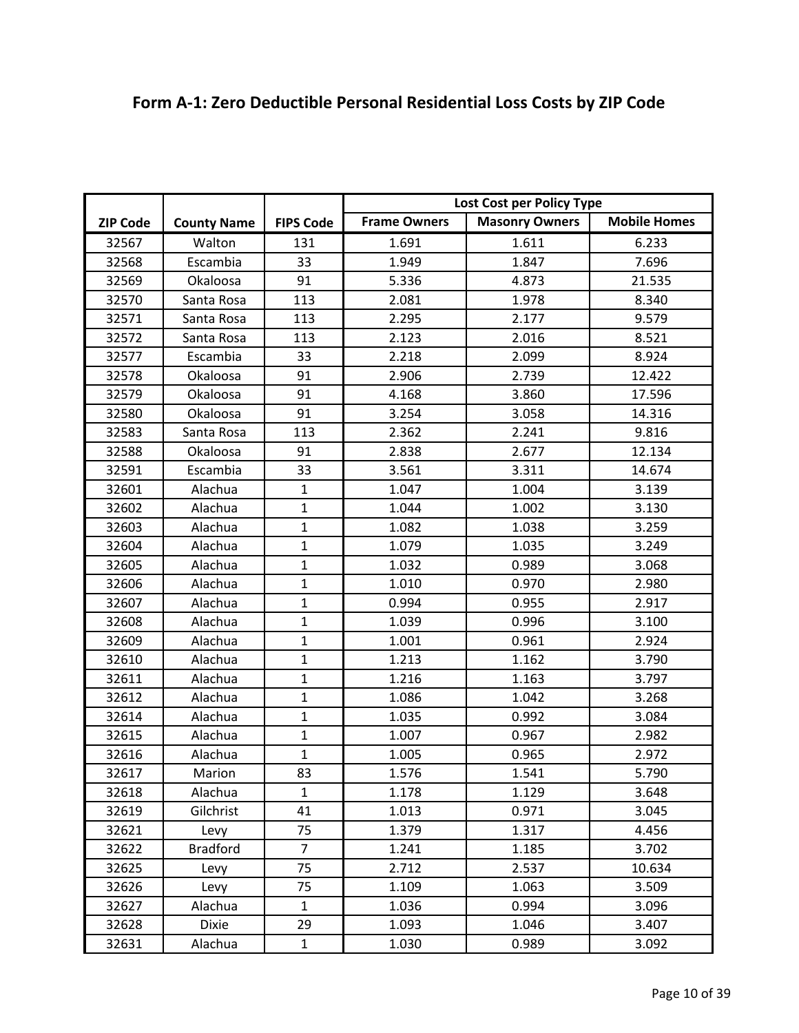## Form A-1: Zero Deductible Personal Residential Loss Costs by ZIP Code

| ZIP Code | County Name | FIPS Code | Lost Cost per Policy Type | | |
|---|---|---|---|---|---|
| | | | Frame Owners | Masonry Owners | Mobile Homes |
| 32567 | Walton | 131 | 1.691 | 1.611 | 6.233 |
| 32568 | Escambia | 33 | 1.949 | 1.847 | 7.696 |
| 32569 | Okaloosa | 91 | 5.336 | 4.873 | 21.535 |
| 32570 | Santa Rosa | 113 | 2.081 | 1.978 | 8.340 |
| 32571 | Santa Rosa | 113 | 2.295 | 2.177 | 9.579 |
| 32572 | Santa Rosa | 113 | 2.123 | 2.016 | 8.521 |
| 32577 | Escambia | 33 | 2.218 | 2.099 | 8.924 |
| 32578 | Okaloosa | 91 | 2.906 | 2.739 | 12.422 |
| 32579 | Okaloosa | 91 | 4.168 | 3.860 | 17.596 |
| 32580 | Okaloosa | 91 | 3.254 | 3.058 | 14.316 |
| 32583 | Santa Rosa | 113 | 2.362 | 2.241 | 9.816 |
| 32588 | Okaloosa | 91 | 2.838 | 2.677 | 12.134 |
| 32591 | Escambia | 33 | 3.561 | 3.311 | 14.674 |
| 32601 | Alachua | 1 | 1.047 | 1.004 | 3.139 |
| 32602 | Alachua | 1 | 1.044 | 1.002 | 3.130 |
| 32603 | Alachua | 1 | 1.082 | 1.038 | 3.259 |
| 32604 | Alachua | 1 | 1.079 | 1.035 | 3.249 |
| 32605 | Alachua | 1 | 1.032 | 0.989 | 3.068 |
| 32606 | Alachua | 1 | 1.010 | 0.970 | 2.980 |
| 32607 | Alachua | 1 | 0.994 | 0.955 | 2.917 |
| 32608 | Alachua | 1 | 1.039 | 0.996 | 3.100 |
| 32609 | Alachua | 1 | 1.001 | 0.961 | 2.924 |
| 32610 | Alachua | 1 | 1.213 | 1.162 | 3.790 |
| 32611 | Alachua | 1 | 1.216 | 1.163 | 3.797 |
| 32612 | Alachua | 1 | 1.086 | 1.042 | 3.268 |
| 32614 | Alachua | 1 | 1.035 | 0.992 | 3.084 |
| 32615 | Alachua | 1 | 1.007 | 0.967 | 2.982 |
| 32616 | Alachua | 1 | 1.005 | 0.965 | 2.972 |
| 32617 | Marion | 83 | 1.576 | 1.541 | 5.790 |
| 32618 | Alachua | 1 | 1.178 | 1.129 | 3.648 |
| 32619 | Gilchrist | 41 | 1.013 | 0.971 | 3.045 |
| 32621 | Levy | 75 | 1.379 | 1.317 | 4.456 |
| 32622 | Bradford | 7 | 1.241 | 1.185 | 3.702 |
| 32625 | Levy | 75 | 2.712 | 2.537 | 10.634 |
| 32626 | Levy | 75 | 1.109 | 1.063 | 3.509 |
| 32627 | Alachua | 1 | 1.036 | 0.994 | 3.096 |
| 32628 | Dixie | 29 | 1.093 | 1.046 | 3.407 |
| 32631 | Alachua | 1 | 1.030 | 0.989 | 3.092 |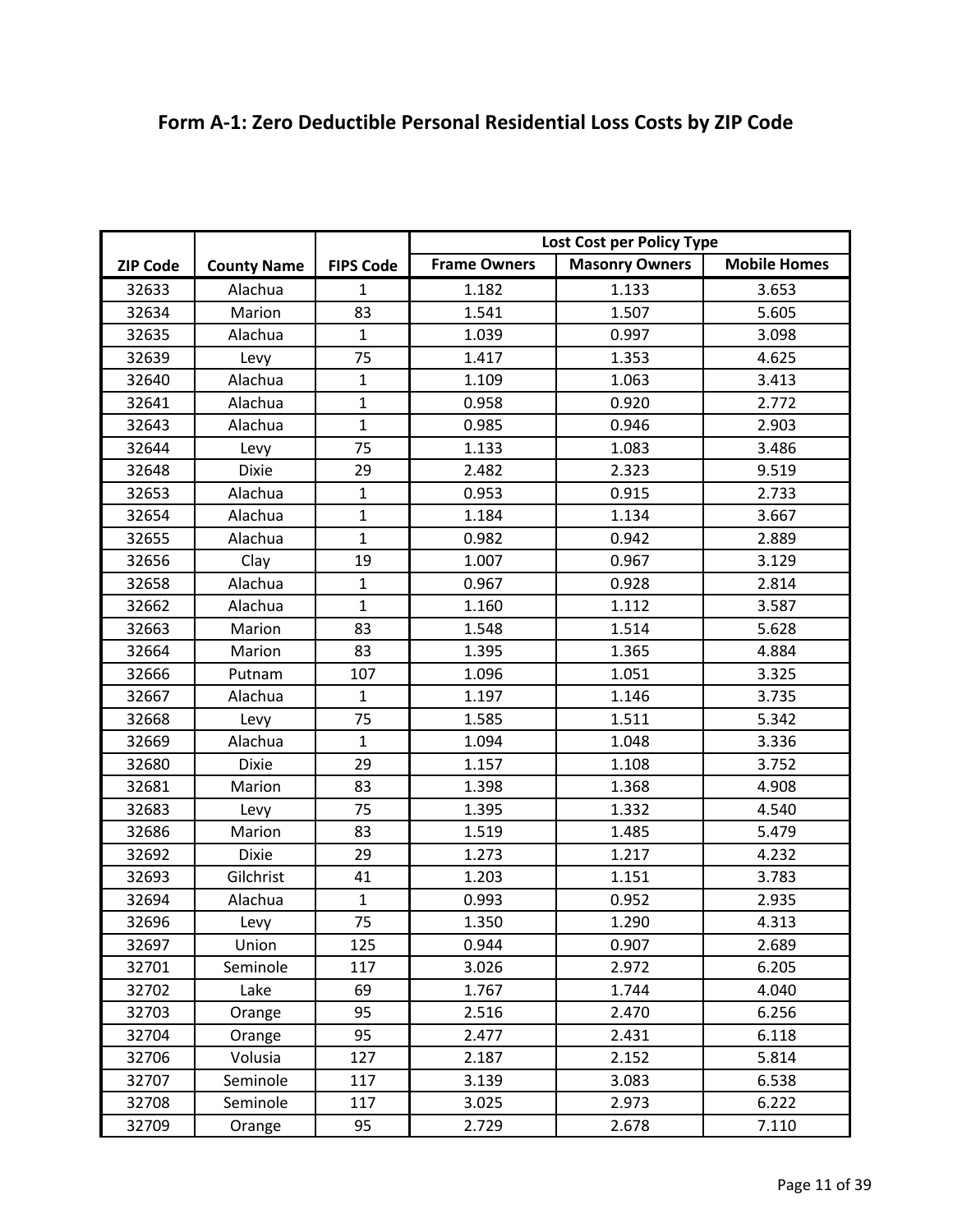## Form A-1: Zero Deductible Personal Residential Loss Costs by ZIP Code

| ZIP Code | County Name | FIPS Code | Lost Cost per Policy Type | | |
|---|---|---|---|---|---|
| | | | Frame Owners | Masonry Owners | Mobile Homes |
| 32633 | Alachua | 1 | 1.182 | 1.133 | 3.653 |
| 32634 | Marion | 83 | 1.541 | 1.507 | 5.605 |
| 32635 | Alachua | 1 | 1.039 | 0.997 | 3.098 |
| 32639 | Levy | 75 | 1.417 | 1.353 | 4.625 |
| 32640 | Alachua | 1 | 1.109 | 1.063 | 3.413 |
| 32641 | Alachua | 1 | 0.958 | 0.920 | 2.772 |
| 32643 | Alachua | 1 | 0.985 | 0.946 | 2.903 |
| 32644 | Levy | 75 | 1.133 | 1.083 | 3.486 |
| 32648 | Dixie | 29 | 2.482 | 2.323 | 9.519 |
| 32653 | Alachua | 1 | 0.953 | 0.915 | 2.733 |
| 32654 | Alachua | 1 | 1.184 | 1.134 | 3.667 |
| 32655 | Alachua | 1 | 0.982 | 0.942 | 2.889 |
| 32656 | Clay | 19 | 1.007 | 0.967 | 3.129 |
| 32658 | Alachua | 1 | 0.967 | 0.928 | 2.814 |
| 32662 | Alachua | 1 | 1.160 | 1.112 | 3.587 |
| 32663 | Marion | 83 | 1.548 | 1.514 | 5.628 |
| 32664 | Marion | 83 | 1.395 | 1.365 | 4.884 |
| 32666 | Putnam | 107 | 1.096 | 1.051 | 3.325 |
| 32667 | Alachua | 1 | 1.197 | 1.146 | 3.735 |
| 32668 | Levy | 75 | 1.585 | 1.511 | 5.342 |
| 32669 | Alachua | 1 | 1.094 | 1.048 | 3.336 |
| 32680 | Dixie | 29 | 1.157 | 1.108 | 3.752 |
| 32681 | Marion | 83 | 1.398 | 1.368 | 4.908 |
| 32683 | Levy | 75 | 1.395 | 1.332 | 4.540 |
| 32686 | Marion | 83 | 1.519 | 1.485 | 5.479 |
| 32692 | Dixie | 29 | 1.273 | 1.217 | 4.232 |
| 32693 | Gilchrist | 41 | 1.203 | 1.151 | 3.783 |
| 32694 | Alachua | 1 | 0.993 | 0.952 | 2.935 |
| 32696 | Levy | 75 | 1.350 | 1.290 | 4.313 |
| 32697 | Union | 125 | 0.944 | 0.907 | 2.689 |
| 32701 | Seminole | 117 | 3.026 | 2.972 | 6.205 |
| 32702 | Lake | 69 | 1.767 | 1.744 | 4.040 |
| 32703 | Orange | 95 | 2.516 | 2.470 | 6.256 |
| 32704 | Orange | 95 | 2.477 | 2.431 | 6.118 |
| 32706 | Volusia | 127 | 2.187 | 2.152 | 5.814 |
| 32707 | Seminole | 117 | 3.139 | 3.083 | 6.538 |
| 32708 | Seminole | 117 | 3.025 | 2.973 | 6.222 |
| 32709 | Orange | 95 | 2.729 | 2.678 | 7.110 |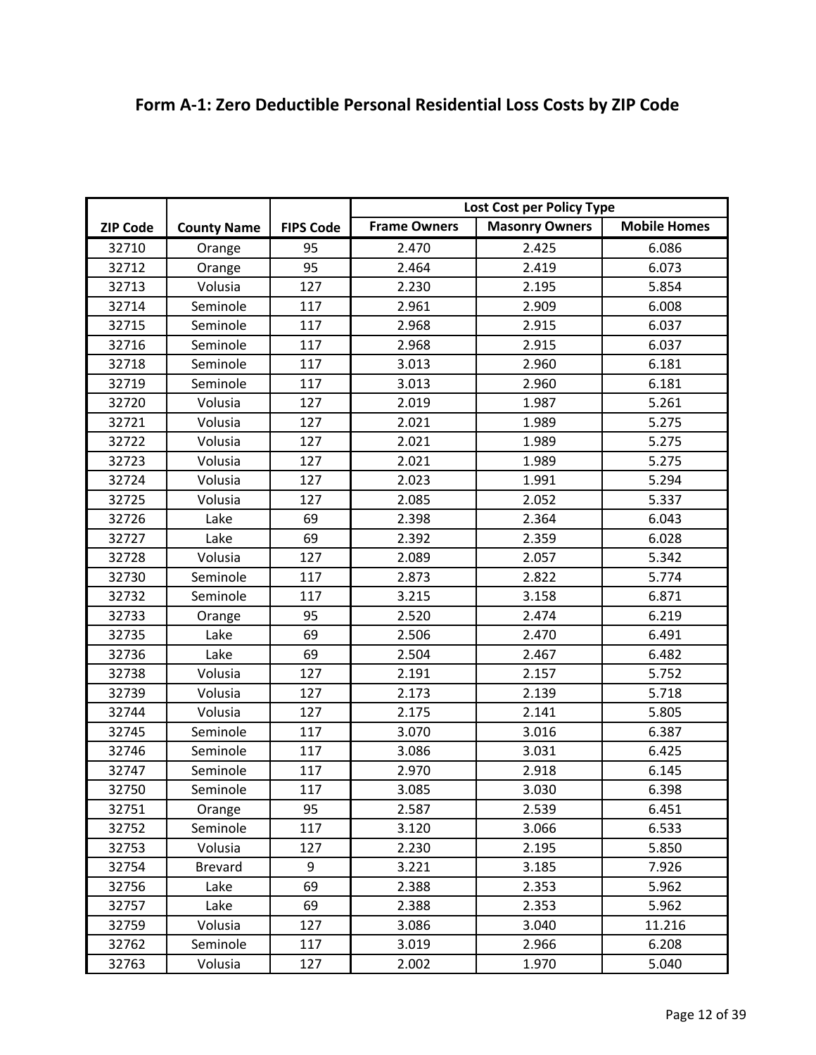## Form A-1: Zero Deductible Personal Residential Loss Costs by ZIP Code

| ZIP Code | County Name | FIPS Code | Lost Cost per Policy Type | | |
|---|---|---|---|---|---|
| | | | Frame Owners | Masonry Owners | Mobile Homes |
| 32710 | Orange | 95 | 2.470 | 2.425 | 6.086 |
| 32712 | Orange | 95 | 2.464 | 2.419 | 6.073 |
| 32713 | Volusia | 127 | 2.230 | 2.195 | 5.854 |
| 32714 | Seminole | 117 | 2.961 | 2.909 | 6.008 |
| 32715 | Seminole | 117 | 2.968 | 2.915 | 6.037 |
| 32716 | Seminole | 117 | 2.968 | 2.915 | 6.037 |
| 32718 | Seminole | 117 | 3.013 | 2.960 | 6.181 |
| 32719 | Seminole | 117 | 3.013 | 2.960 | 6.181 |
| 32720 | Volusia | 127 | 2.019 | 1.987 | 5.261 |
| 32721 | Volusia | 127 | 2.021 | 1.989 | 5.275 |
| 32722 | Volusia | 127 | 2.021 | 1.989 | 5.275 |
| 32723 | Volusia | 127 | 2.021 | 1.989 | 5.275 |
| 32724 | Volusia | 127 | 2.023 | 1.991 | 5.294 |
| 32725 | Volusia | 127 | 2.085 | 2.052 | 5.337 |
| 32726 | Lake | 69 | 2.398 | 2.364 | 6.043 |
| 32727 | Lake | 69 | 2.392 | 2.359 | 6.028 |
| 32728 | Volusia | 127 | 2.089 | 2.057 | 5.342 |
| 32730 | Seminole | 117 | 2.873 | 2.822 | 5.774 |
| 32732 | Seminole | 117 | 3.215 | 3.158 | 6.871 |
| 32733 | Orange | 95 | 2.520 | 2.474 | 6.219 |
| 32735 | Lake | 69 | 2.506 | 2.470 | 6.491 |
| 32736 | Lake | 69 | 2.504 | 2.467 | 6.482 |
| 32738 | Volusia | 127 | 2.191 | 2.157 | 5.752 |
| 32739 | Volusia | 127 | 2.173 | 2.139 | 5.718 |
| 32744 | Volusia | 127 | 2.175 | 2.141 | 5.805 |
| 32745 | Seminole | 117 | 3.070 | 3.016 | 6.387 |
| 32746 | Seminole | 117 | 3.086 | 3.031 | 6.425 |
| 32747 | Seminole | 117 | 2.970 | 2.918 | 6.145 |
| 32750 | Seminole | 117 | 3.085 | 3.030 | 6.398 |
| 32751 | Orange | 95 | 2.587 | 2.539 | 6.451 |
| 32752 | Seminole | 117 | 3.120 | 3.066 | 6.533 |
| 32753 | Volusia | 127 | 2.230 | 2.195 | 5.850 |
| 32754 | Brevard | 9 | 3.221 | 3.185 | 7.926 |
| 32756 | Lake | 69 | 2.388 | 2.353 | 5.962 |
| 32757 | Lake | 69 | 2.388 | 2.353 | 5.962 |
| 32759 | Volusia | 127 | 3.086 | 3.040 | 11.216 |
| 32762 | Seminole | 117 | 3.019 | 2.966 | 6.208 |
| 32763 | Volusia | 127 | 2.002 | 1.970 | 5.040 |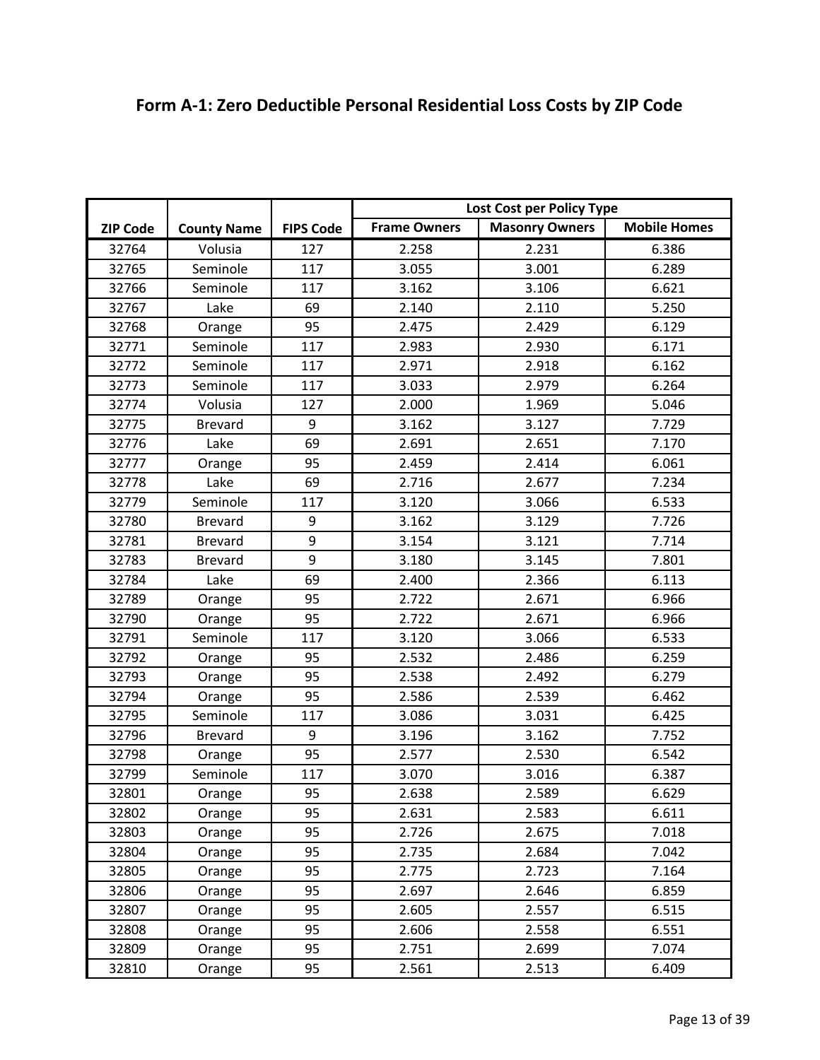## Form A-1: Zero Deductible Personal Residential Loss Costs by ZIP Code

| ZIP Code | County Name | FIPS Code | Lost Cost per Policy Type | | |
|---|---|---|---|---|---|
| | | | Frame Owners | Masonry Owners | Mobile Homes |
| 32764 | Volusia | 127 | 2.258 | 2.231 | 6.386 |
| 32765 | Seminole | 117 | 3.055 | 3.001 | 6.289 |
| 32766 | Seminole | 117 | 3.162 | 3.106 | 6.621 |
| 32767 | Lake | 69 | 2.140 | 2.110 | 5.250 |
| 32768 | Orange | 95 | 2.475 | 2.429 | 6.129 |
| 32771 | Seminole | 117 | 2.983 | 2.930 | 6.171 |
| 32772 | Seminole | 117 | 2.971 | 2.918 | 6.162 |
| 32773 | Seminole | 117 | 3.033 | 2.979 | 6.264 |
| 32774 | Volusia | 127 | 2.000 | 1.969 | 5.046 |
| 32775 | Brevard | 9 | 3.162 | 3.127 | 7.729 |
| 32776 | Lake | 69 | 2.691 | 2.651 | 7.170 |
| 32777 | Orange | 95 | 2.459 | 2.414 | 6.061 |
| 32778 | Lake | 69 | 2.716 | 2.677 | 7.234 |
| 32779 | Seminole | 117 | 3.120 | 3.066 | 6.533 |
| 32780 | Brevard | 9 | 3.162 | 3.129 | 7.726 |
| 32781 | Brevard | 9 | 3.154 | 3.121 | 7.714 |
| 32783 | Brevard | 9 | 3.180 | 3.145 | 7.801 |
| 32784 | Lake | 69 | 2.400 | 2.366 | 6.113 |
| 32789 | Orange | 95 | 2.722 | 2.671 | 6.966 |
| 32790 | Orange | 95 | 2.722 | 2.671 | 6.966 |
| 32791 | Seminole | 117 | 3.120 | 3.066 | 6.533 |
| 32792 | Orange | 95 | 2.532 | 2.486 | 6.259 |
| 32793 | Orange | 95 | 2.538 | 2.492 | 6.279 |
| 32794 | Orange | 95 | 2.586 | 2.539 | 6.462 |
| 32795 | Seminole | 117 | 3.086 | 3.031 | 6.425 |
| 32796 | Brevard | 9 | 3.196 | 3.162 | 7.752 |
| 32798 | Orange | 95 | 2.577 | 2.530 | 6.542 |
| 32799 | Seminole | 117 | 3.070 | 3.016 | 6.387 |
| 32801 | Orange | 95 | 2.638 | 2.589 | 6.629 |
| 32802 | Orange | 95 | 2.631 | 2.583 | 6.611 |
| 32803 | Orange | 95 | 2.726 | 2.675 | 7.018 |
| 32804 | Orange | 95 | 2.735 | 2.684 | 7.042 |
| 32805 | Orange | 95 | 2.775 | 2.723 | 7.164 |
| 32806 | Orange | 95 | 2.697 | 2.646 | 6.859 |
| 32807 | Orange | 95 | 2.605 | 2.557 | 6.515 |
| 32808 | Orange | 95 | 2.606 | 2.558 | 6.551 |
| 32809 | Orange | 95 | 2.751 | 2.699 | 7.074 |
| 32810 | Orange | 95 | 2.561 | 2.513 | 6.409 |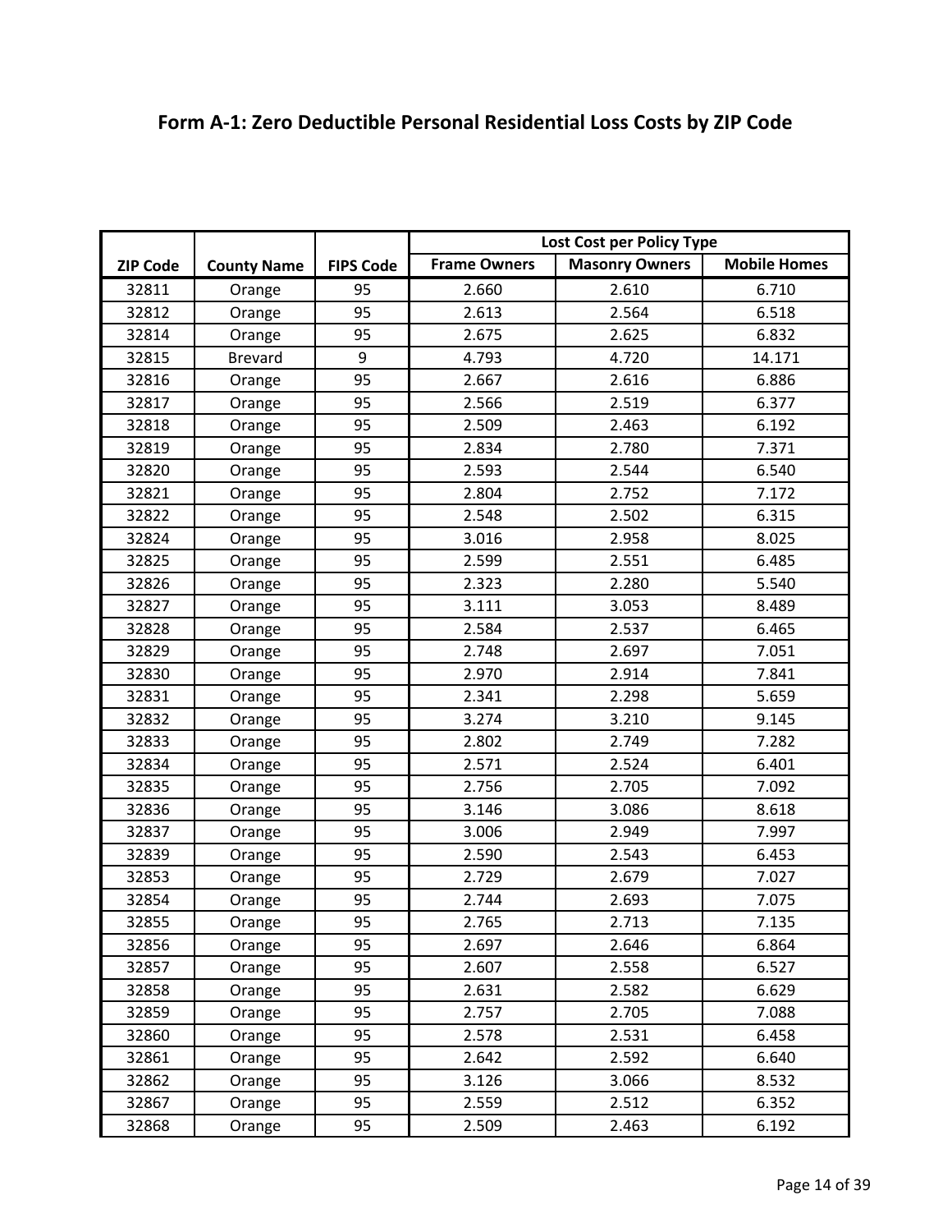## Form A-1: Zero Deductible Personal Residential Loss Costs by ZIP Code

| ZIP Code | County Name | FIPS Code | Lost Cost per Policy Type | | |
|---|---|---|---|---|---|
| | | | Frame Owners | Masonry Owners | Mobile Homes |
| 32811 | Orange | 95 | 2.660 | 2.610 | 6.710 |
| 32812 | Orange | 95 | 2.613 | 2.564 | 6.518 |
| 32814 | Orange | 95 | 2.675 | 2.625 | 6.832 |
| 32815 | Brevard | 9 | 4.793 | 4.720 | 14.171 |
| 32816 | Orange | 95 | 2.667 | 2.616 | 6.886 |
| 32817 | Orange | 95 | 2.566 | 2.519 | 6.377 |
| 32818 | Orange | 95 | 2.509 | 2.463 | 6.192 |
| 32819 | Orange | 95 | 2.834 | 2.780 | 7.371 |
| 32820 | Orange | 95 | 2.593 | 2.544 | 6.540 |
| 32821 | Orange | 95 | 2.804 | 2.752 | 7.172 |
| 32822 | Orange | 95 | 2.548 | 2.502 | 6.315 |
| 32824 | Orange | 95 | 3.016 | 2.958 | 8.025 |
| 32825 | Orange | 95 | 2.599 | 2.551 | 6.485 |
| 32826 | Orange | 95 | 2.323 | 2.280 | 5.540 |
| 32827 | Orange | 95 | 3.111 | 3.053 | 8.489 |
| 32828 | Orange | 95 | 2.584 | 2.537 | 6.465 |
| 32829 | Orange | 95 | 2.748 | 2.697 | 7.051 |
| 32830 | Orange | 95 | 2.970 | 2.914 | 7.841 |
| 32831 | Orange | 95 | 2.341 | 2.298 | 5.659 |
| 32832 | Orange | 95 | 3.274 | 3.210 | 9.145 |
| 32833 | Orange | 95 | 2.802 | 2.749 | 7.282 |
| 32834 | Orange | 95 | 2.571 | 2.524 | 6.401 |
| 32835 | Orange | 95 | 2.756 | 2.705 | 7.092 |
| 32836 | Orange | 95 | 3.146 | 3.086 | 8.618 |
| 32837 | Orange | 95 | 3.006 | 2.949 | 7.997 |
| 32839 | Orange | 95 | 2.590 | 2.543 | 6.453 |
| 32853 | Orange | 95 | 2.729 | 2.679 | 7.027 |
| 32854 | Orange | 95 | 2.744 | 2.693 | 7.075 |
| 32855 | Orange | 95 | 2.765 | 2.713 | 7.135 |
| 32856 | Orange | 95 | 2.697 | 2.646 | 6.864 |
| 32857 | Orange | 95 | 2.607 | 2.558 | 6.527 |
| 32858 | Orange | 95 | 2.631 | 2.582 | 6.629 |
| 32859 | Orange | 95 | 2.757 | 2.705 | 7.088 |
| 32860 | Orange | 95 | 2.578 | 2.531 | 6.458 |
| 32861 | Orange | 95 | 2.642 | 2.592 | 6.640 |
| 32862 | Orange | 95 | 3.126 | 3.066 | 8.532 |
| 32867 | Orange | 95 | 2.559 | 2.512 | 6.352 |
| 32868 | Orange | 95 | 2.509 | 2.463 | 6.192 |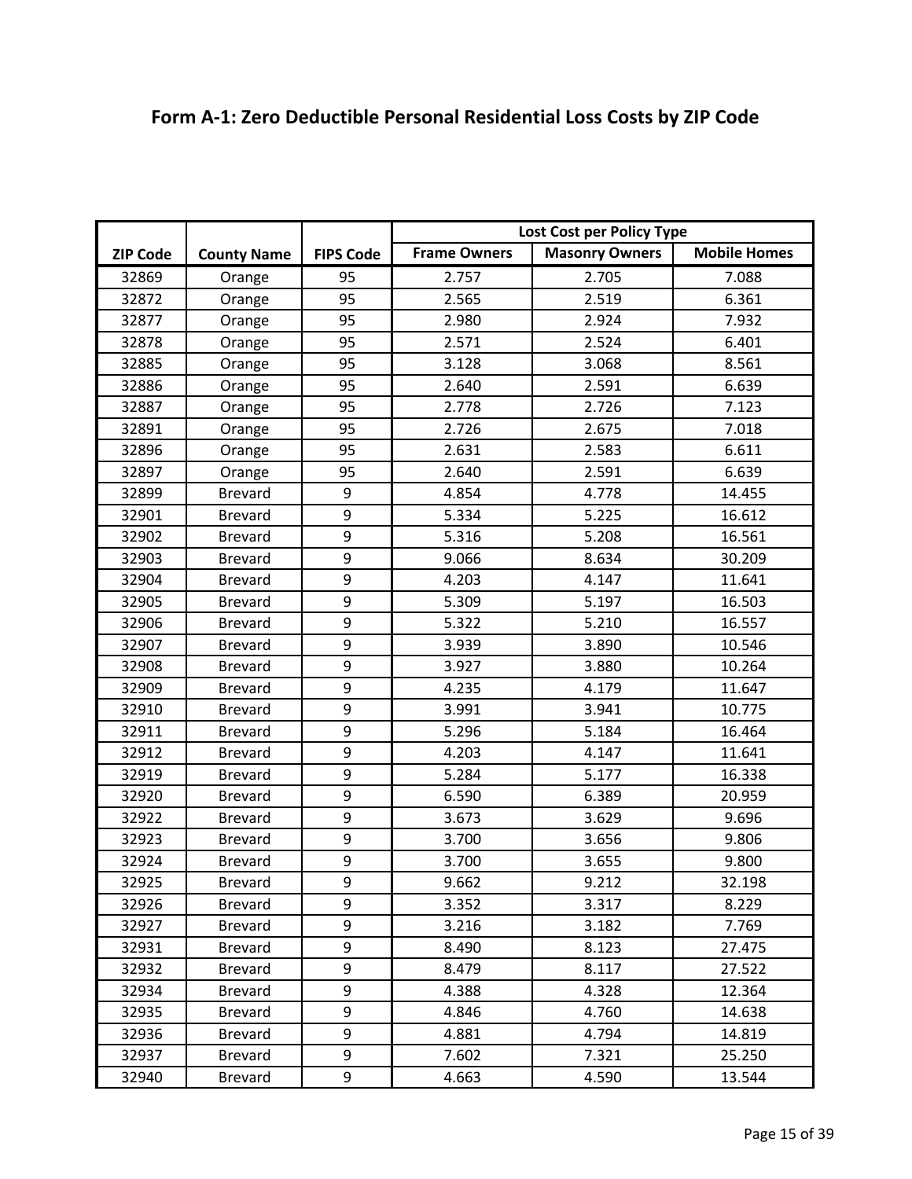## Form A-1: Zero Deductible Personal Residential Loss Costs by ZIP Code

| ZIP Code | County Name | FIPS Code | Lost Cost per Policy Type | | |
|---|---|---|---|---|---|
| | | | Frame Owners | Masonry Owners | Mobile Homes |
| 32869 | Orange | 95 | 2.757 | 2.705 | 7.088 |
| 32872 | Orange | 95 | 2.565 | 2.519 | 6.361 |
| 32877 | Orange | 95 | 2.980 | 2.924 | 7.932 |
| 32878 | Orange | 95 | 2.571 | 2.524 | 6.401 |
| 32885 | Orange | 95 | 3.128 | 3.068 | 8.561 |
| 32886 | Orange | 95 | 2.640 | 2.591 | 6.639 |
| 32887 | Orange | 95 | 2.778 | 2.726 | 7.123 |
| 32891 | Orange | 95 | 2.726 | 2.675 | 7.018 |
| 32896 | Orange | 95 | 2.631 | 2.583 | 6.611 |
| 32897 | Orange | 95 | 2.640 | 2.591 | 6.639 |
| 32899 | Brevard | 9 | 4.854 | 4.778 | 14.455 |
| 32901 | Brevard | 9 | 5.334 | 5.225 | 16.612 |
| 32902 | Brevard | 9 | 5.316 | 5.208 | 16.561 |
| 32903 | Brevard | 9 | 9.066 | 8.634 | 30.209 |
| 32904 | Brevard | 9 | 4.203 | 4.147 | 11.641 |
| 32905 | Brevard | 9 | 5.309 | 5.197 | 16.503 |
| 32906 | Brevard | 9 | 5.322 | 5.210 | 16.557 |
| 32907 | Brevard | 9 | 3.939 | 3.890 | 10.546 |
| 32908 | Brevard | 9 | 3.927 | 3.880 | 10.264 |
| 32909 | Brevard | 9 | 4.235 | 4.179 | 11.647 |
| 32910 | Brevard | 9 | 3.991 | 3.941 | 10.775 |
| 32911 | Brevard | 9 | 5.296 | 5.184 | 16.464 |
| 32912 | Brevard | 9 | 4.203 | 4.147 | 11.641 |
| 32919 | Brevard | 9 | 5.284 | 5.177 | 16.338 |
| 32920 | Brevard | 9 | 6.590 | 6.389 | 20.959 |
| 32922 | Brevard | 9 | 3.673 | 3.629 | 9.696 |
| 32923 | Brevard | 9 | 3.700 | 3.656 | 9.806 |
| 32924 | Brevard | 9 | 3.700 | 3.655 | 9.800 |
| 32925 | Brevard | 9 | 9.662 | 9.212 | 32.198 |
| 32926 | Brevard | 9 | 3.352 | 3.317 | 8.229 |
| 32927 | Brevard | 9 | 3.216 | 3.182 | 7.769 |
| 32931 | Brevard | 9 | 8.490 | 8.123 | 27.475 |
| 32932 | Brevard | 9 | 8.479 | 8.117 | 27.522 |
| 32934 | Brevard | 9 | 4.388 | 4.328 | 12.364 |
| 32935 | Brevard | 9 | 4.846 | 4.760 | 14.638 |
| 32936 | Brevard | 9 | 4.881 | 4.794 | 14.819 |
| 32937 | Brevard | 9 | 7.602 | 7.321 | 25.250 |
| 32940 | Brevard | 9 | 4.663 | 4.590 | 13.544 |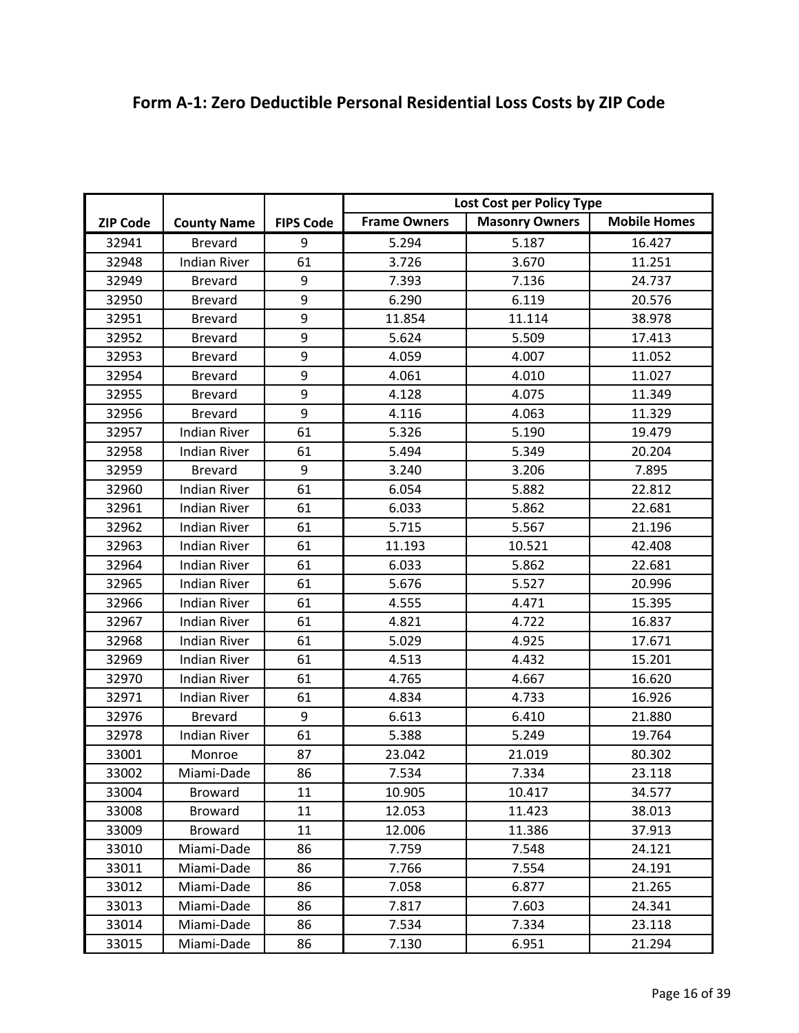## Form A-1: Zero Deductible Personal Residential Loss Costs by ZIP Code

| ZIP Code | County Name | FIPS Code | Lost Cost per Policy Type | | |
|---|---|---|---|---|---|
| | | | Frame Owners | Masonry Owners | Mobile Homes |
| 32941 | Brevard | 9 | 5.294 | 5.187 | 16.427 |
| 32948 | Indian River | 61 | 3.726 | 3.670 | 11.251 |
| 32949 | Brevard | 9 | 7.393 | 7.136 | 24.737 |
| 32950 | Brevard | 9 | 6.290 | 6.119 | 20.576 |
| 32951 | Brevard | 9 | 11.854 | 11.114 | 38.978 |
| 32952 | Brevard | 9 | 5.624 | 5.509 | 17.413 |
| 32953 | Brevard | 9 | 4.059 | 4.007 | 11.052 |
| 32954 | Brevard | 9 | 4.061 | 4.010 | 11.027 |
| 32955 | Brevard | 9 | 4.128 | 4.075 | 11.349 |
| 32956 | Brevard | 9 | 4.116 | 4.063 | 11.329 |
| 32957 | Indian River | 61 | 5.326 | 5.190 | 19.479 |
| 32958 | Indian River | 61 | 5.494 | 5.349 | 20.204 |
| 32959 | Brevard | 9 | 3.240 | 3.206 | 7.895 |
| 32960 | Indian River | 61 | 6.054 | 5.882 | 22.812 |
| 32961 | Indian River | 61 | 6.033 | 5.862 | 22.681 |
| 32962 | Indian River | 61 | 5.715 | 5.567 | 21.196 |
| 32963 | Indian River | 61 | 11.193 | 10.521 | 42.408 |
| 32964 | Indian River | 61 | 6.033 | 5.862 | 22.681 |
| 32965 | Indian River | 61 | 5.676 | 5.527 | 20.996 |
| 32966 | Indian River | 61 | 4.555 | 4.471 | 15.395 |
| 32967 | Indian River | 61 | 4.821 | 4.722 | 16.837 |
| 32968 | Indian River | 61 | 5.029 | 4.925 | 17.671 |
| 32969 | Indian River | 61 | 4.513 | 4.432 | 15.201 |
| 32970 | Indian River | 61 | 4.765 | 4.667 | 16.620 |
| 32971 | Indian River | 61 | 4.834 | 4.733 | 16.926 |
| 32976 | Brevard | 9 | 6.613 | 6.410 | 21.880 |
| 32978 | Indian River | 61 | 5.388 | 5.249 | 19.764 |
| 33001 | Monroe | 87 | 23.042 | 21.019 | 80.302 |
| 33002 | Miami-Dade | 86 | 7.534 | 7.334 | 23.118 |
| 33004 | Broward | 11 | 10.905 | 10.417 | 34.577 |
| 33008 | Broward | 11 | 12.053 | 11.423 | 38.013 |
| 33009 | Broward | 11 | 12.006 | 11.386 | 37.913 |
| 33010 | Miami-Dade | 86 | 7.759 | 7.548 | 24.121 |
| 33011 | Miami-Dade | 86 | 7.766 | 7.554 | 24.191 |
| 33012 | Miami-Dade | 86 | 7.058 | 6.877 | 21.265 |
| 33013 | Miami-Dade | 86 | 7.817 | 7.603 | 24.341 |
| 33014 | Miami-Dade | 86 | 7.534 | 7.334 | 23.118 |
| 33015 | Miami-Dade | 86 | 7.130 | 6.951 | 21.294 |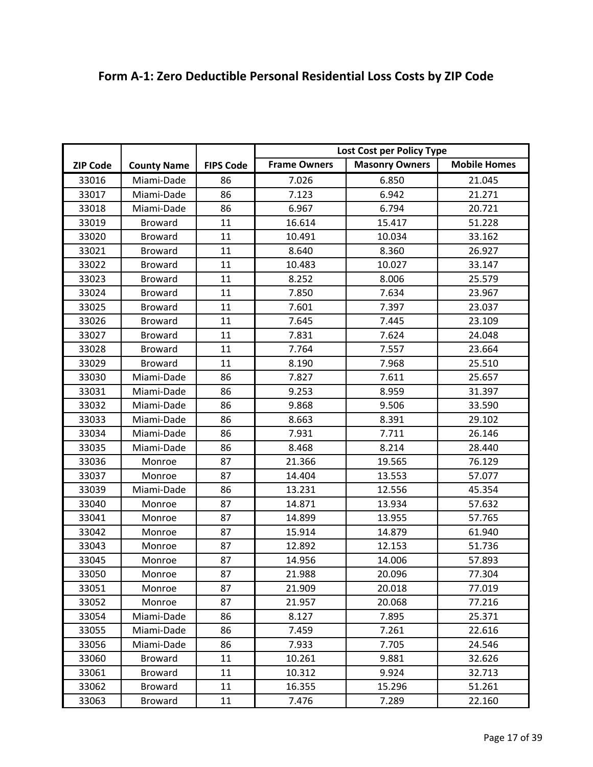## Form A-1: Zero Deductible Personal Residential Loss Costs by ZIP Code

| ZIP Code | County Name | FIPS Code | Lost Cost per Policy Type | | |
|---|---|---|---|---|---|
| | | | Frame Owners | Masonry Owners | Mobile Homes |
| 33016 | Miami-Dade | 86 | 7.026 | 6.850 | 21.045 |
| 33017 | Miami-Dade | 86 | 7.123 | 6.942 | 21.271 |
| 33018 | Miami-Dade | 86 | 6.967 | 6.794 | 20.721 |
| 33019 | Broward | 11 | 16.614 | 15.417 | 51.228 |
| 33020 | Broward | 11 | 10.491 | 10.034 | 33.162 |
| 33021 | Broward | 11 | 8.640 | 8.360 | 26.927 |
| 33022 | Broward | 11 | 10.483 | 10.027 | 33.147 |
| 33023 | Broward | 11 | 8.252 | 8.006 | 25.579 |
| 33024 | Broward | 11 | 7.850 | 7.634 | 23.967 |
| 33025 | Broward | 11 | 7.601 | 7.397 | 23.037 |
| 33026 | Broward | 11 | 7.645 | 7.445 | 23.109 |
| 33027 | Broward | 11 | 7.831 | 7.624 | 24.048 |
| 33028 | Broward | 11 | 7.764 | 7.557 | 23.664 |
| 33029 | Broward | 11 | 8.190 | 7.968 | 25.510 |
| 33030 | Miami-Dade | 86 | 7.827 | 7.611 | 25.657 |
| 33031 | Miami-Dade | 86 | 9.253 | 8.959 | 31.397 |
| 33032 | Miami-Dade | 86 | 9.868 | 9.506 | 33.590 |
| 33033 | Miami-Dade | 86 | 8.663 | 8.391 | 29.102 |
| 33034 | Miami-Dade | 86 | 7.931 | 7.711 | 26.146 |
| 33035 | Miami-Dade | 86 | 8.468 | 8.214 | 28.440 |
| 33036 | Monroe | 87 | 21.366 | 19.565 | 76.129 |
| 33037 | Monroe | 87 | 14.404 | 13.553 | 57.077 |
| 33039 | Miami-Dade | 86 | 13.231 | 12.556 | 45.354 |
| 33040 | Monroe | 87 | 14.871 | 13.934 | 57.632 |
| 33041 | Monroe | 87 | 14.899 | 13.955 | 57.765 |
| 33042 | Monroe | 87 | 15.914 | 14.879 | 61.940 |
| 33043 | Monroe | 87 | 12.892 | 12.153 | 51.736 |
| 33045 | Monroe | 87 | 14.956 | 14.006 | 57.893 |
| 33050 | Monroe | 87 | 21.988 | 20.096 | 77.304 |
| 33051 | Monroe | 87 | 21.909 | 20.018 | 77.019 |
| 33052 | Monroe | 87 | 21.957 | 20.068 | 77.216 |
| 33054 | Miami-Dade | 86 | 8.127 | 7.895 | 25.371 |
| 33055 | Miami-Dade | 86 | 7.459 | 7.261 | 22.616 |
| 33056 | Miami-Dade | 86 | 7.933 | 7.705 | 24.546 |
| 33060 | Broward | 11 | 10.261 | 9.881 | 32.626 |
| 33061 | Broward | 11 | 10.312 | 9.924 | 32.713 |
| 33062 | Broward | 11 | 16.355 | 15.296 | 51.261 |
| 33063 | Broward | 11 | 7.476 | 7.289 | 22.160 |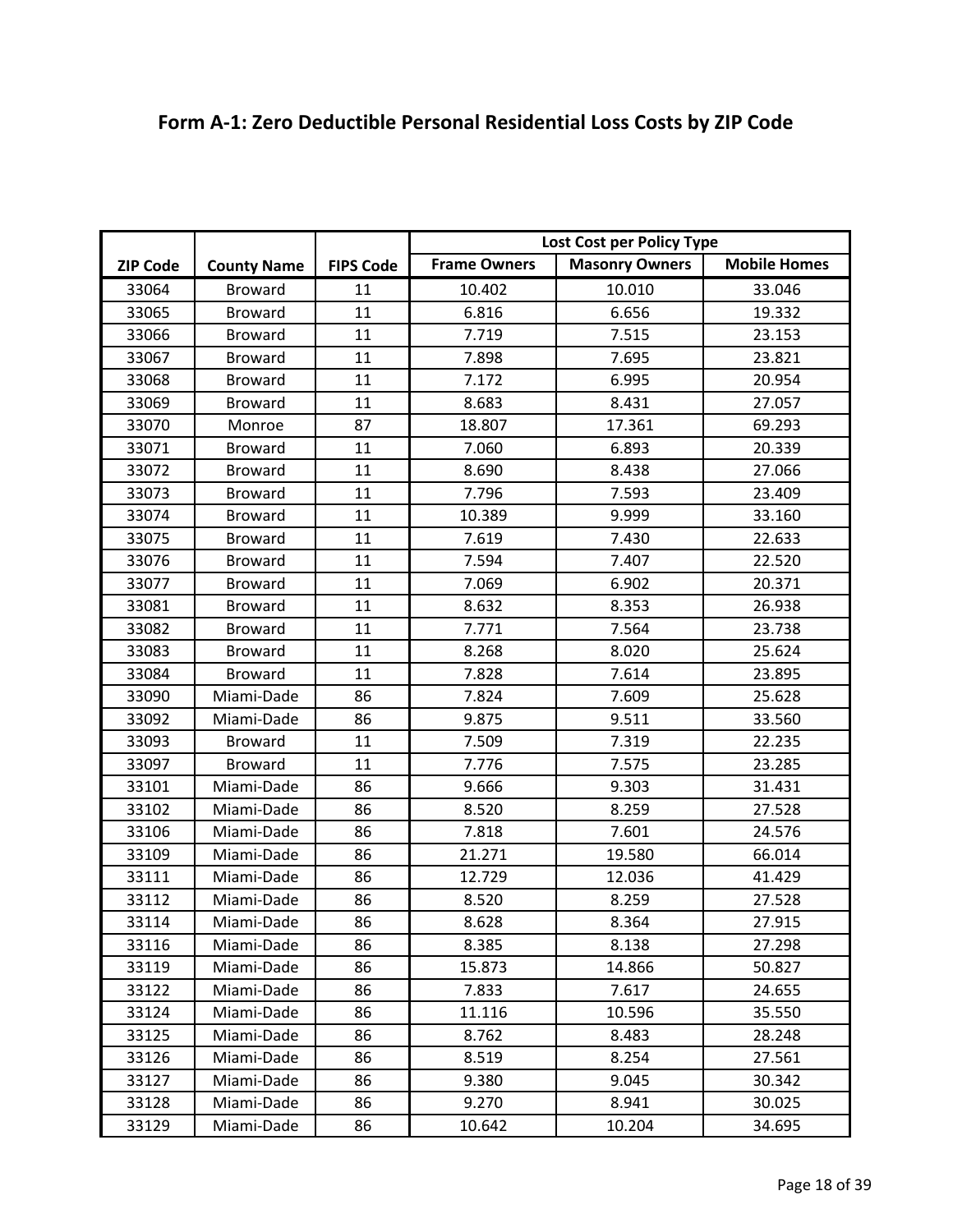# Form A-1: Zero Deductible Personal Residential Loss Costs by ZIP Code

| ZIP Code | County Name | FIPS Code | Lost Cost per Policy Type | | |
|---|---|---|---|---|---|
| | | | Frame Owners | Masonry Owners | Mobile Homes |
| 33064 | Broward | 11 | 10.402 | 10.010 | 33.046 |
| 33065 | Broward | 11 | 6.816 | 6.656 | 19.332 |
| 33066 | Broward | 11 | 7.719 | 7.515 | 23.153 |
| 33067 | Broward | 11 | 7.898 | 7.695 | 23.821 |
| 33068 | Broward | 11 | 7.172 | 6.995 | 20.954 |
| 33069 | Broward | 11 | 8.683 | 8.431 | 27.057 |
| 33070 | Monroe | 87 | 18.807 | 17.361 | 69.293 |
| 33071 | Broward | 11 | 7.060 | 6.893 | 20.339 |
| 33072 | Broward | 11 | 8.690 | 8.438 | 27.066 |
| 33073 | Broward | 11 | 7.796 | 7.593 | 23.409 |
| 33074 | Broward | 11 | 10.389 | 9.999 | 33.160 |
| 33075 | Broward | 11 | 7.619 | 7.430 | 22.633 |
| 33076 | Broward | 11 | 7.594 | 7.407 | 22.520 |
| 33077 | Broward | 11 | 7.069 | 6.902 | 20.371 |
| 33081 | Broward | 11 | 8.632 | 8.353 | 26.938 |
| 33082 | Broward | 11 | 7.771 | 7.564 | 23.738 |
| 33083 | Broward | 11 | 8.268 | 8.020 | 25.624 |
| 33084 | Broward | 11 | 7.828 | 7.614 | 23.895 |
| 33090 | Miami-Dade | 86 | 7.824 | 7.609 | 25.628 |
| 33092 | Miami-Dade | 86 | 9.875 | 9.511 | 33.560 |
| 33093 | Broward | 11 | 7.509 | 7.319 | 22.235 |
| 33097 | Broward | 11 | 7.776 | 7.575 | 23.285 |
| 33101 | Miami-Dade | 86 | 9.666 | 9.303 | 31.431 |
| 33102 | Miami-Dade | 86 | 8.520 | 8.259 | 27.528 |
| 33106 | Miami-Dade | 86 | 7.818 | 7.601 | 24.576 |
| 33109 | Miami-Dade | 86 | 21.271 | 19.580 | 66.014 |
| 33111 | Miami-Dade | 86 | 12.729 | 12.036 | 41.429 |
| 33112 | Miami-Dade | 86 | 8.520 | 8.259 | 27.528 |
| 33114 | Miami-Dade | 86 | 8.628 | 8.364 | 27.915 |
| 33116 | Miami-Dade | 86 | 8.385 | 8.138 | 27.298 |
| 33119 | Miami-Dade | 86 | 15.873 | 14.866 | 50.827 |
| 33122 | Miami-Dade | 86 | 7.833 | 7.617 | 24.655 |
| 33124 | Miami-Dade | 86 | 11.116 | 10.596 | 35.550 |
| 33125 | Miami-Dade | 86 | 8.762 | 8.483 | 28.248 |
| 33126 | Miami-Dade | 86 | 8.519 | 8.254 | 27.561 |
| 33127 | Miami-Dade | 86 | 9.380 | 9.045 | 30.342 |
| 33128 | Miami-Dade | 86 | 9.270 | 8.941 | 30.025 |
| 33129 | Miami-Dade | 86 | 10.642 | 10.204 | 34.695 |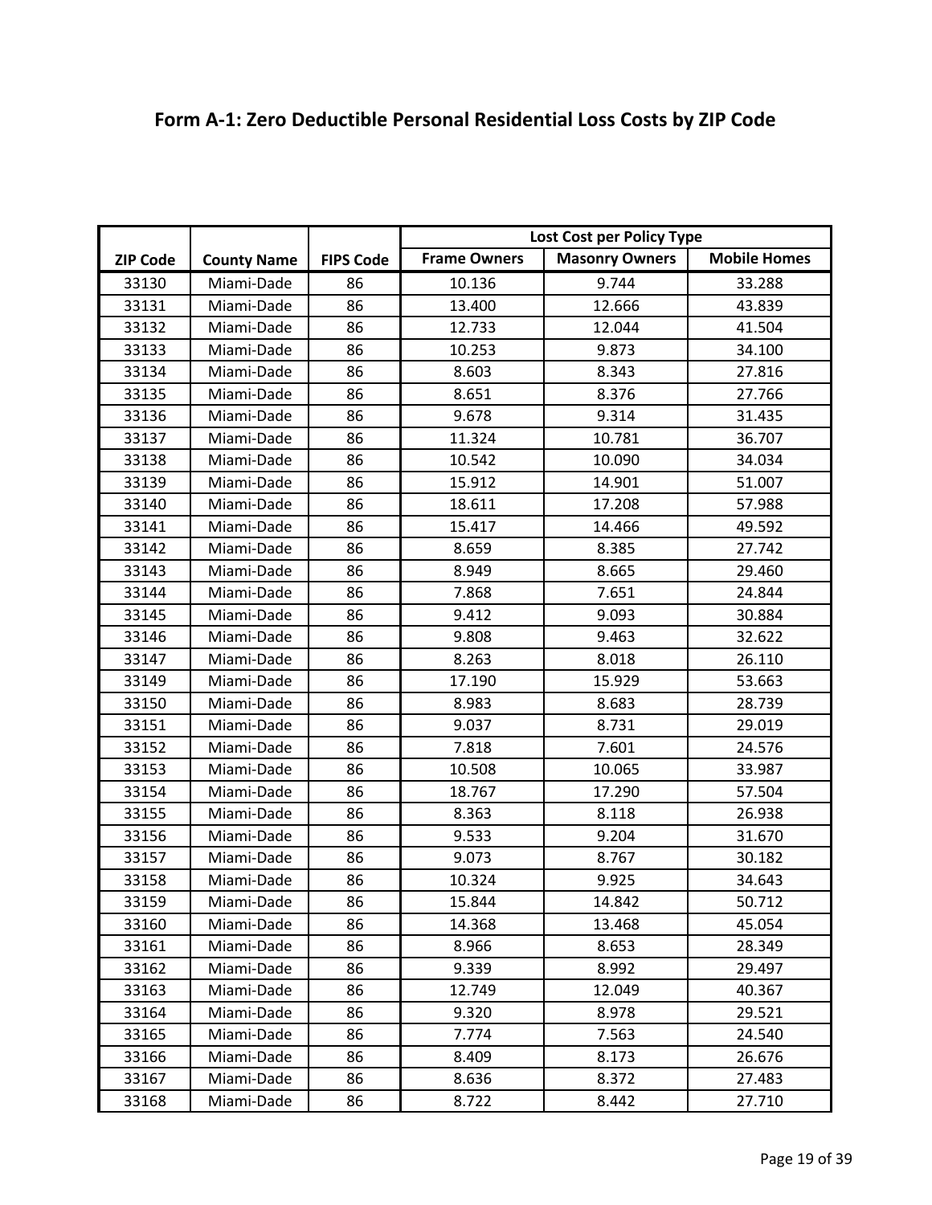## Form A-1: Zero Deductible Personal Residential Loss Costs by ZIP Code

| ZIP Code | County Name | FIPS Code | Lost Cost per Policy Type | | |
|---|---|---|---|---|---|
| | | | Frame Owners | Masonry Owners | Mobile Homes |
| 33130 | Miami-Dade | 86 | 10.136 | 9.744 | 33.288 |
| 33131 | Miami-Dade | 86 | 13.400 | 12.666 | 43.839 |
| 33132 | Miami-Dade | 86 | 12.733 | 12.044 | 41.504 |
| 33133 | Miami-Dade | 86 | 10.253 | 9.873 | 34.100 |
| 33134 | Miami-Dade | 86 | 8.603 | 8.343 | 27.816 |
| 33135 | Miami-Dade | 86 | 8.651 | 8.376 | 27.766 |
| 33136 | Miami-Dade | 86 | 9.678 | 9.314 | 31.435 |
| 33137 | Miami-Dade | 86 | 11.324 | 10.781 | 36.707 |
| 33138 | Miami-Dade | 86 | 10.542 | 10.090 | 34.034 |
| 33139 | Miami-Dade | 86 | 15.912 | 14.901 | 51.007 |
| 33140 | Miami-Dade | 86 | 18.611 | 17.208 | 57.988 |
| 33141 | Miami-Dade | 86 | 15.417 | 14.466 | 49.592 |
| 33142 | Miami-Dade | 86 | 8.659 | 8.385 | 27.742 |
| 33143 | Miami-Dade | 86 | 8.949 | 8.665 | 29.460 |
| 33144 | Miami-Dade | 86 | 7.868 | 7.651 | 24.844 |
| 33145 | Miami-Dade | 86 | 9.412 | 9.093 | 30.884 |
| 33146 | Miami-Dade | 86 | 9.808 | 9.463 | 32.622 |
| 33147 | Miami-Dade | 86 | 8.263 | 8.018 | 26.110 |
| 33149 | Miami-Dade | 86 | 17.190 | 15.929 | 53.663 |
| 33150 | Miami-Dade | 86 | 8.983 | 8.683 | 28.739 |
| 33151 | Miami-Dade | 86 | 9.037 | 8.731 | 29.019 |
| 33152 | Miami-Dade | 86 | 7.818 | 7.601 | 24.576 |
| 33153 | Miami-Dade | 86 | 10.508 | 10.065 | 33.987 |
| 33154 | Miami-Dade | 86 | 18.767 | 17.290 | 57.504 |
| 33155 | Miami-Dade | 86 | 8.363 | 8.118 | 26.938 |
| 33156 | Miami-Dade | 86 | 9.533 | 9.204 | 31.670 |
| 33157 | Miami-Dade | 86 | 9.073 | 8.767 | 30.182 |
| 33158 | Miami-Dade | 86 | 10.324 | 9.925 | 34.643 |
| 33159 | Miami-Dade | 86 | 15.844 | 14.842 | 50.712 |
| 33160 | Miami-Dade | 86 | 14.368 | 13.468 | 45.054 |
| 33161 | Miami-Dade | 86 | 8.966 | 8.653 | 28.349 |
| 33162 | Miami-Dade | 86 | 9.339 | 8.992 | 29.497 |
| 33163 | Miami-Dade | 86 | 12.749 | 12.049 | 40.367 |
| 33164 | Miami-Dade | 86 | 9.320 | 8.978 | 29.521 |
| 33165 | Miami-Dade | 86 | 7.774 | 7.563 | 24.540 |
| 33166 | Miami-Dade | 86 | 8.409 | 8.173 | 26.676 |
| 33167 | Miami-Dade | 86 | 8.636 | 8.372 | 27.483 |
| 33168 | Miami-Dade | 86 | 8.722 | 8.442 | 27.710 |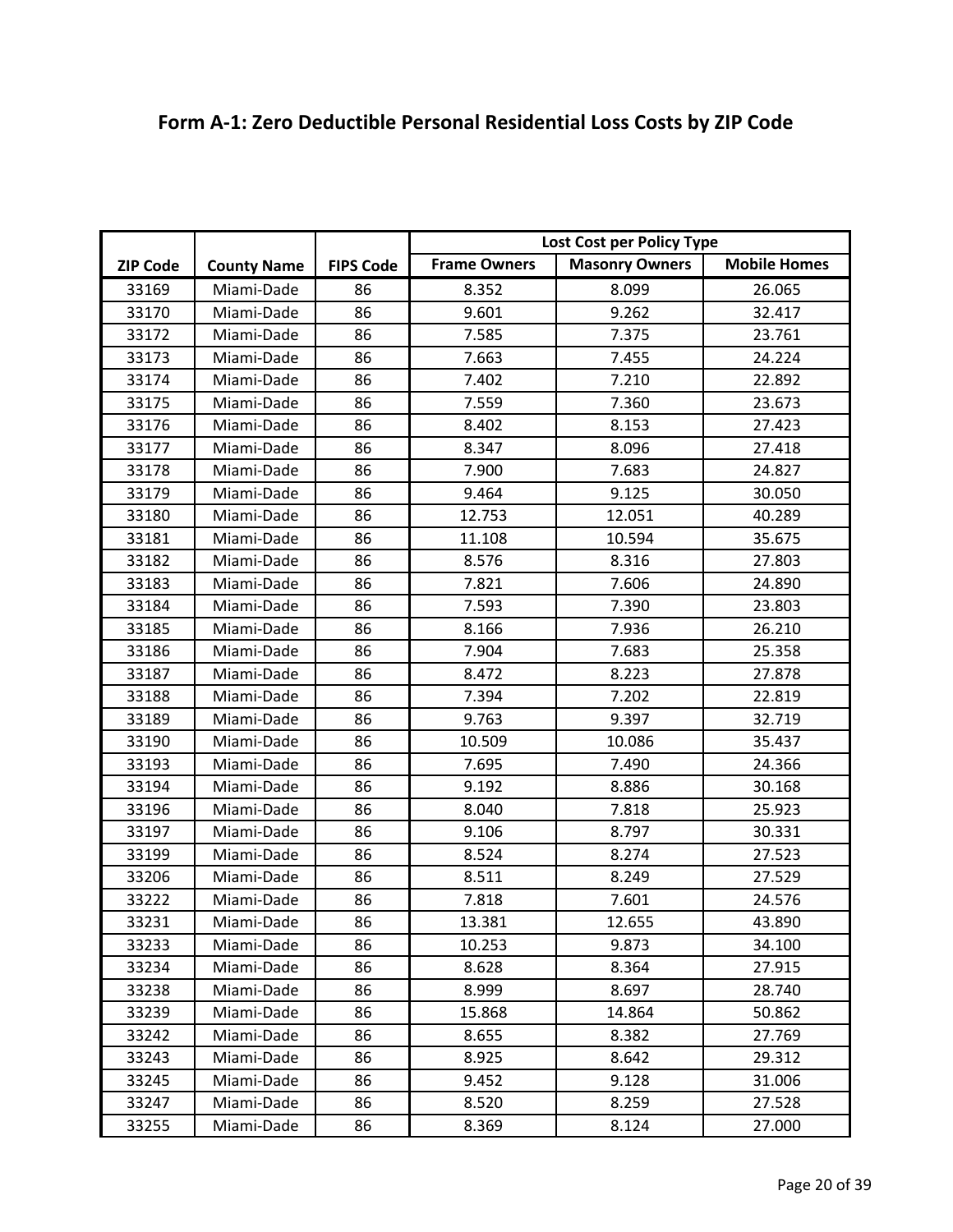## Form A-1: Zero Deductible Personal Residential Loss Costs by ZIP Code

| ZIP Code | County Name | FIPS Code | Lost Cost per Policy Type | | |
|---|---|---|---|---|---|
| | | | Frame Owners | Masonry Owners | Mobile Homes |
| 33169 | Miami-Dade | 86 | 8.352 | 8.099 | 26.065 |
| 33170 | Miami-Dade | 86 | 9.601 | 9.262 | 32.417 |
| 33172 | Miami-Dade | 86 | 7.585 | 7.375 | 23.761 |
| 33173 | Miami-Dade | 86 | 7.663 | 7.455 | 24.224 |
| 33174 | Miami-Dade | 86 | 7.402 | 7.210 | 22.892 |
| 33175 | Miami-Dade | 86 | 7.559 | 7.360 | 23.673 |
| 33176 | Miami-Dade | 86 | 8.402 | 8.153 | 27.423 |
| 33177 | Miami-Dade | 86 | 8.347 | 8.096 | 27.418 |
| 33178 | Miami-Dade | 86 | 7.900 | 7.683 | 24.827 |
| 33179 | Miami-Dade | 86 | 9.464 | 9.125 | 30.050 |
| 33180 | Miami-Dade | 86 | 12.753 | 12.051 | 40.289 |
| 33181 | Miami-Dade | 86 | 11.108 | 10.594 | 35.675 |
| 33182 | Miami-Dade | 86 | 8.576 | 8.316 | 27.803 |
| 33183 | Miami-Dade | 86 | 7.821 | 7.606 | 24.890 |
| 33184 | Miami-Dade | 86 | 7.593 | 7.390 | 23.803 |
| 33185 | Miami-Dade | 86 | 8.166 | 7.936 | 26.210 |
| 33186 | Miami-Dade | 86 | 7.904 | 7.683 | 25.358 |
| 33187 | Miami-Dade | 86 | 8.472 | 8.223 | 27.878 |
| 33188 | Miami-Dade | 86 | 7.394 | 7.202 | 22.819 |
| 33189 | Miami-Dade | 86 | 9.763 | 9.397 | 32.719 |
| 33190 | Miami-Dade | 86 | 10.509 | 10.086 | 35.437 |
| 33193 | Miami-Dade | 86 | 7.695 | 7.490 | 24.366 |
| 33194 | Miami-Dade | 86 | 9.192 | 8.886 | 30.168 |
| 33196 | Miami-Dade | 86 | 8.040 | 7.818 | 25.923 |
| 33197 | Miami-Dade | 86 | 9.106 | 8.797 | 30.331 |
| 33199 | Miami-Dade | 86 | 8.524 | 8.274 | 27.523 |
| 33206 | Miami-Dade | 86 | 8.511 | 8.249 | 27.529 |
| 33222 | Miami-Dade | 86 | 7.818 | 7.601 | 24.576 |
| 33231 | Miami-Dade | 86 | 13.381 | 12.655 | 43.890 |
| 33233 | Miami-Dade | 86 | 10.253 | 9.873 | 34.100 |
| 33234 | Miami-Dade | 86 | 8.628 | 8.364 | 27.915 |
| 33238 | Miami-Dade | 86 | 8.999 | 8.697 | 28.740 |
| 33239 | Miami-Dade | 86 | 15.868 | 14.864 | 50.862 |
| 33242 | Miami-Dade | 86 | 8.655 | 8.382 | 27.769 |
| 33243 | Miami-Dade | 86 | 8.925 | 8.642 | 29.312 |
| 33245 | Miami-Dade | 86 | 9.452 | 9.128 | 31.006 |
| 33247 | Miami-Dade | 86 | 8.520 | 8.259 | 27.528 |
| 33255 | Miami-Dade | 86 | 8.369 | 8.124 | 27.000 |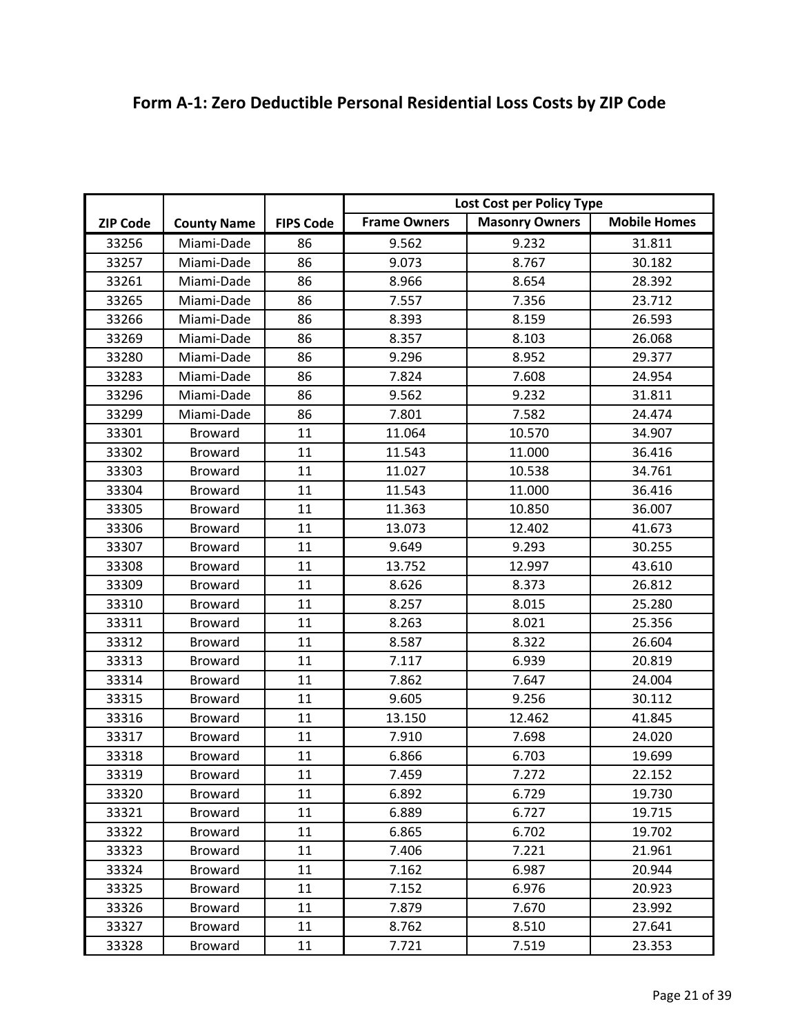## Form A-1: Zero Deductible Personal Residential Loss Costs by ZIP Code

| ZIP Code | County Name | FIPS Code | Lost Cost per Policy Type | | |
|---|---|---|---|---|---|
| | | | Frame Owners | Masonry Owners | Mobile Homes |
| 33256 | Miami-Dade | 86 | 9.562 | 9.232 | 31.811 |
| 33257 | Miami-Dade | 86 | 9.073 | 8.767 | 30.182 |
| 33261 | Miami-Dade | 86 | 8.966 | 8.654 | 28.392 |
| 33265 | Miami-Dade | 86 | 7.557 | 7.356 | 23.712 |
| 33266 | Miami-Dade | 86 | 8.393 | 8.159 | 26.593 |
| 33269 | Miami-Dade | 86 | 8.357 | 8.103 | 26.068 |
| 33280 | Miami-Dade | 86 | 9.296 | 8.952 | 29.377 |
| 33283 | Miami-Dade | 86 | 7.824 | 7.608 | 24.954 |
| 33296 | Miami-Dade | 86 | 9.562 | 9.232 | 31.811 |
| 33299 | Miami-Dade | 86 | 7.801 | 7.582 | 24.474 |
| 33301 | Broward | 11 | 11.064 | 10.570 | 34.907 |
| 33302 | Broward | 11 | 11.543 | 11.000 | 36.416 |
| 33303 | Broward | 11 | 11.027 | 10.538 | 34.761 |
| 33304 | Broward | 11 | 11.543 | 11.000 | 36.416 |
| 33305 | Broward | 11 | 11.363 | 10.850 | 36.007 |
| 33306 | Broward | 11 | 13.073 | 12.402 | 41.673 |
| 33307 | Broward | 11 | 9.649 | 9.293 | 30.255 |
| 33308 | Broward | 11 | 13.752 | 12.997 | 43.610 |
| 33309 | Broward | 11 | 8.626 | 8.373 | 26.812 |
| 33310 | Broward | 11 | 8.257 | 8.015 | 25.280 |
| 33311 | Broward | 11 | 8.263 | 8.021 | 25.356 |
| 33312 | Broward | 11 | 8.587 | 8.322 | 26.604 |
| 33313 | Broward | 11 | 7.117 | 6.939 | 20.819 |
| 33314 | Broward | 11 | 7.862 | 7.647 | 24.004 |
| 33315 | Broward | 11 | 9.605 | 9.256 | 30.112 |
| 33316 | Broward | 11 | 13.150 | 12.462 | 41.845 |
| 33317 | Broward | 11 | 7.910 | 7.698 | 24.020 |
| 33318 | Broward | 11 | 6.866 | 6.703 | 19.699 |
| 33319 | Broward | 11 | 7.459 | 7.272 | 22.152 |
| 33320 | Broward | 11 | 6.892 | 6.729 | 19.730 |
| 33321 | Broward | 11 | 6.889 | 6.727 | 19.715 |
| 33322 | Broward | 11 | 6.865 | 6.702 | 19.702 |
| 33323 | Broward | 11 | 7.406 | 7.221 | 21.961 |
| 33324 | Broward | 11 | 7.162 | 6.987 | 20.944 |
| 33325 | Broward | 11 | 7.152 | 6.976 | 20.923 |
| 33326 | Broward | 11 | 7.879 | 7.670 | 23.992 |
| 33327 | Broward | 11 | 8.762 | 8.510 | 27.641 |
| 33328 | Broward | 11 | 7.721 | 7.519 | 23.353 |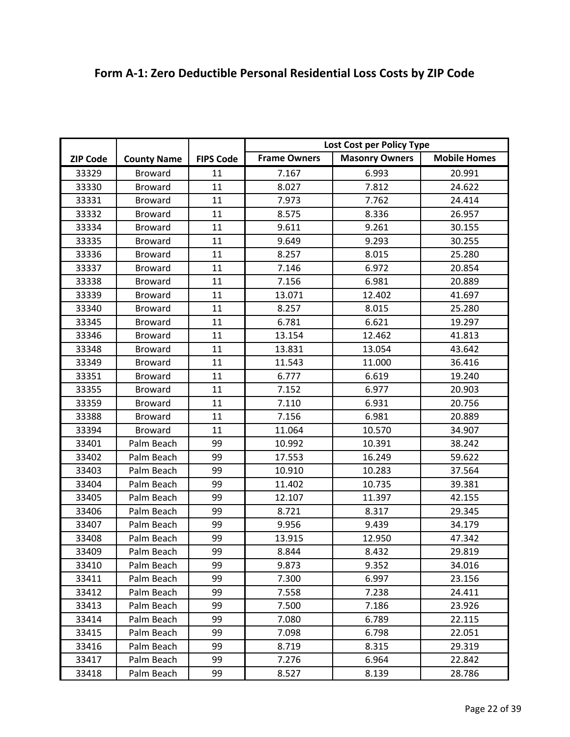## Form A-1: Zero Deductible Personal Residential Loss Costs by ZIP Code

| ZIP Code | County Name | FIPS Code | Lost Cost per Policy Type | | |
|---|---|---|---|---|---|
| | | | Frame Owners | Masonry Owners | Mobile Homes |
| 33329 | Broward | 11 | 7.167 | 6.993 | 20.991 |
| 33330 | Broward | 11 | 8.027 | 7.812 | 24.622 |
| 33331 | Broward | 11 | 7.973 | 7.762 | 24.414 |
| 33332 | Broward | 11 | 8.575 | 8.336 | 26.957 |
| 33334 | Broward | 11 | 9.611 | 9.261 | 30.155 |
| 33335 | Broward | 11 | 9.649 | 9.293 | 30.255 |
| 33336 | Broward | 11 | 8.257 | 8.015 | 25.280 |
| 33337 | Broward | 11 | 7.146 | 6.972 | 20.854 |
| 33338 | Broward | 11 | 7.156 | 6.981 | 20.889 |
| 33339 | Broward | 11 | 13.071 | 12.402 | 41.697 |
| 33340 | Broward | 11 | 8.257 | 8.015 | 25.280 |
| 33345 | Broward | 11 | 6.781 | 6.621 | 19.297 |
| 33346 | Broward | 11 | 13.154 | 12.462 | 41.813 |
| 33348 | Broward | 11 | 13.831 | 13.054 | 43.642 |
| 33349 | Broward | 11 | 11.543 | 11.000 | 36.416 |
| 33351 | Broward | 11 | 6.777 | 6.619 | 19.240 |
| 33355 | Broward | 11 | 7.152 | 6.977 | 20.903 |
| 33359 | Broward | 11 | 7.110 | 6.931 | 20.756 |
| 33388 | Broward | 11 | 7.156 | 6.981 | 20.889 |
| 33394 | Broward | 11 | 11.064 | 10.570 | 34.907 |
| 33401 | Palm Beach | 99 | 10.992 | 10.391 | 38.242 |
| 33402 | Palm Beach | 99 | 17.553 | 16.249 | 59.622 |
| 33403 | Palm Beach | 99 | 10.910 | 10.283 | 37.564 |
| 33404 | Palm Beach | 99 | 11.402 | 10.735 | 39.381 |
| 33405 | Palm Beach | 99 | 12.107 | 11.397 | 42.155 |
| 33406 | Palm Beach | 99 | 8.721 | 8.317 | 29.345 |
| 33407 | Palm Beach | 99 | 9.956 | 9.439 | 34.179 |
| 33408 | Palm Beach | 99 | 13.915 | 12.950 | 47.342 |
| 33409 | Palm Beach | 99 | 8.844 | 8.432 | 29.819 |
| 33410 | Palm Beach | 99 | 9.873 | 9.352 | 34.016 |
| 33411 | Palm Beach | 99 | 7.300 | 6.997 | 23.156 |
| 33412 | Palm Beach | 99 | 7.558 | 7.238 | 24.411 |
| 33413 | Palm Beach | 99 | 7.500 | 7.186 | 23.926 |
| 33414 | Palm Beach | 99 | 7.080 | 6.789 | 22.115 |
| 33415 | Palm Beach | 99 | 7.098 | 6.798 | 22.051 |
| 33416 | Palm Beach | 99 | 8.719 | 8.315 | 29.319 |
| 33417 | Palm Beach | 99 | 7.276 | 6.964 | 22.842 |
| 33418 | Palm Beach | 99 | 8.527 | 8.139 | 28.786 |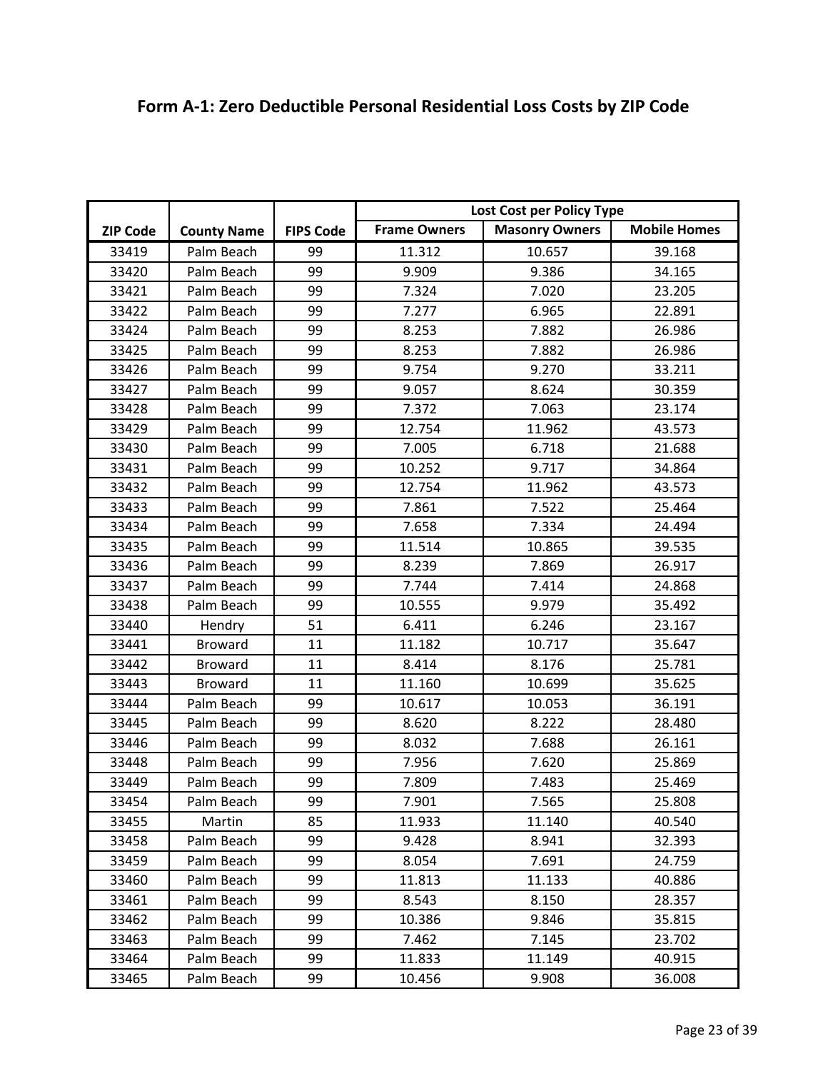## Form A-1: Zero Deductible Personal Residential Loss Costs by ZIP Code

| ZIP Code | County Name | FIPS Code | Lost Cost per Policy Type | | |
|---|---|---|---|---|---|
| | | | Frame Owners | Masonry Owners | Mobile Homes |
| 33419 | Palm Beach | 99 | 11.312 | 10.657 | 39.168 |
| 33420 | Palm Beach | 99 | 9.909 | 9.386 | 34.165 |
| 33421 | Palm Beach | 99 | 7.324 | 7.020 | 23.205 |
| 33422 | Palm Beach | 99 | 7.277 | 6.965 | 22.891 |
| 33424 | Palm Beach | 99 | 8.253 | 7.882 | 26.986 |
| 33425 | Palm Beach | 99 | 8.253 | 7.882 | 26.986 |
| 33426 | Palm Beach | 99 | 9.754 | 9.270 | 33.211 |
| 33427 | Palm Beach | 99 | 9.057 | 8.624 | 30.359 |
| 33428 | Palm Beach | 99 | 7.372 | 7.063 | 23.174 |
| 33429 | Palm Beach | 99 | 12.754 | 11.962 | 43.573 |
| 33430 | Palm Beach | 99 | 7.005 | 6.718 | 21.688 |
| 33431 | Palm Beach | 99 | 10.252 | 9.717 | 34.864 |
| 33432 | Palm Beach | 99 | 12.754 | 11.962 | 43.573 |
| 33433 | Palm Beach | 99 | 7.861 | 7.522 | 25.464 |
| 33434 | Palm Beach | 99 | 7.658 | 7.334 | 24.494 |
| 33435 | Palm Beach | 99 | 11.514 | 10.865 | 39.535 |
| 33436 | Palm Beach | 99 | 8.239 | 7.869 | 26.917 |
| 33437 | Palm Beach | 99 | 7.744 | 7.414 | 24.868 |
| 33438 | Palm Beach | 99 | 10.555 | 9.979 | 35.492 |
| 33440 | Hendry | 51 | 6.411 | 6.246 | 23.167 |
| 33441 | Broward | 11 | 11.182 | 10.717 | 35.647 |
| 33442 | Broward | 11 | 8.414 | 8.176 | 25.781 |
| 33443 | Broward | 11 | 11.160 | 10.699 | 35.625 |
| 33444 | Palm Beach | 99 | 10.617 | 10.053 | 36.191 |
| 33445 | Palm Beach | 99 | 8.620 | 8.222 | 28.480 |
| 33446 | Palm Beach | 99 | 8.032 | 7.688 | 26.161 |
| 33448 | Palm Beach | 99 | 7.956 | 7.620 | 25.869 |
| 33449 | Palm Beach | 99 | 7.809 | 7.483 | 25.469 |
| 33454 | Palm Beach | 99 | 7.901 | 7.565 | 25.808 |
| 33455 | Martin | 85 | 11.933 | 11.140 | 40.540 |
| 33458 | Palm Beach | 99 | 9.428 | 8.941 | 32.393 |
| 33459 | Palm Beach | 99 | 8.054 | 7.691 | 24.759 |
| 33460 | Palm Beach | 99 | 11.813 | 11.133 | 40.886 |
| 33461 | Palm Beach | 99 | 8.543 | 8.150 | 28.357 |
| 33462 | Palm Beach | 99 | 10.386 | 9.846 | 35.815 |
| 33463 | Palm Beach | 99 | 7.462 | 7.145 | 23.702 |
| 33464 | Palm Beach | 99 | 11.833 | 11.149 | 40.915 |
| 33465 | Palm Beach | 99 | 10.456 | 9.908 | 36.008 |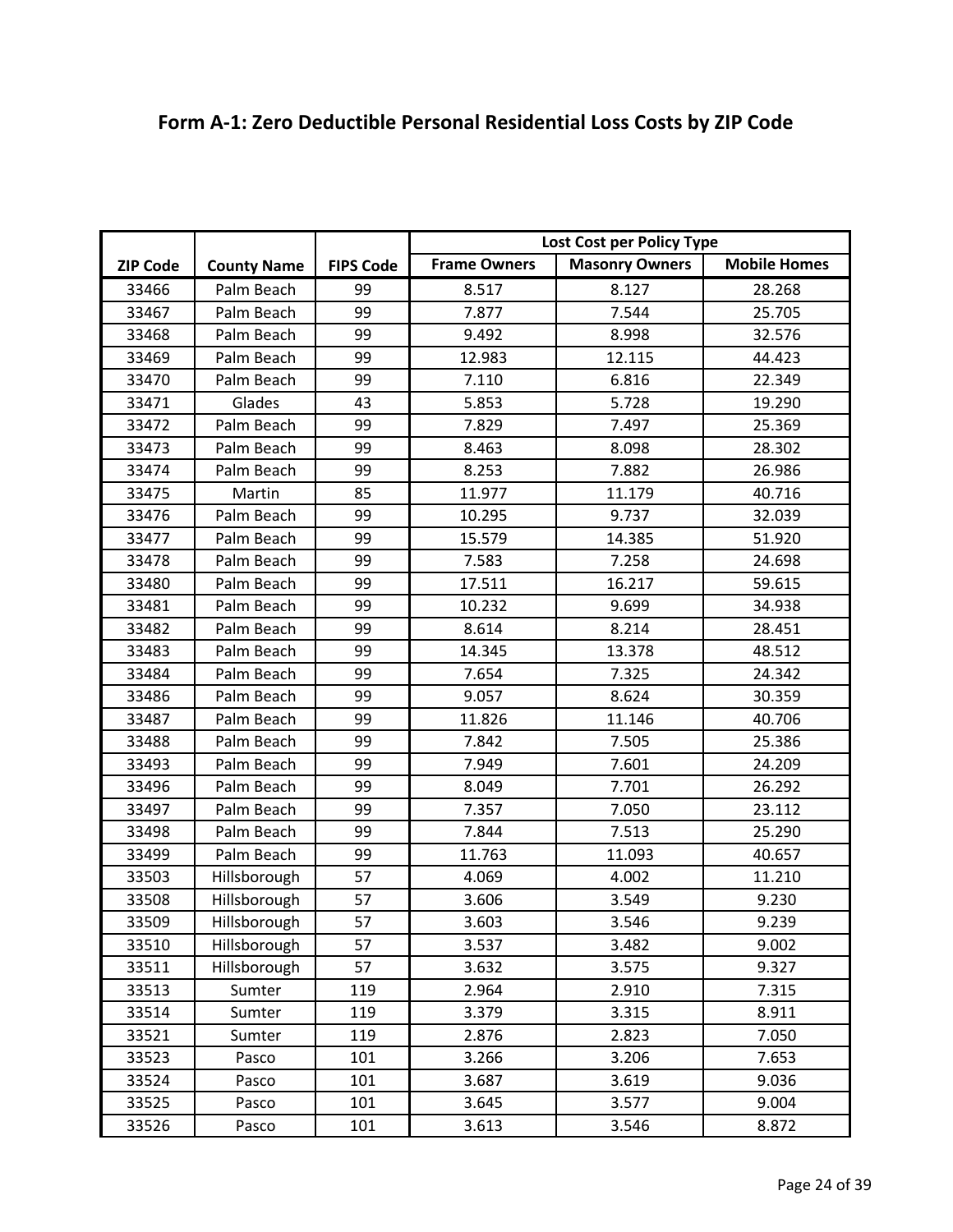## Form A-1: Zero Deductible Personal Residential Loss Costs by ZIP Code

| ZIP Code | County Name | FIPS Code | Lost Cost per Policy Type | | |
|---|---|---|---|---|---|
| | | | Frame Owners | Masonry Owners | Mobile Homes |
| 33466 | Palm Beach | 99 | 8.517 | 8.127 | 28.268 |
| 33467 | Palm Beach | 99 | 7.877 | 7.544 | 25.705 |
| 33468 | Palm Beach | 99 | 9.492 | 8.998 | 32.576 |
| 33469 | Palm Beach | 99 | 12.983 | 12.115 | 44.423 |
| 33470 | Palm Beach | 99 | 7.110 | 6.816 | 22.349 |
| 33471 | Glades | 43 | 5.853 | 5.728 | 19.290 |
| 33472 | Palm Beach | 99 | 7.829 | 7.497 | 25.369 |
| 33473 | Palm Beach | 99 | 8.463 | 8.098 | 28.302 |
| 33474 | Palm Beach | 99 | 8.253 | 7.882 | 26.986 |
| 33475 | Martin | 85 | 11.977 | 11.179 | 40.716 |
| 33476 | Palm Beach | 99 | 10.295 | 9.737 | 32.039 |
| 33477 | Palm Beach | 99 | 15.579 | 14.385 | 51.920 |
| 33478 | Palm Beach | 99 | 7.583 | 7.258 | 24.698 |
| 33480 | Palm Beach | 99 | 17.511 | 16.217 | 59.615 |
| 33481 | Palm Beach | 99 | 10.232 | 9.699 | 34.938 |
| 33482 | Palm Beach | 99 | 8.614 | 8.214 | 28.451 |
| 33483 | Palm Beach | 99 | 14.345 | 13.378 | 48.512 |
| 33484 | Palm Beach | 99 | 7.654 | 7.325 | 24.342 |
| 33486 | Palm Beach | 99 | 9.057 | 8.624 | 30.359 |
| 33487 | Palm Beach | 99 | 11.826 | 11.146 | 40.706 |
| 33488 | Palm Beach | 99 | 7.842 | 7.505 | 25.386 |
| 33493 | Palm Beach | 99 | 7.949 | 7.601 | 24.209 |
| 33496 | Palm Beach | 99 | 8.049 | 7.701 | 26.292 |
| 33497 | Palm Beach | 99 | 7.357 | 7.050 | 23.112 |
| 33498 | Palm Beach | 99 | 7.844 | 7.513 | 25.290 |
| 33499 | Palm Beach | 99 | 11.763 | 11.093 | 40.657 |
| 33503 | Hillsborough | 57 | 4.069 | 4.002 | 11.210 |
| 33508 | Hillsborough | 57 | 3.606 | 3.549 | 9.230 |
| 33509 | Hillsborough | 57 | 3.603 | 3.546 | 9.239 |
| 33510 | Hillsborough | 57 | 3.537 | 3.482 | 9.002 |
| 33511 | Hillsborough | 57 | 3.632 | 3.575 | 9.327 |
| 33513 | Sumter | 119 | 2.964 | 2.910 | 7.315 |
| 33514 | Sumter | 119 | 3.379 | 3.315 | 8.911 |
| 33521 | Sumter | 119 | 2.876 | 2.823 | 7.050 |
| 33523 | Pasco | 101 | 3.266 | 3.206 | 7.653 |
| 33524 | Pasco | 101 | 3.687 | 3.619 | 9.036 |
| 33525 | Pasco | 101 | 3.645 | 3.577 | 9.004 |
| 33526 | Pasco | 101 | 3.613 | 3.546 | 8.872 |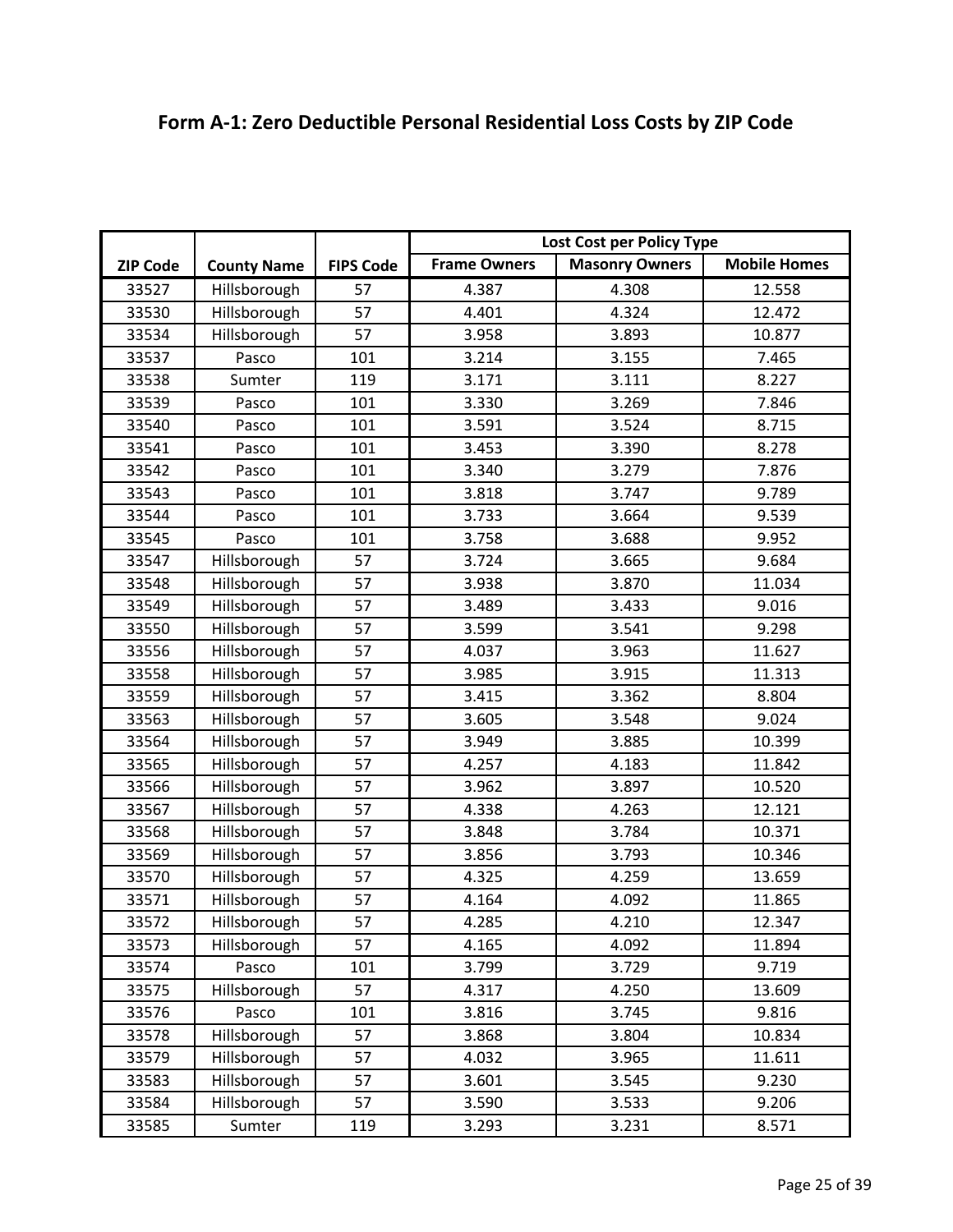## Form A-1: Zero Deductible Personal Residential Loss Costs by ZIP Code

| ZIP Code | County Name | FIPS Code | Lost Cost per Policy Type | | |
|---|---|---|---|---|---|
| | | | Frame Owners | Masonry Owners | Mobile Homes |
| 33527 | Hillsborough | 57 | 4.387 | 4.308 | 12.558 |
| 33530 | Hillsborough | 57 | 4.401 | 4.324 | 12.472 |
| 33534 | Hillsborough | 57 | 3.958 | 3.893 | 10.877 |
| 33537 | Pasco | 101 | 3.214 | 3.155 | 7.465 |
| 33538 | Sumter | 119 | 3.171 | 3.111 | 8.227 |
| 33539 | Pasco | 101 | 3.330 | 3.269 | 7.846 |
| 33540 | Pasco | 101 | 3.591 | 3.524 | 8.715 |
| 33541 | Pasco | 101 | 3.453 | 3.390 | 8.278 |
| 33542 | Pasco | 101 | 3.340 | 3.279 | 7.876 |
| 33543 | Pasco | 101 | 3.818 | 3.747 | 9.789 |
| 33544 | Pasco | 101 | 3.733 | 3.664 | 9.539 |
| 33545 | Pasco | 101 | 3.758 | 3.688 | 9.952 |
| 33547 | Hillsborough | 57 | 3.724 | 3.665 | 9.684 |
| 33548 | Hillsborough | 57 | 3.938 | 3.870 | 11.034 |
| 33549 | Hillsborough | 57 | 3.489 | 3.433 | 9.016 |
| 33550 | Hillsborough | 57 | 3.599 | 3.541 | 9.298 |
| 33556 | Hillsborough | 57 | 4.037 | 3.963 | 11.627 |
| 33558 | Hillsborough | 57 | 3.985 | 3.915 | 11.313 |
| 33559 | Hillsborough | 57 | 3.415 | 3.362 | 8.804 |
| 33563 | Hillsborough | 57 | 3.605 | 3.548 | 9.024 |
| 33564 | Hillsborough | 57 | 3.949 | 3.885 | 10.399 |
| 33565 | Hillsborough | 57 | 4.257 | 4.183 | 11.842 |
| 33566 | Hillsborough | 57 | 3.962 | 3.897 | 10.520 |
| 33567 | Hillsborough | 57 | 4.338 | 4.263 | 12.121 |
| 33568 | Hillsborough | 57 | 3.848 | 3.784 | 10.371 |
| 33569 | Hillsborough | 57 | 3.856 | 3.793 | 10.346 |
| 33570 | Hillsborough | 57 | 4.325 | 4.259 | 13.659 |
| 33571 | Hillsborough | 57 | 4.164 | 4.092 | 11.865 |
| 33572 | Hillsborough | 57 | 4.285 | 4.210 | 12.347 |
| 33573 | Hillsborough | 57 | 4.165 | 4.092 | 11.894 |
| 33574 | Pasco | 101 | 3.799 | 3.729 | 9.719 |
| 33575 | Hillsborough | 57 | 4.317 | 4.250 | 13.609 |
| 33576 | Pasco | 101 | 3.816 | 3.745 | 9.816 |
| 33578 | Hillsborough | 57 | 3.868 | 3.804 | 10.834 |
| 33579 | Hillsborough | 57 | 4.032 | 3.965 | 11.611 |
| 33583 | Hillsborough | 57 | 3.601 | 3.545 | 9.230 |
| 33584 | Hillsborough | 57 | 3.590 | 3.533 | 9.206 |
| 33585 | Sumter | 119 | 3.293 | 3.231 | 8.571 |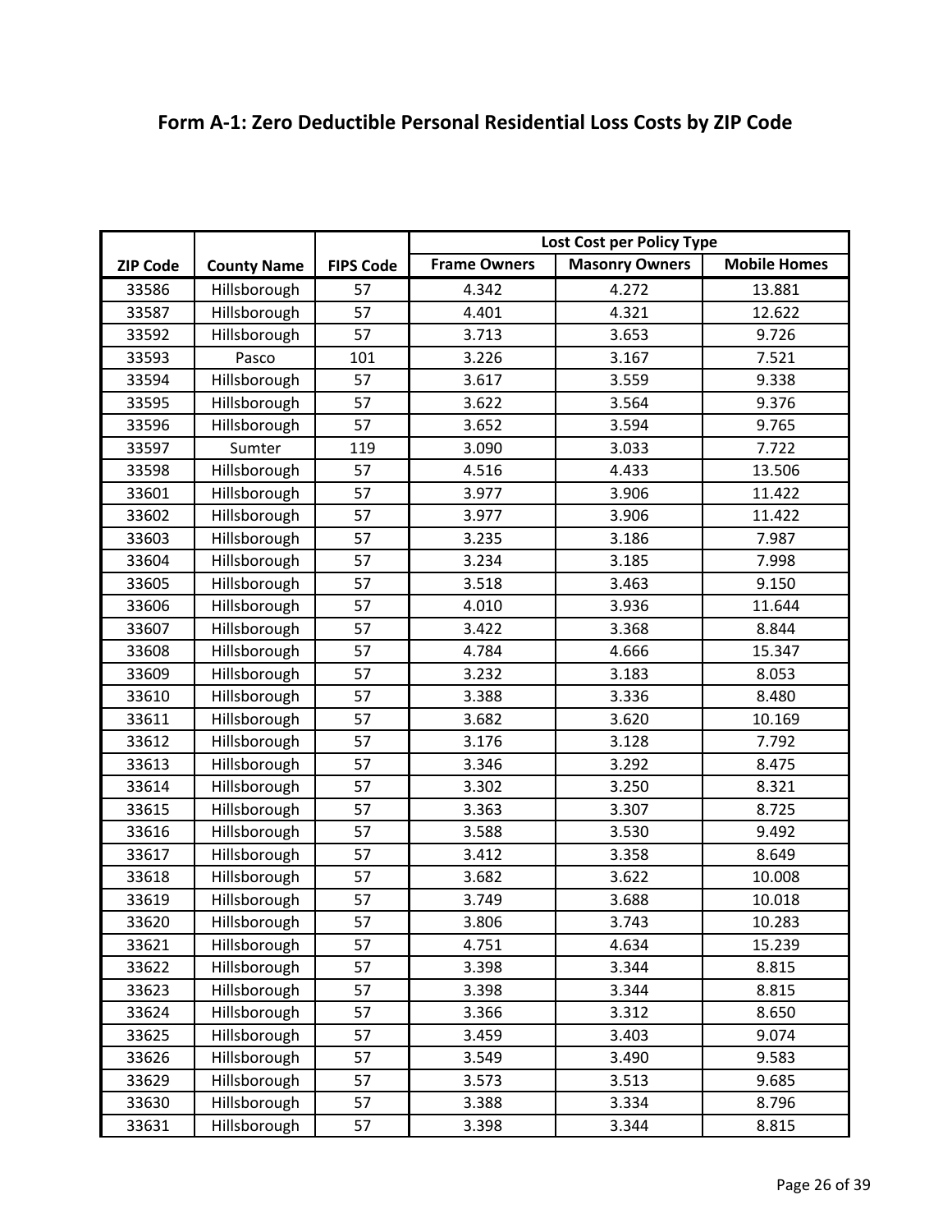## Form A-1: Zero Deductible Personal Residential Loss Costs by ZIP Code

| ZIP Code | County Name | FIPS Code | Lost Cost per Policy Type | | |
|---|---|---|---|---|---|
| | | | Frame Owners | Masonry Owners | Mobile Homes |
| 33586 | Hillsborough | 57 | 4.342 | 4.272 | 13.881 |
| 33587 | Hillsborough | 57 | 4.401 | 4.321 | 12.622 |
| 33592 | Hillsborough | 57 | 3.713 | 3.653 | 9.726 |
| 33593 | Pasco | 101 | 3.226 | 3.167 | 7.521 |
| 33594 | Hillsborough | 57 | 3.617 | 3.559 | 9.338 |
| 33595 | Hillsborough | 57 | 3.622 | 3.564 | 9.376 |
| 33596 | Hillsborough | 57 | 3.652 | 3.594 | 9.765 |
| 33597 | Sumter | 119 | 3.090 | 3.033 | 7.722 |
| 33598 | Hillsborough | 57 | 4.516 | 4.433 | 13.506 |
| 33601 | Hillsborough | 57 | 3.977 | 3.906 | 11.422 |
| 33602 | Hillsborough | 57 | 3.977 | 3.906 | 11.422 |
| 33603 | Hillsborough | 57 | 3.235 | 3.186 | 7.987 |
| 33604 | Hillsborough | 57 | 3.234 | 3.185 | 7.998 |
| 33605 | Hillsborough | 57 | 3.518 | 3.463 | 9.150 |
| 33606 | Hillsborough | 57 | 4.010 | 3.936 | 11.644 |
| 33607 | Hillsborough | 57 | 3.422 | 3.368 | 8.844 |
| 33608 | Hillsborough | 57 | 4.784 | 4.666 | 15.347 |
| 33609 | Hillsborough | 57 | 3.232 | 3.183 | 8.053 |
| 33610 | Hillsborough | 57 | 3.388 | 3.336 | 8.480 |
| 33611 | Hillsborough | 57 | 3.682 | 3.620 | 10.169 |
| 33612 | Hillsborough | 57 | 3.176 | 3.128 | 7.792 |
| 33613 | Hillsborough | 57 | 3.346 | 3.292 | 8.475 |
| 33614 | Hillsborough | 57 | 3.302 | 3.250 | 8.321 |
| 33615 | Hillsborough | 57 | 3.363 | 3.307 | 8.725 |
| 33616 | Hillsborough | 57 | 3.588 | 3.530 | 9.492 |
| 33617 | Hillsborough | 57 | 3.412 | 3.358 | 8.649 |
| 33618 | Hillsborough | 57 | 3.682 | 3.622 | 10.008 |
| 33619 | Hillsborough | 57 | 3.749 | 3.688 | 10.018 |
| 33620 | Hillsborough | 57 | 3.806 | 3.743 | 10.283 |
| 33621 | Hillsborough | 57 | 4.751 | 4.634 | 15.239 |
| 33622 | Hillsborough | 57 | 3.398 | 3.344 | 8.815 |
| 33623 | Hillsborough | 57 | 3.398 | 3.344 | 8.815 |
| 33624 | Hillsborough | 57 | 3.366 | 3.312 | 8.650 |
| 33625 | Hillsborough | 57 | 3.459 | 3.403 | 9.074 |
| 33626 | Hillsborough | 57 | 3.549 | 3.490 | 9.583 |
| 33629 | Hillsborough | 57 | 3.573 | 3.513 | 9.685 |
| 33630 | Hillsborough | 57 | 3.388 | 3.334 | 8.796 |
| 33631 | Hillsborough | 57 | 3.398 | 3.344 | 8.815 |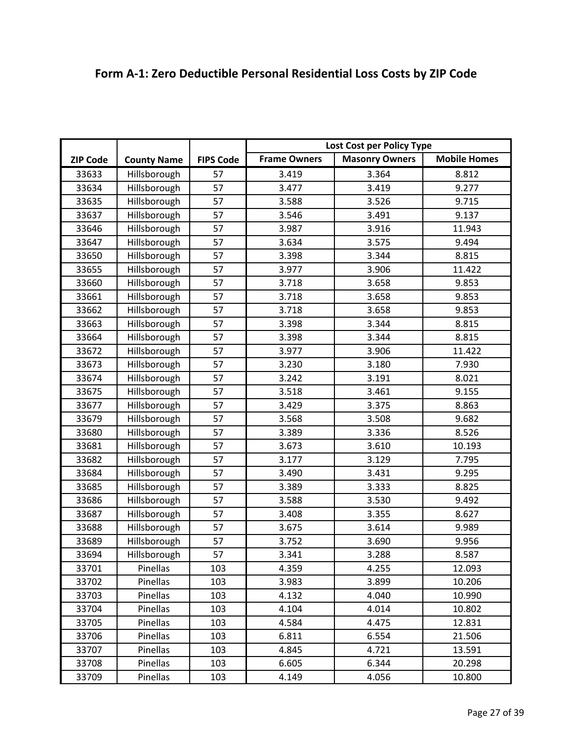## Form A-1: Zero Deductible Personal Residential Loss Costs by ZIP Code

| ZIP Code | County Name | FIPS Code | Lost Cost per Policy Type | | |
|---|---|---|---|---|---|
| | | | Frame Owners | Masonry Owners | Mobile Homes |
| 33633 | Hillsborough | 57 | 3.419 | 3.364 | 8.812 |
| 33634 | Hillsborough | 57 | 3.477 | 3.419 | 9.277 |
| 33635 | Hillsborough | 57 | 3.588 | 3.526 | 9.715 |
| 33637 | Hillsborough | 57 | 3.546 | 3.491 | 9.137 |
| 33646 | Hillsborough | 57 | 3.987 | 3.916 | 11.943 |
| 33647 | Hillsborough | 57 | 3.634 | 3.575 | 9.494 |
| 33650 | Hillsborough | 57 | 3.398 | 3.344 | 8.815 |
| 33655 | Hillsborough | 57 | 3.977 | 3.906 | 11.422 |
| 33660 | Hillsborough | 57 | 3.718 | 3.658 | 9.853 |
| 33661 | Hillsborough | 57 | 3.718 | 3.658 | 9.853 |
| 33662 | Hillsborough | 57 | 3.718 | 3.658 | 9.853 |
| 33663 | Hillsborough | 57 | 3.398 | 3.344 | 8.815 |
| 33664 | Hillsborough | 57 | 3.398 | 3.344 | 8.815 |
| 33672 | Hillsborough | 57 | 3.977 | 3.906 | 11.422 |
| 33673 | Hillsborough | 57 | 3.230 | 3.180 | 7.930 |
| 33674 | Hillsborough | 57 | 3.242 | 3.191 | 8.021 |
| 33675 | Hillsborough | 57 | 3.518 | 3.461 | 9.155 |
| 33677 | Hillsborough | 57 | 3.429 | 3.375 | 8.863 |
| 33679 | Hillsborough | 57 | 3.568 | 3.508 | 9.682 |
| 33680 | Hillsborough | 57 | 3.389 | 3.336 | 8.526 |
| 33681 | Hillsborough | 57 | 3.673 | 3.610 | 10.193 |
| 33682 | Hillsborough | 57 | 3.177 | 3.129 | 7.795 |
| 33684 | Hillsborough | 57 | 3.490 | 3.431 | 9.295 |
| 33685 | Hillsborough | 57 | 3.389 | 3.333 | 8.825 |
| 33686 | Hillsborough | 57 | 3.588 | 3.530 | 9.492 |
| 33687 | Hillsborough | 57 | 3.408 | 3.355 | 8.627 |
| 33688 | Hillsborough | 57 | 3.675 | 3.614 | 9.989 |
| 33689 | Hillsborough | 57 | 3.752 | 3.690 | 9.956 |
| 33694 | Hillsborough | 57 | 3.341 | 3.288 | 8.587 |
| 33701 | Pinellas | 103 | 4.359 | 4.255 | 12.093 |
| 33702 | Pinellas | 103 | 3.983 | 3.899 | 10.206 |
| 33703 | Pinellas | 103 | 4.132 | 4.040 | 10.990 |
| 33704 | Pinellas | 103 | 4.104 | 4.014 | 10.802 |
| 33705 | Pinellas | 103 | 4.584 | 4.475 | 12.831 |
| 33706 | Pinellas | 103 | 6.811 | 6.554 | 21.506 |
| 33707 | Pinellas | 103 | 4.845 | 4.721 | 13.591 |
| 33708 | Pinellas | 103 | 6.605 | 6.344 | 20.298 |
| 33709 | Pinellas | 103 | 4.149 | 4.056 | 10.800 |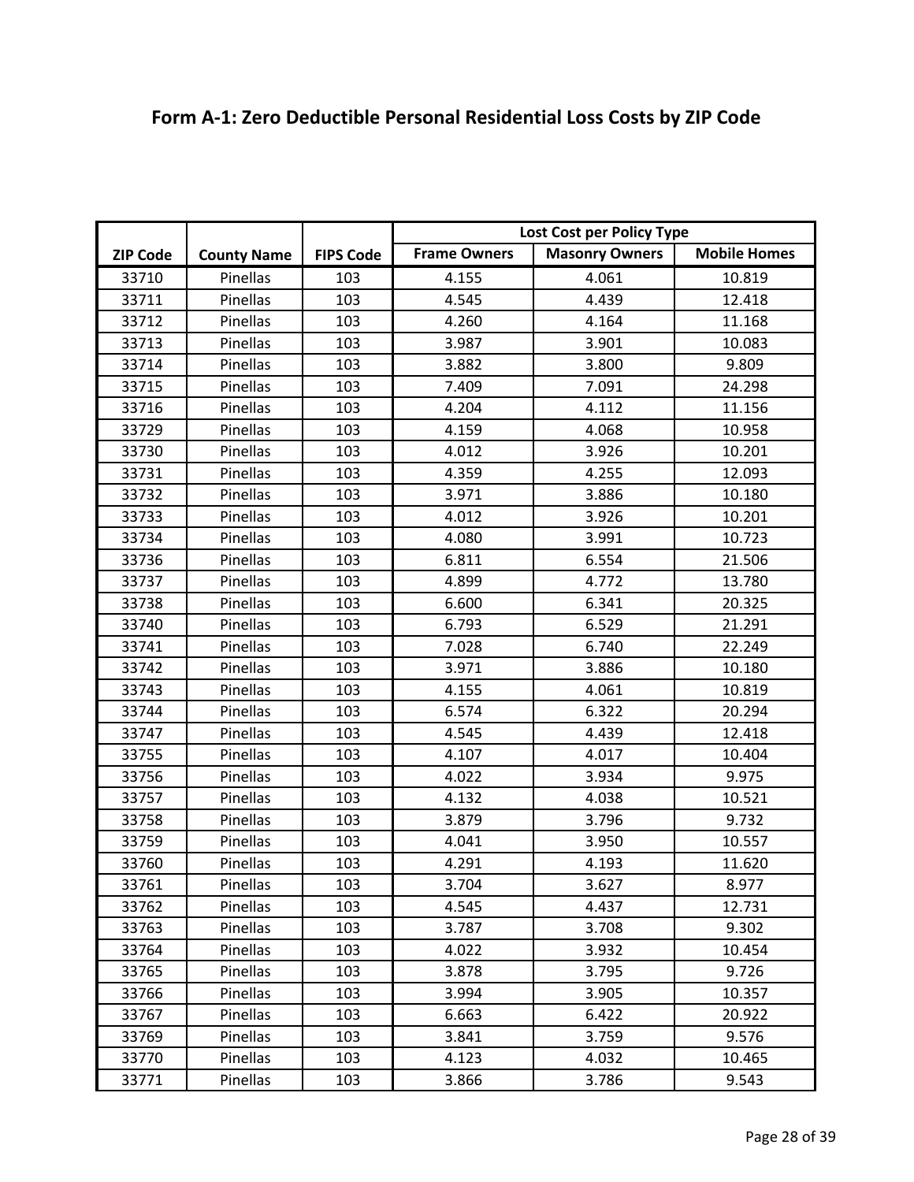## Form A-1: Zero Deductible Personal Residential Loss Costs by ZIP Code

| | | | Lost Cost per Policy Type | | |
|---|---|---|---|---|---|
| ZIP Code | County Name | FIPS Code | Frame Owners | Masonry Owners | Mobile Homes |
| 33710 | Pinellas | 103 | 4.155 | 4.061 | 10.819 |
| 33711 | Pinellas | 103 | 4.545 | 4.439 | 12.418 |
| 33712 | Pinellas | 103 | 4.260 | 4.164 | 11.168 |
| 33713 | Pinellas | 103 | 3.987 | 3.901 | 10.083 |
| 33714 | Pinellas | 103 | 3.882 | 3.800 | 9.809 |
| 33715 | Pinellas | 103 | 7.409 | 7.091 | 24.298 |
| 33716 | Pinellas | 103 | 4.204 | 4.112 | 11.156 |
| 33729 | Pinellas | 103 | 4.159 | 4.068 | 10.958 |
| 33730 | Pinellas | 103 | 4.012 | 3.926 | 10.201 |
| 33731 | Pinellas | 103 | 4.359 | 4.255 | 12.093 |
| 33732 | Pinellas | 103 | 3.971 | 3.886 | 10.180 |
| 33733 | Pinellas | 103 | 4.012 | 3.926 | 10.201 |
| 33734 | Pinellas | 103 | 4.080 | 3.991 | 10.723 |
| 33736 | Pinellas | 103 | 6.811 | 6.554 | 21.506 |
| 33737 | Pinellas | 103 | 4.899 | 4.772 | 13.780 |
| 33738 | Pinellas | 103 | 6.600 | 6.341 | 20.325 |
| 33740 | Pinellas | 103 | 6.793 | 6.529 | 21.291 |
| 33741 | Pinellas | 103 | 7.028 | 6.740 | 22.249 |
| 33742 | Pinellas | 103 | 3.971 | 3.886 | 10.180 |
| 33743 | Pinellas | 103 | 4.155 | 4.061 | 10.819 |
| 33744 | Pinellas | 103 | 6.574 | 6.322 | 20.294 |
| 33747 | Pinellas | 103 | 4.545 | 4.439 | 12.418 |
| 33755 | Pinellas | 103 | 4.107 | 4.017 | 10.404 |
| 33756 | Pinellas | 103 | 4.022 | 3.934 | 9.975 |
| 33757 | Pinellas | 103 | 4.132 | 4.038 | 10.521 |
| 33758 | Pinellas | 103 | 3.879 | 3.796 | 9.732 |
| 33759 | Pinellas | 103 | 4.041 | 3.950 | 10.557 |
| 33760 | Pinellas | 103 | 4.291 | 4.193 | 11.620 |
| 33761 | Pinellas | 103 | 3.704 | 3.627 | 8.977 |
| 33762 | Pinellas | 103 | 4.545 | 4.437 | 12.731 |
| 33763 | Pinellas | 103 | 3.787 | 3.708 | 9.302 |
| 33764 | Pinellas | 103 | 4.022 | 3.932 | 10.454 |
| 33765 | Pinellas | 103 | 3.878 | 3.795 | 9.726 |
| 33766 | Pinellas | 103 | 3.994 | 3.905 | 10.357 |
| 33767 | Pinellas | 103 | 6.663 | 6.422 | 20.922 |
| 33769 | Pinellas | 103 | 3.841 | 3.759 | 9.576 |
| 33770 | Pinellas | 103 | 4.123 | 4.032 | 10.465 |
| 33771 | Pinellas | 103 | 3.866 | 3.786 | 9.543 |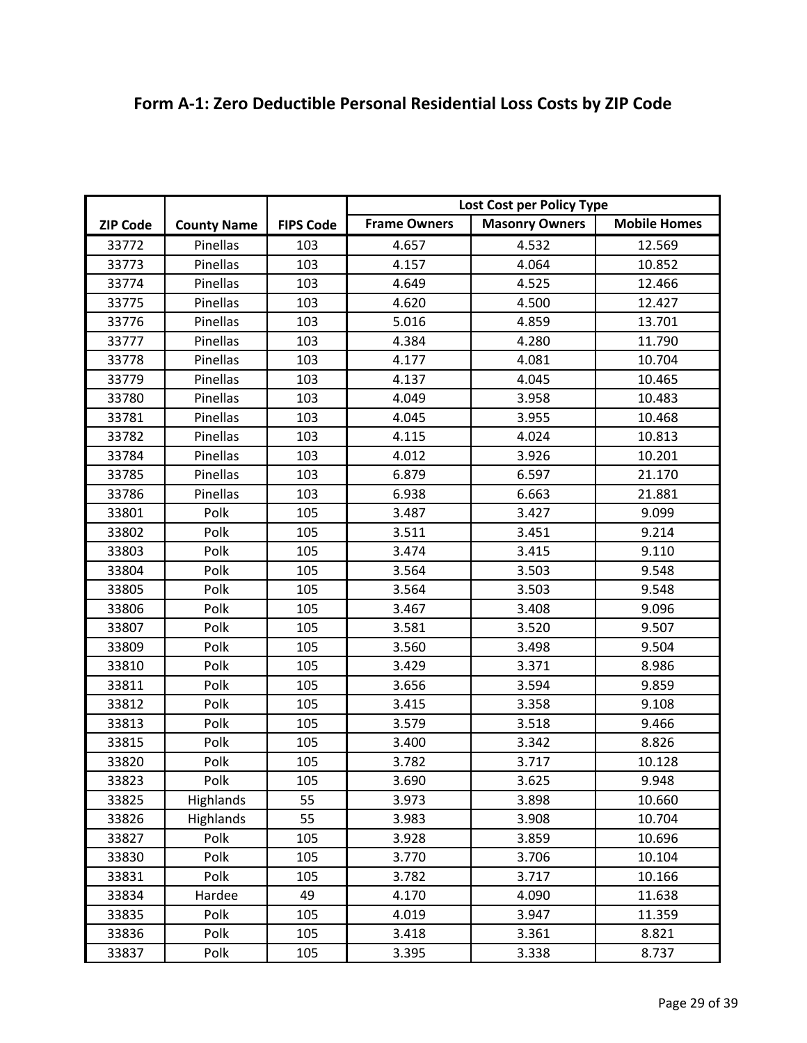## Form A-1: Zero Deductible Personal Residential Loss Costs by ZIP Code

| ZIP Code | County Name | FIPS Code | Lost Cost per Policy Type | | |
|---|---|---|---|---|---|
| | | | Frame Owners | Masonry Owners | Mobile Homes |
| 33772 | Pinellas | 103 | 4.657 | 4.532 | 12.569 |
| 33773 | Pinellas | 103 | 4.157 | 4.064 | 10.852 |
| 33774 | Pinellas | 103 | 4.649 | 4.525 | 12.466 |
| 33775 | Pinellas | 103 | 4.620 | 4.500 | 12.427 |
| 33776 | Pinellas | 103 | 5.016 | 4.859 | 13.701 |
| 33777 | Pinellas | 103 | 4.384 | 4.280 | 11.790 |
| 33778 | Pinellas | 103 | 4.177 | 4.081 | 10.704 |
| 33779 | Pinellas | 103 | 4.137 | 4.045 | 10.465 |
| 33780 | Pinellas | 103 | 4.049 | 3.958 | 10.483 |
| 33781 | Pinellas | 103 | 4.045 | 3.955 | 10.468 |
| 33782 | Pinellas | 103 | 4.115 | 4.024 | 10.813 |
| 33784 | Pinellas | 103 | 4.012 | 3.926 | 10.201 |
| 33785 | Pinellas | 103 | 6.879 | 6.597 | 21.170 |
| 33786 | Pinellas | 103 | 6.938 | 6.663 | 21.881 |
| 33801 | Polk | 105 | 3.487 | 3.427 | 9.099 |
| 33802 | Polk | 105 | 3.511 | 3.451 | 9.214 |
| 33803 | Polk | 105 | 3.474 | 3.415 | 9.110 |
| 33804 | Polk | 105 | 3.564 | 3.503 | 9.548 |
| 33805 | Polk | 105 | 3.564 | 3.503 | 9.548 |
| 33806 | Polk | 105 | 3.467 | 3.408 | 9.096 |
| 33807 | Polk | 105 | 3.581 | 3.520 | 9.507 |
| 33809 | Polk | 105 | 3.560 | 3.498 | 9.504 |
| 33810 | Polk | 105 | 3.429 | 3.371 | 8.986 |
| 33811 | Polk | 105 | 3.656 | 3.594 | 9.859 |
| 33812 | Polk | 105 | 3.415 | 3.358 | 9.108 |
| 33813 | Polk | 105 | 3.579 | 3.518 | 9.466 |
| 33815 | Polk | 105 | 3.400 | 3.342 | 8.826 |
| 33820 | Polk | 105 | 3.782 | 3.717 | 10.128 |
| 33823 | Polk | 105 | 3.690 | 3.625 | 9.948 |
| 33825 | Highlands | 55 | 3.973 | 3.898 | 10.660 |
| 33826 | Highlands | 55 | 3.983 | 3.908 | 10.704 |
| 33827 | Polk | 105 | 3.928 | 3.859 | 10.696 |
| 33830 | Polk | 105 | 3.770 | 3.706 | 10.104 |
| 33831 | Polk | 105 | 3.782 | 3.717 | 10.166 |
| 33834 | Hardee | 49 | 4.170 | 4.090 | 11.638 |
| 33835 | Polk | 105 | 4.019 | 3.947 | 11.359 |
| 33836 | Polk | 105 | 3.418 | 3.361 | 8.821 |
| 33837 | Polk | 105 | 3.395 | 3.338 | 8.737 |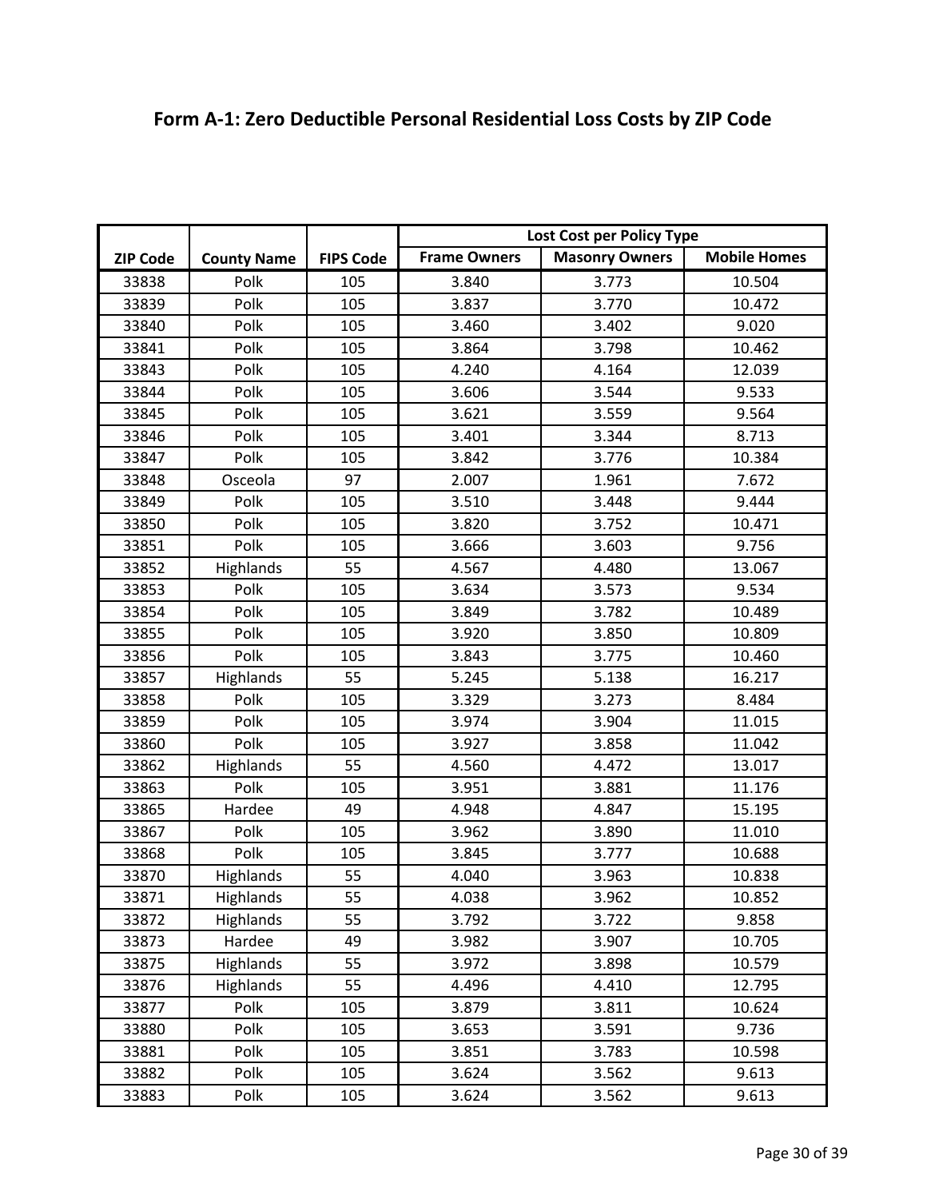# Form A-1: Zero Deductible Personal Residential Loss Costs by ZIP Code

| ZIP Code | County Name | FIPS Code | Lost Cost per Policy Type | | |
|---|---|---|---|---|---|
| | | | Frame Owners | Masonry Owners | Mobile Homes |
| 33838 | Polk | 105 | 3.840 | 3.773 | 10.504 |
| 33839 | Polk | 105 | 3.837 | 3.770 | 10.472 |
| 33840 | Polk | 105 | 3.460 | 3.402 | 9.020 |
| 33841 | Polk | 105 | 3.864 | 3.798 | 10.462 |
| 33843 | Polk | 105 | 4.240 | 4.164 | 12.039 |
| 33844 | Polk | 105 | 3.606 | 3.544 | 9.533 |
| 33845 | Polk | 105 | 3.621 | 3.559 | 9.564 |
| 33846 | Polk | 105 | 3.401 | 3.344 | 8.713 |
| 33847 | Polk | 105 | 3.842 | 3.776 | 10.384 |
| 33848 | Osceola | 97 | 2.007 | 1.961 | 7.672 |
| 33849 | Polk | 105 | 3.510 | 3.448 | 9.444 |
| 33850 | Polk | 105 | 3.820 | 3.752 | 10.471 |
| 33851 | Polk | 105 | 3.666 | 3.603 | 9.756 |
| 33852 | Highlands | 55 | 4.567 | 4.480 | 13.067 |
| 33853 | Polk | 105 | 3.634 | 3.573 | 9.534 |
| 33854 | Polk | 105 | 3.849 | 3.782 | 10.489 |
| 33855 | Polk | 105 | 3.920 | 3.850 | 10.809 |
| 33856 | Polk | 105 | 3.843 | 3.775 | 10.460 |
| 33857 | Highlands | 55 | 5.245 | 5.138 | 16.217 |
| 33858 | Polk | 105 | 3.329 | 3.273 | 8.484 |
| 33859 | Polk | 105 | 3.974 | 3.904 | 11.015 |
| 33860 | Polk | 105 | 3.927 | 3.858 | 11.042 |
| 33862 | Highlands | 55 | 4.560 | 4.472 | 13.017 |
| 33863 | Polk | 105 | 3.951 | 3.881 | 11.176 |
| 33865 | Hardee | 49 | 4.948 | 4.847 | 15.195 |
| 33867 | Polk | 105 | 3.962 | 3.890 | 11.010 |
| 33868 | Polk | 105 | 3.845 | 3.777 | 10.688 |
| 33870 | Highlands | 55 | 4.040 | 3.963 | 10.838 |
| 33871 | Highlands | 55 | 4.038 | 3.962 | 10.852 |
| 33872 | Highlands | 55 | 3.792 | 3.722 | 9.858 |
| 33873 | Hardee | 49 | 3.982 | 3.907 | 10.705 |
| 33875 | Highlands | 55 | 3.972 | 3.898 | 10.579 |
| 33876 | Highlands | 55 | 4.496 | 4.410 | 12.795 |
| 33877 | Polk | 105 | 3.879 | 3.811 | 10.624 |
| 33880 | Polk | 105 | 3.653 | 3.591 | 9.736 |
| 33881 | Polk | 105 | 3.851 | 3.783 | 10.598 |
| 33882 | Polk | 105 | 3.624 | 3.562 | 9.613 |
| 33883 | Polk | 105 | 3.624 | 3.562 | 9.613 |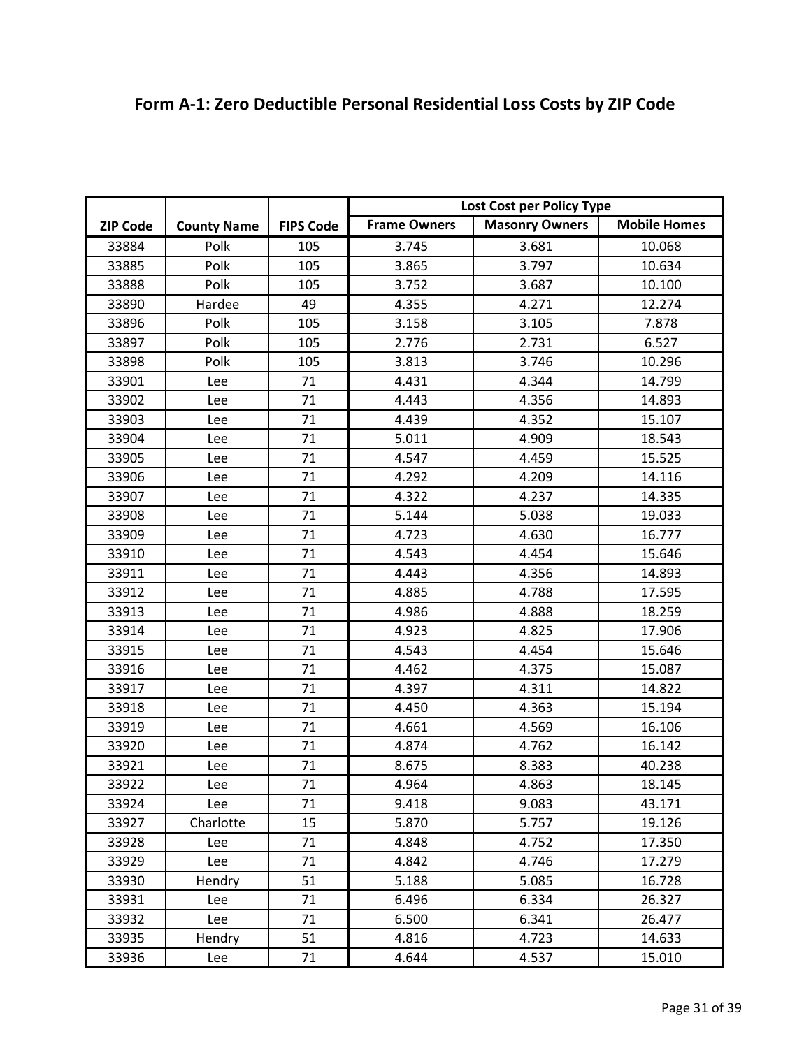## Form A-1: Zero Deductible Personal Residential Loss Costs by ZIP Code

| ZIP Code | County Name | FIPS Code | Lost Cost per Policy Type | | |
|---|---|---|---|---|---|
| | | | Frame Owners | Masonry Owners | Mobile Homes |
| 33884 | Polk | 105 | 3.745 | 3.681 | 10.068 |
| 33885 | Polk | 105 | 3.865 | 3.797 | 10.634 |
| 33888 | Polk | 105 | 3.752 | 3.687 | 10.100 |
| 33890 | Hardee | 49 | 4.355 | 4.271 | 12.274 |
| 33896 | Polk | 105 | 3.158 | 3.105 | 7.878 |
| 33897 | Polk | 105 | 2.776 | 2.731 | 6.527 |
| 33898 | Polk | 105 | 3.813 | 3.746 | 10.296 |
| 33901 | Lee | 71 | 4.431 | 4.344 | 14.799 |
| 33902 | Lee | 71 | 4.443 | 4.356 | 14.893 |
| 33903 | Lee | 71 | 4.439 | 4.352 | 15.107 |
| 33904 | Lee | 71 | 5.011 | 4.909 | 18.543 |
| 33905 | Lee | 71 | 4.547 | 4.459 | 15.525 |
| 33906 | Lee | 71 | 4.292 | 4.209 | 14.116 |
| 33907 | Lee | 71 | 4.322 | 4.237 | 14.335 |
| 33908 | Lee | 71 | 5.144 | 5.038 | 19.033 |
| 33909 | Lee | 71 | 4.723 | 4.630 | 16.777 |
| 33910 | Lee | 71 | 4.543 | 4.454 | 15.646 |
| 33911 | Lee | 71 | 4.443 | 4.356 | 14.893 |
| 33912 | Lee | 71 | 4.885 | 4.788 | 17.595 |
| 33913 | Lee | 71 | 4.986 | 4.888 | 18.259 |
| 33914 | Lee | 71 | 4.923 | 4.825 | 17.906 |
| 33915 | Lee | 71 | 4.543 | 4.454 | 15.646 |
| 33916 | Lee | 71 | 4.462 | 4.375 | 15.087 |
| 33917 | Lee | 71 | 4.397 | 4.311 | 14.822 |
| 33918 | Lee | 71 | 4.450 | 4.363 | 15.194 |
| 33919 | Lee | 71 | 4.661 | 4.569 | 16.106 |
| 33920 | Lee | 71 | 4.874 | 4.762 | 16.142 |
| 33921 | Lee | 71 | 8.675 | 8.383 | 40.238 |
| 33922 | Lee | 71 | 4.964 | 4.863 | 18.145 |
| 33924 | Lee | 71 | 9.418 | 9.083 | 43.171 |
| 33927 | Charlotte | 15 | 5.870 | 5.757 | 19.126 |
| 33928 | Lee | 71 | 4.848 | 4.752 | 17.350 |
| 33929 | Lee | 71 | 4.842 | 4.746 | 17.279 |
| 33930 | Hendry | 51 | 5.188 | 5.085 | 16.728 |
| 33931 | Lee | 71 | 6.496 | 6.334 | 26.327 |
| 33932 | Lee | 71 | 6.500 | 6.341 | 26.477 |
| 33935 | Hendry | 51 | 4.816 | 4.723 | 14.633 |
| 33936 | Lee | 71 | 4.644 | 4.537 | 15.010 |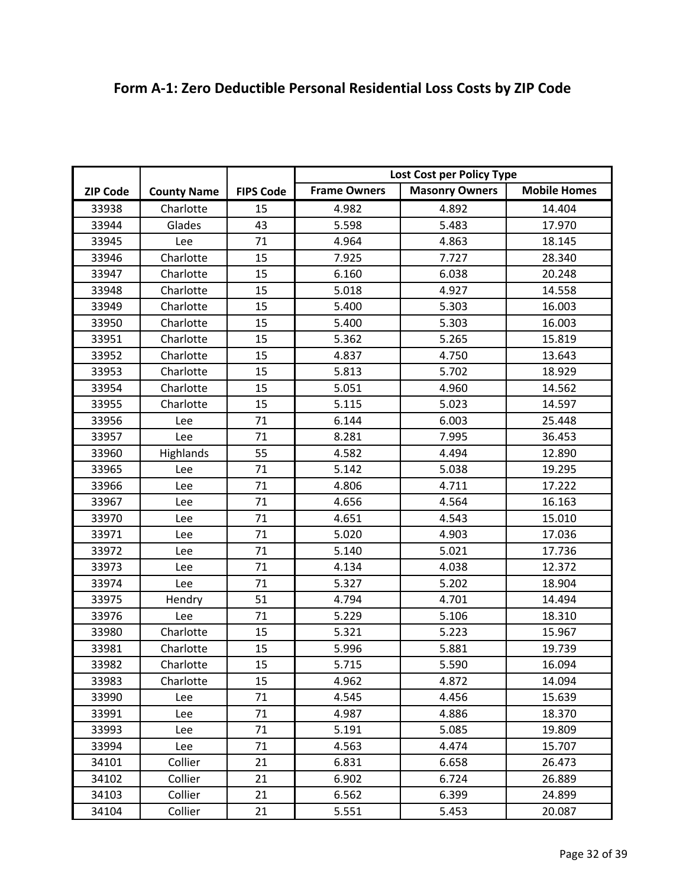# Form A-1: Zero Deductible Personal Residential Loss Costs by ZIP Code

| ZIP Code | County Name | FIPS Code | Lost Cost per Policy Type | | |
|---|---|---|---|---|---|
| | | | Frame Owners | Masonry Owners | Mobile Homes |
| 33938 | Charlotte | 15 | 4.982 | 4.892 | 14.404 |
| 33944 | Glades | 43 | 5.598 | 5.483 | 17.970 |
| 33945 | Lee | 71 | 4.964 | 4.863 | 18.145 |
| 33946 | Charlotte | 15 | 7.925 | 7.727 | 28.340 |
| 33947 | Charlotte | 15 | 6.160 | 6.038 | 20.248 |
| 33948 | Charlotte | 15 | 5.018 | 4.927 | 14.558 |
| 33949 | Charlotte | 15 | 5.400 | 5.303 | 16.003 |
| 33950 | Charlotte | 15 | 5.400 | 5.303 | 16.003 |
| 33951 | Charlotte | 15 | 5.362 | 5.265 | 15.819 |
| 33952 | Charlotte | 15 | 4.837 | 4.750 | 13.643 |
| 33953 | Charlotte | 15 | 5.813 | 5.702 | 18.929 |
| 33954 | Charlotte | 15 | 5.051 | 4.960 | 14.562 |
| 33955 | Charlotte | 15 | 5.115 | 5.023 | 14.597 |
| 33956 | Lee | 71 | 6.144 | 6.003 | 25.448 |
| 33957 | Lee | 71 | 8.281 | 7.995 | 36.453 |
| 33960 | Highlands | 55 | 4.582 | 4.494 | 12.890 |
| 33965 | Lee | 71 | 5.142 | 5.038 | 19.295 |
| 33966 | Lee | 71 | 4.806 | 4.711 | 17.222 |
| 33967 | Lee | 71 | 4.656 | 4.564 | 16.163 |
| 33970 | Lee | 71 | 4.651 | 4.543 | 15.010 |
| 33971 | Lee | 71 | 5.020 | 4.903 | 17.036 |
| 33972 | Lee | 71 | 5.140 | 5.021 | 17.736 |
| 33973 | Lee | 71 | 4.134 | 4.038 | 12.372 |
| 33974 | Lee | 71 | 5.327 | 5.202 | 18.904 |
| 33975 | Hendry | 51 | 4.794 | 4.701 | 14.494 |
| 33976 | Lee | 71 | 5.229 | 5.106 | 18.310 |
| 33980 | Charlotte | 15 | 5.321 | 5.223 | 15.967 |
| 33981 | Charlotte | 15 | 5.996 | 5.881 | 19.739 |
| 33982 | Charlotte | 15 | 5.715 | 5.590 | 16.094 |
| 33983 | Charlotte | 15 | 4.962 | 4.872 | 14.094 |
| 33990 | Lee | 71 | 4.545 | 4.456 | 15.639 |
| 33991 | Lee | 71 | 4.987 | 4.886 | 18.370 |
| 33993 | Lee | 71 | 5.191 | 5.085 | 19.809 |
| 33994 | Lee | 71 | 4.563 | 4.474 | 15.707 |
| 34101 | Collier | 21 | 6.831 | 6.658 | 26.473 |
| 34102 | Collier | 21 | 6.902 | 6.724 | 26.889 |
| 34103 | Collier | 21 | 6.562 | 6.399 | 24.899 |
| 34104 | Collier | 21 | 5.551 | 5.453 | 20.087 |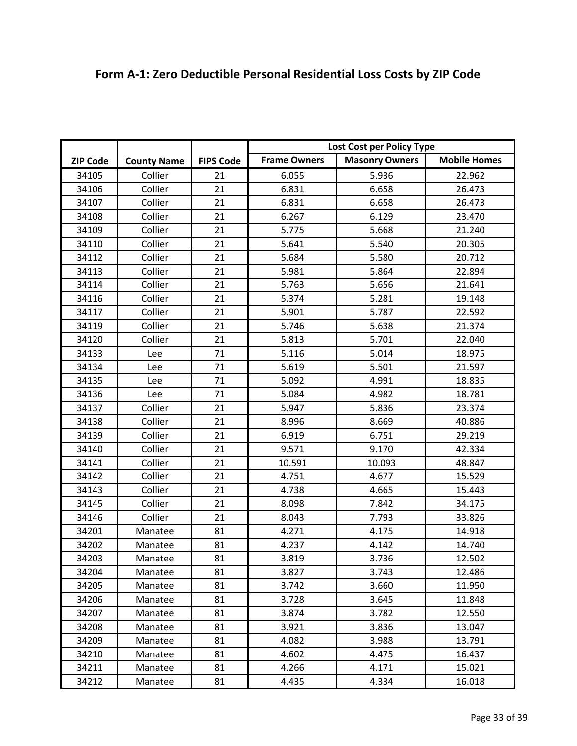# Form A-1: Zero Deductible Personal Residential Loss Costs by ZIP Code

| ZIP Code | County Name | FIPS Code | Lost Cost per Policy Type | | |
|---|---|---|---|---|---|
| | | | Frame Owners | Masonry Owners | Mobile Homes |
| 34105 | Collier | 21 | 6.055 | 5.936 | 22.962 |
| 34106 | Collier | 21 | 6.831 | 6.658 | 26.473 |
| 34107 | Collier | 21 | 6.831 | 6.658 | 26.473 |
| 34108 | Collier | 21 | 6.267 | 6.129 | 23.470 |
| 34109 | Collier | 21 | 5.775 | 5.668 | 21.240 |
| 34110 | Collier | 21 | 5.641 | 5.540 | 20.305 |
| 34112 | Collier | 21 | 5.684 | 5.580 | 20.712 |
| 34113 | Collier | 21 | 5.981 | 5.864 | 22.894 |
| 34114 | Collier | 21 | 5.763 | 5.656 | 21.641 |
| 34116 | Collier | 21 | 5.374 | 5.281 | 19.148 |
| 34117 | Collier | 21 | 5.901 | 5.787 | 22.592 |
| 34119 | Collier | 21 | 5.746 | 5.638 | 21.374 |
| 34120 | Collier | 21 | 5.813 | 5.701 | 22.040 |
| 34133 | Lee | 71 | 5.116 | 5.014 | 18.975 |
| 34134 | Lee | 71 | 5.619 | 5.501 | 21.597 |
| 34135 | Lee | 71 | 5.092 | 4.991 | 18.835 |
| 34136 | Lee | 71 | 5.084 | 4.982 | 18.781 |
| 34137 | Collier | 21 | 5.947 | 5.836 | 23.374 |
| 34138 | Collier | 21 | 8.996 | 8.669 | 40.886 |
| 34139 | Collier | 21 | 6.919 | 6.751 | 29.219 |
| 34140 | Collier | 21 | 9.571 | 9.170 | 42.334 |
| 34141 | Collier | 21 | 10.591 | 10.093 | 48.847 |
| 34142 | Collier | 21 | 4.751 | 4.677 | 15.529 |
| 34143 | Collier | 21 | 4.738 | 4.665 | 15.443 |
| 34145 | Collier | 21 | 8.098 | 7.842 | 34.175 |
| 34146 | Collier | 21 | 8.043 | 7.793 | 33.826 |
| 34201 | Manatee | 81 | 4.271 | 4.175 | 14.918 |
| 34202 | Manatee | 81 | 4.237 | 4.142 | 14.740 |
| 34203 | Manatee | 81 | 3.819 | 3.736 | 12.502 |
| 34204 | Manatee | 81 | 3.827 | 3.743 | 12.486 |
| 34205 | Manatee | 81 | 3.742 | 3.660 | 11.950 |
| 34206 | Manatee | 81 | 3.728 | 3.645 | 11.848 |
| 34207 | Manatee | 81 | 3.874 | 3.782 | 12.550 |
| 34208 | Manatee | 81 | 3.921 | 3.836 | 13.047 |
| 34209 | Manatee | 81 | 4.082 | 3.988 | 13.791 |
| 34210 | Manatee | 81 | 4.602 | 4.475 | 16.437 |
| 34211 | Manatee | 81 | 4.266 | 4.171 | 15.021 |
| 34212 | Manatee | 81 | 4.435 | 4.334 | 16.018 |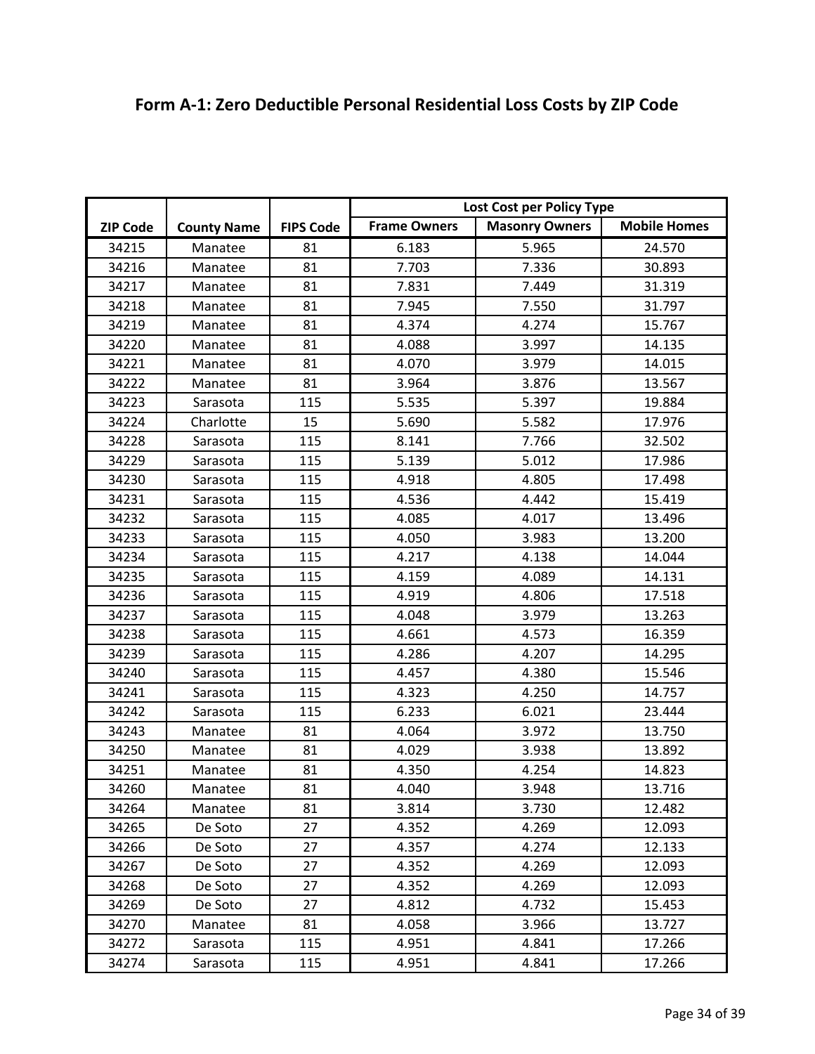## Form A-1: Zero Deductible Personal Residential Loss Costs by ZIP Code

| ZIP Code | County Name | FIPS Code | Lost Cost per Policy Type | | |
|---|---|---|---|---|---|
| | | | Frame Owners | Masonry Owners | Mobile Homes |
| 34215 | Manatee | 81 | 6.183 | 5.965 | 24.570 |
| 34216 | Manatee | 81 | 7.703 | 7.336 | 30.893 |
| 34217 | Manatee | 81 | 7.831 | 7.449 | 31.319 |
| 34218 | Manatee | 81 | 7.945 | 7.550 | 31.797 |
| 34219 | Manatee | 81 | 4.374 | 4.274 | 15.767 |
| 34220 | Manatee | 81 | 4.088 | 3.997 | 14.135 |
| 34221 | Manatee | 81 | 4.070 | 3.979 | 14.015 |
| 34222 | Manatee | 81 | 3.964 | 3.876 | 13.567 |
| 34223 | Sarasota | 115 | 5.535 | 5.397 | 19.884 |
| 34224 | Charlotte | 15 | 5.690 | 5.582 | 17.976 |
| 34228 | Sarasota | 115 | 8.141 | 7.766 | 32.502 |
| 34229 | Sarasota | 115 | 5.139 | 5.012 | 17.986 |
| 34230 | Sarasota | 115 | 4.918 | 4.805 | 17.498 |
| 34231 | Sarasota | 115 | 4.536 | 4.442 | 15.419 |
| 34232 | Sarasota | 115 | 4.085 | 4.017 | 13.496 |
| 34233 | Sarasota | 115 | 4.050 | 3.983 | 13.200 |
| 34234 | Sarasota | 115 | 4.217 | 4.138 | 14.044 |
| 34235 | Sarasota | 115 | 4.159 | 4.089 | 14.131 |
| 34236 | Sarasota | 115 | 4.919 | 4.806 | 17.518 |
| 34237 | Sarasota | 115 | 4.048 | 3.979 | 13.263 |
| 34238 | Sarasota | 115 | 4.661 | 4.573 | 16.359 |
| 34239 | Sarasota | 115 | 4.286 | 4.207 | 14.295 |
| 34240 | Sarasota | 115 | 4.457 | 4.380 | 15.546 |
| 34241 | Sarasota | 115 | 4.323 | 4.250 | 14.757 |
| 34242 | Sarasota | 115 | 6.233 | 6.021 | 23.444 |
| 34243 | Manatee | 81 | 4.064 | 3.972 | 13.750 |
| 34250 | Manatee | 81 | 4.029 | 3.938 | 13.892 |
| 34251 | Manatee | 81 | 4.350 | 4.254 | 14.823 |
| 34260 | Manatee | 81 | 4.040 | 3.948 | 13.716 |
| 34264 | Manatee | 81 | 3.814 | 3.730 | 12.482 |
| 34265 | De Soto | 27 | 4.352 | 4.269 | 12.093 |
| 34266 | De Soto | 27 | 4.357 | 4.274 | 12.133 |
| 34267 | De Soto | 27 | 4.352 | 4.269 | 12.093 |
| 34268 | De Soto | 27 | 4.352 | 4.269 | 12.093 |
| 34269 | De Soto | 27 | 4.812 | 4.732 | 15.453 |
| 34270 | Manatee | 81 | 4.058 | 3.966 | 13.727 |
| 34272 | Sarasota | 115 | 4.951 | 4.841 | 17.266 |
| 34274 | Sarasota | 115 | 4.951 | 4.841 | 17.266 |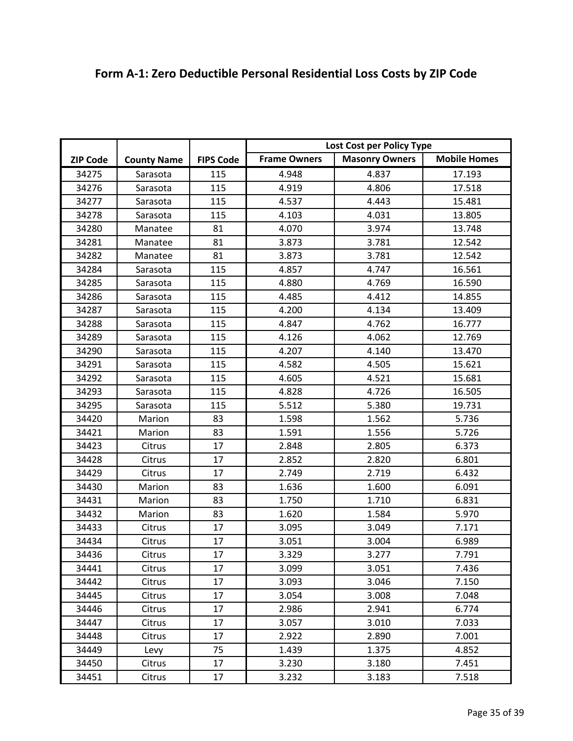## Form A-1: Zero Deductible Personal Residential Loss Costs by ZIP Code

| ZIP Code | County Name | FIPS Code | Lost Cost per Policy Type | | |
|---|---|---|---|---|---|
| | | | Frame Owners | Masonry Owners | Mobile Homes |
| 34275 | Sarasota | 115 | 4.948 | 4.837 | 17.193 |
| 34276 | Sarasota | 115 | 4.919 | 4.806 | 17.518 |
| 34277 | Sarasota | 115 | 4.537 | 4.443 | 15.481 |
| 34278 | Sarasota | 115 | 4.103 | 4.031 | 13.805 |
| 34280 | Manatee | 81 | 4.070 | 3.974 | 13.748 |
| 34281 | Manatee | 81 | 3.873 | 3.781 | 12.542 |
| 34282 | Manatee | 81 | 3.873 | 3.781 | 12.542 |
| 34284 | Sarasota | 115 | 4.857 | 4.747 | 16.561 |
| 34285 | Sarasota | 115 | 4.880 | 4.769 | 16.590 |
| 34286 | Sarasota | 115 | 4.485 | 4.412 | 14.855 |
| 34287 | Sarasota | 115 | 4.200 | 4.134 | 13.409 |
| 34288 | Sarasota | 115 | 4.847 | 4.762 | 16.777 |
| 34289 | Sarasota | 115 | 4.126 | 4.062 | 12.769 |
| 34290 | Sarasota | 115 | 4.207 | 4.140 | 13.470 |
| 34291 | Sarasota | 115 | 4.582 | 4.505 | 15.621 |
| 34292 | Sarasota | 115 | 4.605 | 4.521 | 15.681 |
| 34293 | Sarasota | 115 | 4.828 | 4.726 | 16.505 |
| 34295 | Sarasota | 115 | 5.512 | 5.380 | 19.731 |
| 34420 | Marion | 83 | 1.598 | 1.562 | 5.736 |
| 34421 | Marion | 83 | 1.591 | 1.556 | 5.726 |
| 34423 | Citrus | 17 | 2.848 | 2.805 | 6.373 |
| 34428 | Citrus | 17 | 2.852 | 2.820 | 6.801 |
| 34429 | Citrus | 17 | 2.749 | 2.719 | 6.432 |
| 34430 | Marion | 83 | 1.636 | 1.600 | 6.091 |
| 34431 | Marion | 83 | 1.750 | 1.710 | 6.831 |
| 34432 | Marion | 83 | 1.620 | 1.584 | 5.970 |
| 34433 | Citrus | 17 | 3.095 | 3.049 | 7.171 |
| 34434 | Citrus | 17 | 3.051 | 3.004 | 6.989 |
| 34436 | Citrus | 17 | 3.329 | 3.277 | 7.791 |
| 34441 | Citrus | 17 | 3.099 | 3.051 | 7.436 |
| 34442 | Citrus | 17 | 3.093 | 3.046 | 7.150 |
| 34445 | Citrus | 17 | 3.054 | 3.008 | 7.048 |
| 34446 | Citrus | 17 | 2.986 | 2.941 | 6.774 |
| 34447 | Citrus | 17 | 3.057 | 3.010 | 7.033 |
| 34448 | Citrus | 17 | 2.922 | 2.890 | 7.001 |
| 34449 | Levy | 75 | 1.439 | 1.375 | 4.852 |
| 34450 | Citrus | 17 | 3.230 | 3.180 | 7.451 |
| 34451 | Citrus | 17 | 3.232 | 3.183 | 7.518 |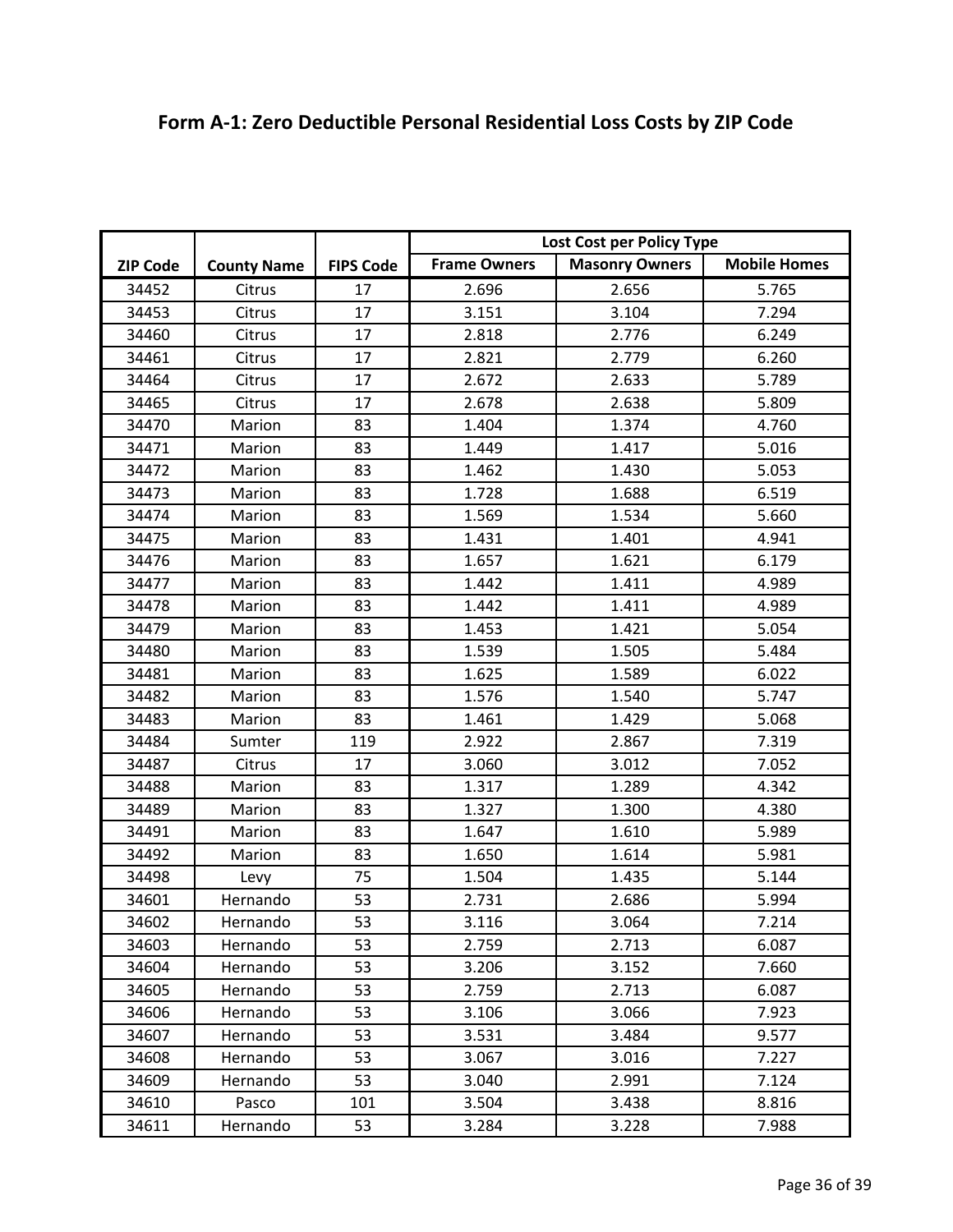## Form A-1: Zero Deductible Personal Residential Loss Costs by ZIP Code

| ZIP Code | County Name | FIPS Code | Lost Cost per Policy Type | | |
|---|---|---|---|---|---|
| | | | Frame Owners | Masonry Owners | Mobile Homes |
| 34452 | Citrus | 17 | 2.696 | 2.656 | 5.765 |
| 34453 | Citrus | 17 | 3.151 | 3.104 | 7.294 |
| 34460 | Citrus | 17 | 2.818 | 2.776 | 6.249 |
| 34461 | Citrus | 17 | 2.821 | 2.779 | 6.260 |
| 34464 | Citrus | 17 | 2.672 | 2.633 | 5.789 |
| 34465 | Citrus | 17 | 2.678 | 2.638 | 5.809 |
| 34470 | Marion | 83 | 1.404 | 1.374 | 4.760 |
| 34471 | Marion | 83 | 1.449 | 1.417 | 5.016 |
| 34472 | Marion | 83 | 1.462 | 1.430 | 5.053 |
| 34473 | Marion | 83 | 1.728 | 1.688 | 6.519 |
| 34474 | Marion | 83 | 1.569 | 1.534 | 5.660 |
| 34475 | Marion | 83 | 1.431 | 1.401 | 4.941 |
| 34476 | Marion | 83 | 1.657 | 1.621 | 6.179 |
| 34477 | Marion | 83 | 1.442 | 1.411 | 4.989 |
| 34478 | Marion | 83 | 1.442 | 1.411 | 4.989 |
| 34479 | Marion | 83 | 1.453 | 1.421 | 5.054 |
| 34480 | Marion | 83 | 1.539 | 1.505 | 5.484 |
| 34481 | Marion | 83 | 1.625 | 1.589 | 6.022 |
| 34482 | Marion | 83 | 1.576 | 1.540 | 5.747 |
| 34483 | Marion | 83 | 1.461 | 1.429 | 5.068 |
| 34484 | Sumter | 119 | 2.922 | 2.867 | 7.319 |
| 34487 | Citrus | 17 | 3.060 | 3.012 | 7.052 |
| 34488 | Marion | 83 | 1.317 | 1.289 | 4.342 |
| 34489 | Marion | 83 | 1.327 | 1.300 | 4.380 |
| 34491 | Marion | 83 | 1.647 | 1.610 | 5.989 |
| 34492 | Marion | 83 | 1.650 | 1.614 | 5.981 |
| 34498 | Levy | 75 | 1.504 | 1.435 | 5.144 |
| 34601 | Hernando | 53 | 2.731 | 2.686 | 5.994 |
| 34602 | Hernando | 53 | 3.116 | 3.064 | 7.214 |
| 34603 | Hernando | 53 | 2.759 | 2.713 | 6.087 |
| 34604 | Hernando | 53 | 3.206 | 3.152 | 7.660 |
| 34605 | Hernando | 53 | 2.759 | 2.713 | 6.087 |
| 34606 | Hernando | 53 | 3.106 | 3.066 | 7.923 |
| 34607 | Hernando | 53 | 3.531 | 3.484 | 9.577 |
| 34608 | Hernando | 53 | 3.067 | 3.016 | 7.227 |
| 34609 | Hernando | 53 | 3.040 | 2.991 | 7.124 |
| 34610 | Pasco | 101 | 3.504 | 3.438 | 8.816 |
| 34611 | Hernando | 53 | 3.284 | 3.228 | 7.988 |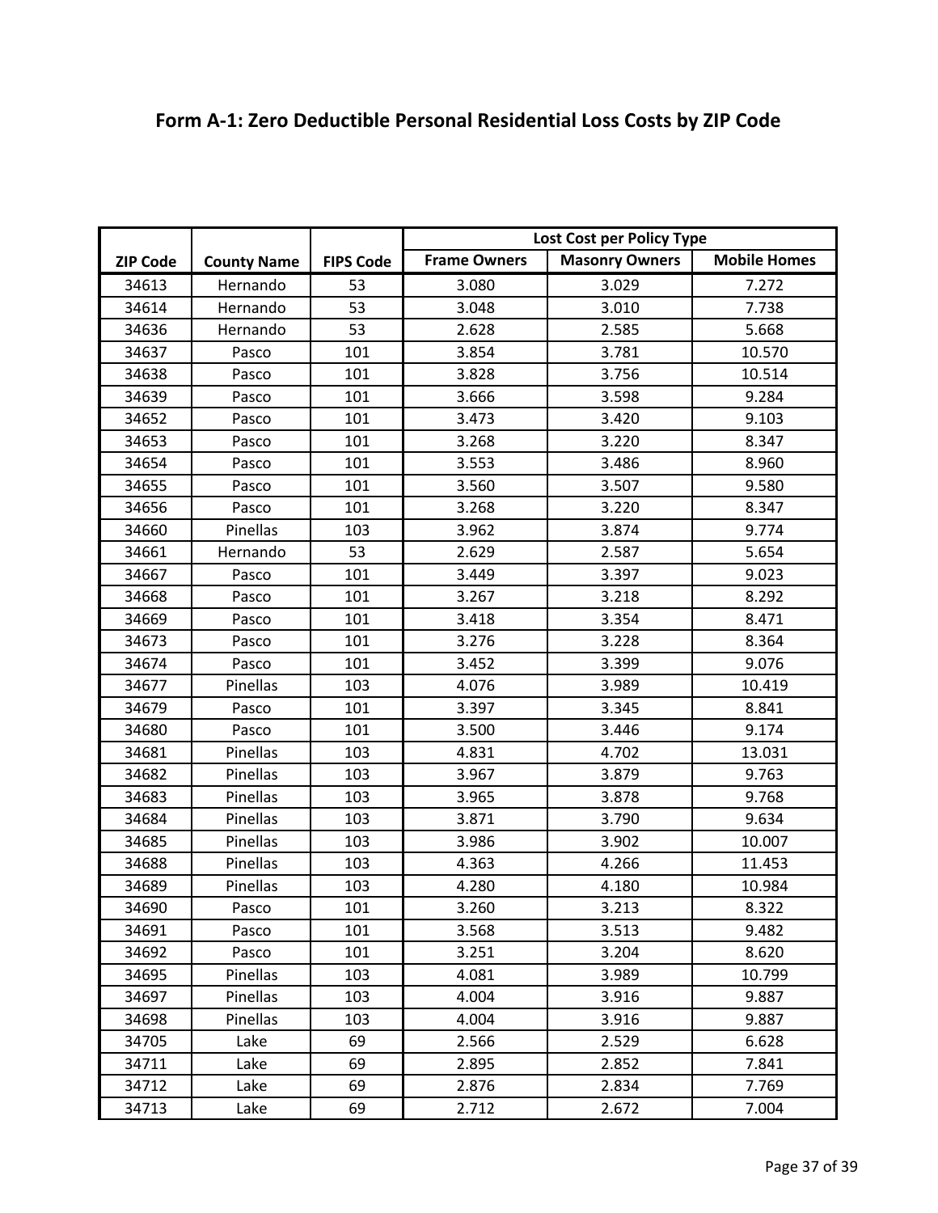## Form A-1: Zero Deductible Personal Residential Loss Costs by ZIP Code

| ZIP Code | County Name | FIPS Code | Lost Cost per Policy Type | | |
|---|---|---|---|---|---|
| | | | Frame Owners | Masonry Owners | Mobile Homes |
| 34613 | Hernando | 53 | 3.080 | 3.029 | 7.272 |
| 34614 | Hernando | 53 | 3.048 | 3.010 | 7.738 |
| 34636 | Hernando | 53 | 2.628 | 2.585 | 5.668 |
| 34637 | Pasco | 101 | 3.854 | 3.781 | 10.570 |
| 34638 | Pasco | 101 | 3.828 | 3.756 | 10.514 |
| 34639 | Pasco | 101 | 3.666 | 3.598 | 9.284 |
| 34652 | Pasco | 101 | 3.473 | 3.420 | 9.103 |
| 34653 | Pasco | 101 | 3.268 | 3.220 | 8.347 |
| 34654 | Pasco | 101 | 3.553 | 3.486 | 8.960 |
| 34655 | Pasco | 101 | 3.560 | 3.507 | 9.580 |
| 34656 | Pasco | 101 | 3.268 | 3.220 | 8.347 |
| 34660 | Pinellas | 103 | 3.962 | 3.874 | 9.774 |
| 34661 | Hernando | 53 | 2.629 | 2.587 | 5.654 |
| 34667 | Pasco | 101 | 3.449 | 3.397 | 9.023 |
| 34668 | Pasco | 101 | 3.267 | 3.218 | 8.292 |
| 34669 | Pasco | 101 | 3.418 | 3.354 | 8.471 |
| 34673 | Pasco | 101 | 3.276 | 3.228 | 8.364 |
| 34674 | Pasco | 101 | 3.452 | 3.399 | 9.076 |
| 34677 | Pinellas | 103 | 4.076 | 3.989 | 10.419 |
| 34679 | Pasco | 101 | 3.397 | 3.345 | 8.841 |
| 34680 | Pasco | 101 | 3.500 | 3.446 | 9.174 |
| 34681 | Pinellas | 103 | 4.831 | 4.702 | 13.031 |
| 34682 | Pinellas | 103 | 3.967 | 3.879 | 9.763 |
| 34683 | Pinellas | 103 | 3.965 | 3.878 | 9.768 |
| 34684 | Pinellas | 103 | 3.871 | 3.790 | 9.634 |
| 34685 | Pinellas | 103 | 3.986 | 3.902 | 10.007 |
| 34688 | Pinellas | 103 | 4.363 | 4.266 | 11.453 |
| 34689 | Pinellas | 103 | 4.280 | 4.180 | 10.984 |
| 34690 | Pasco | 101 | 3.260 | 3.213 | 8.322 |
| 34691 | Pasco | 101 | 3.568 | 3.513 | 9.482 |
| 34692 | Pasco | 101 | 3.251 | 3.204 | 8.620 |
| 34695 | Pinellas | 103 | 4.081 | 3.989 | 10.799 |
| 34697 | Pinellas | 103 | 4.004 | 3.916 | 9.887 |
| 34698 | Pinellas | 103 | 4.004 | 3.916 | 9.887 |
| 34705 | Lake | 69 | 2.566 | 2.529 | 6.628 |
| 34711 | Lake | 69 | 2.895 | 2.852 | 7.841 |
| 34712 | Lake | 69 | 2.876 | 2.834 | 7.769 |
| 34713 | Lake | 69 | 2.712 | 2.672 | 7.004 |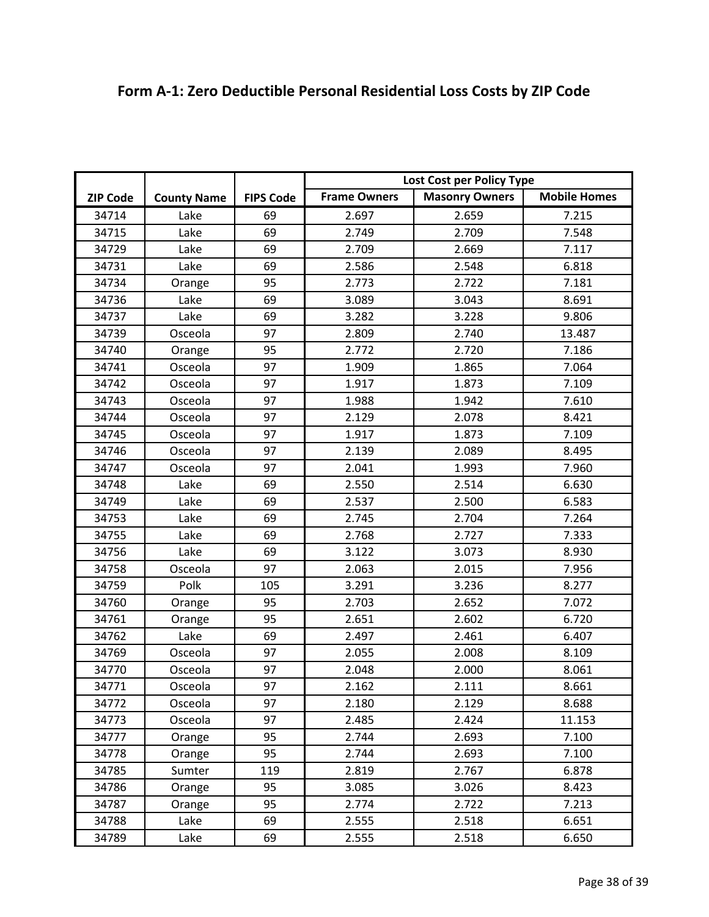# Form A-1: Zero Deductible Personal Residential Loss Costs by ZIP Code

| ZIP Code | County Name | FIPS Code | Lost Cost per Policy Type | | |
|---|---|---|---|---|---|
| | | | Frame Owners | Masonry Owners | Mobile Homes |
| 34714 | Lake | 69 | 2.697 | 2.659 | 7.215 |
| 34715 | Lake | 69 | 2.749 | 2.709 | 7.548 |
| 34729 | Lake | 69 | 2.709 | 2.669 | 7.117 |
| 34731 | Lake | 69 | 2.586 | 2.548 | 6.818 |
| 34734 | Orange | 95 | 2.773 | 2.722 | 7.181 |
| 34736 | Lake | 69 | 3.089 | 3.043 | 8.691 |
| 34737 | Lake | 69 | 3.282 | 3.228 | 9.806 |
| 34739 | Osceola | 97 | 2.809 | 2.740 | 13.487 |
| 34740 | Orange | 95 | 2.772 | 2.720 | 7.186 |
| 34741 | Osceola | 97 | 1.909 | 1.865 | 7.064 |
| 34742 | Osceola | 97 | 1.917 | 1.873 | 7.109 |
| 34743 | Osceola | 97 | 1.988 | 1.942 | 7.610 |
| 34744 | Osceola | 97 | 2.129 | 2.078 | 8.421 |
| 34745 | Osceola | 97 | 1.917 | 1.873 | 7.109 |
| 34746 | Osceola | 97 | 2.139 | 2.089 | 8.495 |
| 34747 | Osceola | 97 | 2.041 | 1.993 | 7.960 |
| 34748 | Lake | 69 | 2.550 | 2.514 | 6.630 |
| 34749 | Lake | 69 | 2.537 | 2.500 | 6.583 |
| 34753 | Lake | 69 | 2.745 | 2.704 | 7.264 |
| 34755 | Lake | 69 | 2.768 | 2.727 | 7.333 |
| 34756 | Lake | 69 | 3.122 | 3.073 | 8.930 |
| 34758 | Osceola | 97 | 2.063 | 2.015 | 7.956 |
| 34759 | Polk | 105 | 3.291 | 3.236 | 8.277 |
| 34760 | Orange | 95 | 2.703 | 2.652 | 7.072 |
| 34761 | Orange | 95 | 2.651 | 2.602 | 6.720 |
| 34762 | Lake | 69 | 2.497 | 2.461 | 6.407 |
| 34769 | Osceola | 97 | 2.055 | 2.008 | 8.109 |
| 34770 | Osceola | 97 | 2.048 | 2.000 | 8.061 |
| 34771 | Osceola | 97 | 2.162 | 2.111 | 8.661 |
| 34772 | Osceola | 97 | 2.180 | 2.129 | 8.688 |
| 34773 | Osceola | 97 | 2.485 | 2.424 | 11.153 |
| 34777 | Orange | 95 | 2.744 | 2.693 | 7.100 |
| 34778 | Orange | 95 | 2.744 | 2.693 | 7.100 |
| 34785 | Sumter | 119 | 2.819 | 2.767 | 6.878 |
| 34786 | Orange | 95 | 3.085 | 3.026 | 8.423 |
| 34787 | Orange | 95 | 2.774 | 2.722 | 7.213 |
| 34788 | Lake | 69 | 2.555 | 2.518 | 6.651 |
| 34789 | Lake | 69 | 2.555 | 2.518 | 6.650 |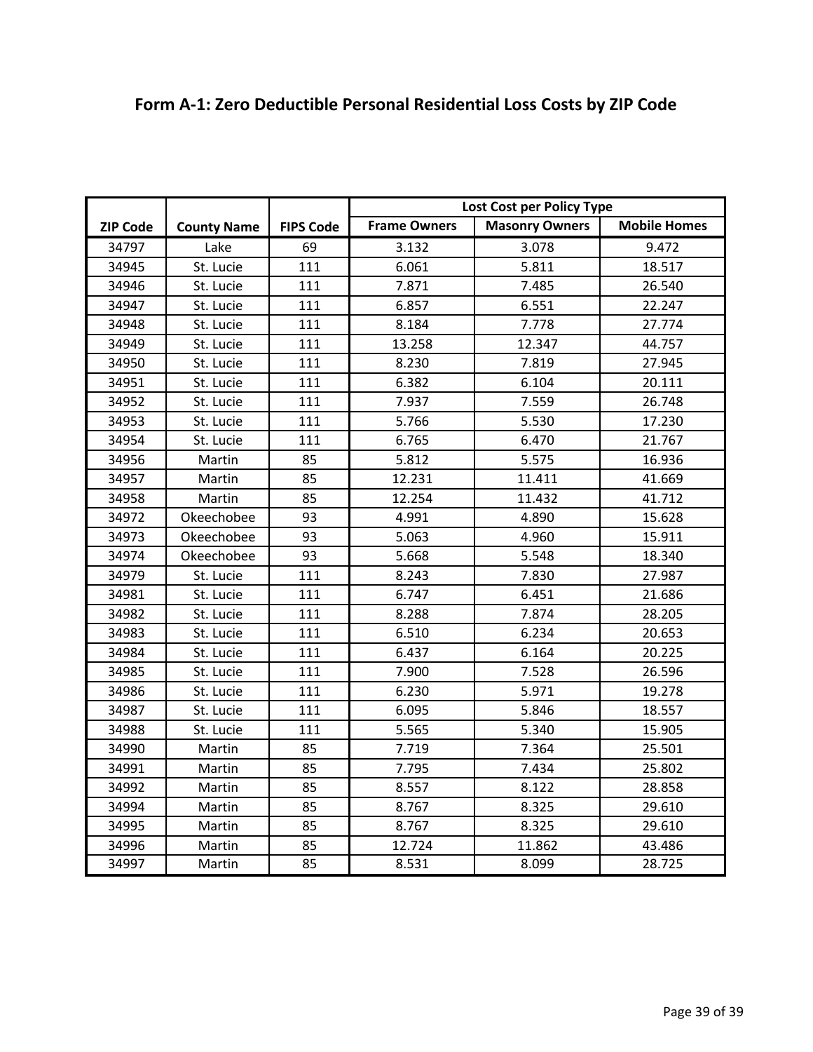## Form A-1: Zero Deductible Personal Residential Loss Costs by ZIP Code

| ZIP Code | County Name | FIPS Code | Lost Cost per Policy Type | | |
|---|---|---|---|---|---|
| | | | Frame Owners | Masonry Owners | Mobile Homes |
| 34797 | Lake | 69 | 3.132 | 3.078 | 9.472 |
| 34945 | St. Lucie | 111 | 6.061 | 5.811 | 18.517 |
| 34946 | St. Lucie | 111 | 7.871 | 7.485 | 26.540 |
| 34947 | St. Lucie | 111 | 6.857 | 6.551 | 22.247 |
| 34948 | St. Lucie | 111 | 8.184 | 7.778 | 27.774 |
| 34949 | St. Lucie | 111 | 13.258 | 12.347 | 44.757 |
| 34950 | St. Lucie | 111 | 8.230 | 7.819 | 27.945 |
| 34951 | St. Lucie | 111 | 6.382 | 6.104 | 20.111 |
| 34952 | St. Lucie | 111 | 7.937 | 7.559 | 26.748 |
| 34953 | St. Lucie | 111 | 5.766 | 5.530 | 17.230 |
| 34954 | St. Lucie | 111 | 6.765 | 6.470 | 21.767 |
| 34956 | Martin | 85 | 5.812 | 5.575 | 16.936 |
| 34957 | Martin | 85 | 12.231 | 11.411 | 41.669 |
| 34958 | Martin | 85 | 12.254 | 11.432 | 41.712 |
| 34972 | Okeechobee | 93 | 4.991 | 4.890 | 15.628 |
| 34973 | Okeechobee | 93 | 5.063 | 4.960 | 15.911 |
| 34974 | Okeechobee | 93 | 5.668 | 5.548 | 18.340 |
| 34979 | St. Lucie | 111 | 8.243 | 7.830 | 27.987 |
| 34981 | St. Lucie | 111 | 6.747 | 6.451 | 21.686 |
| 34982 | St. Lucie | 111 | 8.288 | 7.874 | 28.205 |
| 34983 | St. Lucie | 111 | 6.510 | 6.234 | 20.653 |
| 34984 | St. Lucie | 111 | 6.437 | 6.164 | 20.225 |
| 34985 | St. Lucie | 111 | 7.900 | 7.528 | 26.596 |
| 34986 | St. Lucie | 111 | 6.230 | 5.971 | 19.278 |
| 34987 | St. Lucie | 111 | 6.095 | 5.846 | 18.557 |
| 34988 | St. Lucie | 111 | 5.565 | 5.340 | 15.905 |
| 34990 | Martin | 85 | 7.719 | 7.364 | 25.501 |
| 34991 | Martin | 85 | 7.795 | 7.434 | 25.802 |
| 34992 | Martin | 85 | 8.557 | 8.122 | 28.858 |
| 34994 | Martin | 85 | 8.767 | 8.325 | 29.610 |
| 34995 | Martin | 85 | 8.767 | 8.325 | 29.610 |
| 34996 | Martin | 85 | 12.724 | 11.862 | 43.486 |
| 34997 | Martin | 85 | 8.531 | 8.099 | 28.725 |